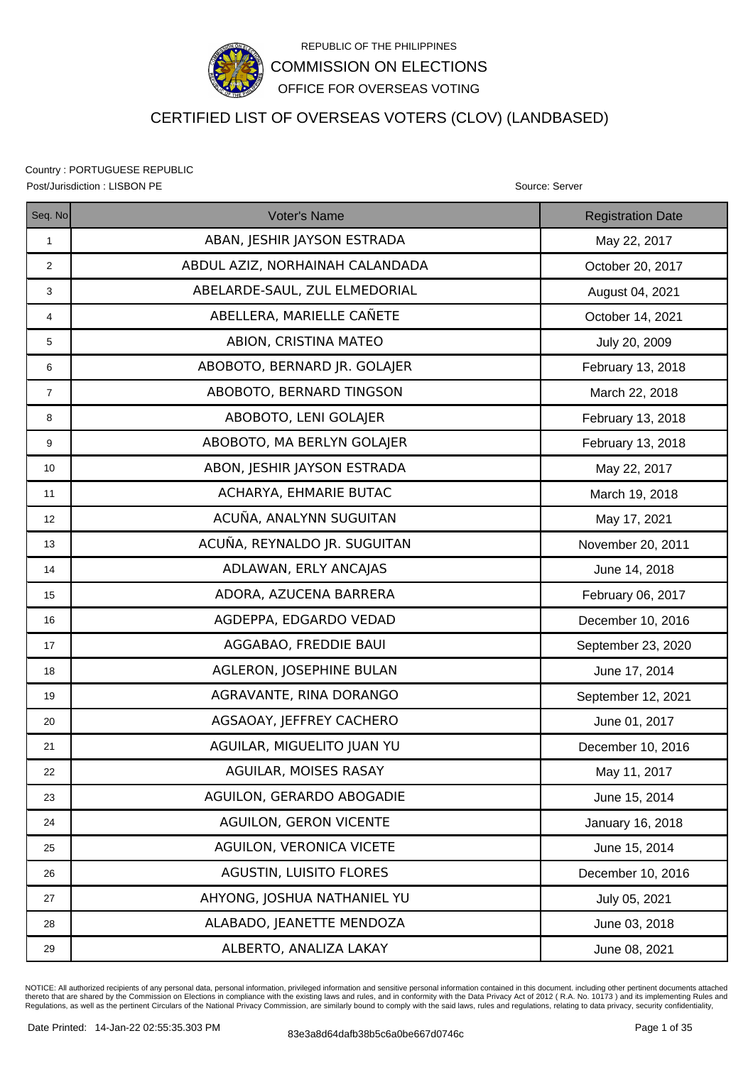REPUBLIC OF THE PHILIPPINES

COMMISSION ON ELECTIONS

OFFICE FOR OVERSEAS VOTING

# CERTIFIED LIST OF OVERSEAS VOTERS (CLOV) (LANDBASED)

Country : PORTUGUESE REPUBLIC

Post/Jurisdiction : LISBON PE

Source: Server

| Seq. No | Voter's Name | Registration Date |
|---|---|---|
| 1 | ABAN, JESHIR JAYSON ESTRADA | May 22, 2017 |
| 2 | ABDUL AZIZ, NORHAINAH CALANDADA | October 20, 2017 |
| 3 | ABELARDE-SAUL, ZUL ELMEDORIAL | August 04, 2021 |
| 4 | ABELLERA, MARIELLE CAÑETE | October 14, 2021 |
| 5 | ABION, CRISTINA MATEO | July 20, 2009 |
| 6 | ABOBOTO, BERNARD JR. GOLAJER | February 13, 2018 |
| 7 | ABOBOTO, BERNARD TINGSON | March 22, 2018 |
| 8 | ABOBOTO, LENI GOLAJER | February 13, 2018 |
| 9 | ABOBOTO, MA BERLYN GOLAJER | February 13, 2018 |
| 10 | ABON, JESHIR JAYSON ESTRADA | May 22, 2017 |
| 11 | ACHARYA, EHMARIE BUTAC | March 19, 2018 |
| 12 | ACUÑA, ANALYNN SUGUITAN | May 17, 2021 |
| 13 | ACUÑA, REYNALDO JR. SUGUITAN | November 20, 2011 |
| 14 | ADLAWAN, ERLY ANCAJAS | June 14, 2018 |
| 15 | ADORA, AZUCENA BARRERA | February 06, 2017 |
| 16 | AGDEPPA, EDGARDO VEDAD | December 10, 2016 |
| 17 | AGGABAO, FREDDIE BAUI | September 23, 2020 |
| 18 | AGLERON, JOSEPHINE BULAN | June 17, 2014 |
| 19 | AGRAVANTE, RINA DORANGO | September 12, 2021 |
| 20 | AGSAOAY, JEFFREY CACHERO | June 01, 2017 |
| 21 | AGUILAR, MIGUELITO JUAN YU | December 10, 2016 |
| 22 | AGUILAR, MOISES RASAY | May 11, 2017 |
| 23 | AGUILON, GERARDO ABOGADIE | June 15, 2014 |
| 24 | AGUILON, GERON VICENTE | January 16, 2018 |
| 25 | AGUILON, VERONICA VICETE | June 15, 2014 |
| 26 | AGUSTIN, LUISITO FLORES | December 10, 2016 |
| 27 | AHYONG, JOSHUA NATHANIEL YU | July 05, 2021 |
| 28 | ALABADO, JEANETTE MENDOZA | June 03, 2018 |
| 29 | ALBERTO, ANALIZA LAKAY | June 08, 2021 |

NOTICE: All authorized recipients of any personal data, personal information, privileged information and sensitive personal information contained in this document. including other pertinent documents attached thereto that are shared by the Commission on Elections in compliance with the existing laws and rules, and in conformity with the Data Privacy Act of 2012 ( R.A. No. 10173 ) and its implementing Rules and Regulations, as well as the pertinent Circulars of the National Privacy Commission, are similarly bound to comply with the said laws, rules and regulations, relating to data privacy, security confidentiality,

Date Printed: 14-Jan-22 02:55:35.303 PM

83e3a8d64dafb38b5c6a0be667d0746c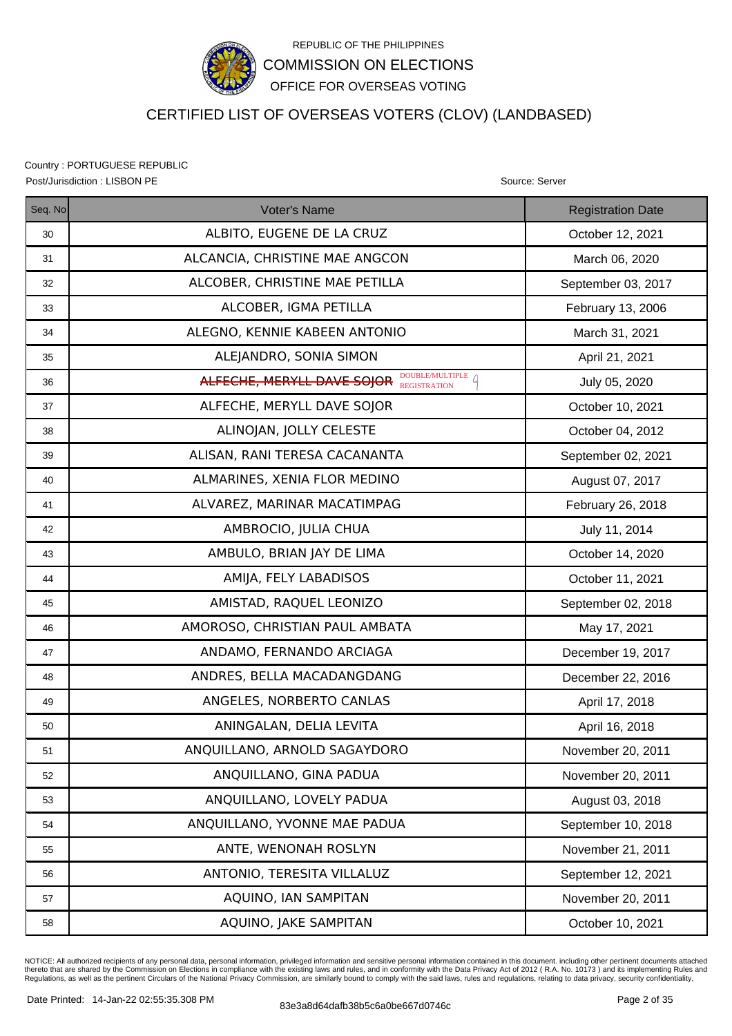REPUBLIC OF THE PHILIPPINES
COMMISSION ON ELECTIONS
OFFICE FOR OVERSEAS VOTING

# CERTIFIED LIST OF OVERSEAS VOTERS (CLOV) (LANDBASED)

Country : PORTUGUESE REPUBLIC
Post/Jurisdiction : LISBON PE

Source: Server

| Seq. No | Voter's Name | Registration Date |
|---|---|---|
| 30 | ALBITO, EUGENE DE LA CRUZ | October 12, 2021 |
| 31 | ALCANCIA, CHRISTINE MAE ANGCON | March 06, 2020 |
| 32 | ALCOBER, CHRISTINE MAE PETILLA | September 03, 2017 |
| 33 | ALCOBER, IGMA PETILLA | February 13, 2006 |
| 34 | ALEGNO, KENNIE KABEEN ANTONIO | March 31, 2021 |
| 35 | ALEJANDRO, SONIA SIMON | April 21, 2021 |
| 36 | ~~ALFECHE, MERYLL DAVE SOJOR~~ DOUBLE/MULTIPLE REGISTRATION | July 05, 2020 |
| 37 | ALFECHE, MERYLL DAVE SOJOR | October 10, 2021 |
| 38 | ALINOJAN, JOLLY CELESTE | October 04, 2012 |
| 39 | ALISAN, RANI TERESA CACANANTA | September 02, 2021 |
| 40 | ALMARINES, XENIA FLOR MEDINO | August 07, 2017 |
| 41 | ALVAREZ, MARINAR MACATIMPAG | February 26, 2018 |
| 42 | AMBROCIO, JULIA CHUA | July 11, 2014 |
| 43 | AMBULO, BRIAN JAY DE LIMA | October 14, 2020 |
| 44 | AMIJA, FELY LABADISOS | October 11, 2021 |
| 45 | AMISTAD, RAQUEL LEONIZO | September 02, 2018 |
| 46 | AMOROSO, CHRISTIAN PAUL AMBATA | May 17, 2021 |
| 47 | ANDAMO, FERNANDO ARCIAGA | December 19, 2017 |
| 48 | ANDRES, BELLA MACADANGDANG | December 22, 2016 |
| 49 | ANGELES, NORBERTO CANLAS | April 17, 2018 |
| 50 | ANINGALAN, DELIA LEVITA | April 16, 2018 |
| 51 | ANQUILLANO, ARNOLD SAGAYDORO | November 20, 2011 |
| 52 | ANQUILLANO, GINA PADUA | November 20, 2011 |
| 53 | ANQUILLANO, LOVELY PADUA | August 03, 2018 |
| 54 | ANQUILLANO, YVONNE MAE PADUA | September 10, 2018 |
| 55 | ANTE, WENONAH ROSLYN | November 21, 2011 |
| 56 | ANTONIO, TERESITA VILLALUZ | September 12, 2021 |
| 57 | AQUINO, IAN SAMPITAN | November 20, 2011 |
| 58 | AQUINO, JAKE SAMPITAN | October 10, 2021 |

NOTICE: All authorized recipients of any personal data, personal information, privileged information and sensitive personal information contained in this document. including other pertinent documents attached thereto that are shared by the Commission on Elections in compliance with the existing laws and rules, and in conformity with the Data Privacy Act of 2012 ( R.A. No. 10173 ) and its implementing Rules and Regulations, as well as the pertinent Circulars of the National Privacy Commission, are similarly bound to comply with the said laws, rules and regulations, relating to data privacy, security confidentiality,

Date Printed: 14-Jan-22 02:55:35.308 PM

83e3a8d64dafb38b5c6a0be667d0746c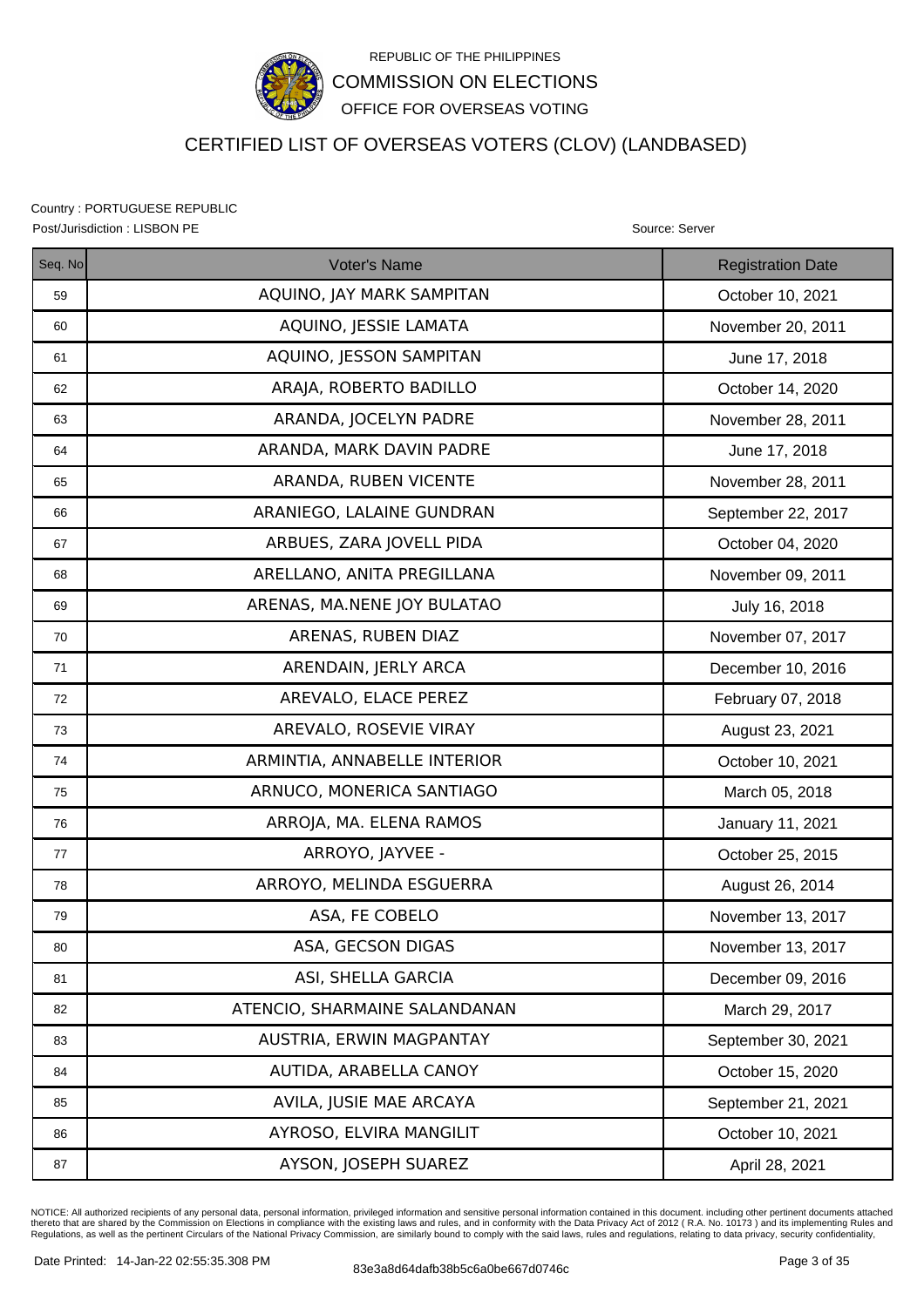REPUBLIC OF THE PHILIPPINES

COMMISSION ON ELECTIONS

OFFICE FOR OVERSEAS VOTING

# CERTIFIED LIST OF OVERSEAS VOTERS (CLOV) (LANDBASED)

Country : PORTUGUESE REPUBLIC

Post/Jurisdiction : LISBON PE

Source: Server

| Seq. No | Voter's Name | Registration Date |
|---|---|---|
| 59 | AQUINO, JAY MARK SAMPITAN | October 10, 2021 |
| 60 | AQUINO, JESSIE LAMATA | November 20, 2011 |
| 61 | AQUINO, JESSON SAMPITAN | June 17, 2018 |
| 62 | ARAJA, ROBERTO BADILLO | October 14, 2020 |
| 63 | ARANDA, JOCELYN PADRE | November 28, 2011 |
| 64 | ARANDA, MARK DAVIN PADRE | June 17, 2018 |
| 65 | ARANDA, RUBEN VICENTE | November 28, 2011 |
| 66 | ARANIEGO, LALAINE GUNDRAN | September 22, 2017 |
| 67 | ARBUES, ZARA JOVELL PIDA | October 04, 2020 |
| 68 | ARELLANO, ANITA PREGILLANA | November 09, 2011 |
| 69 | ARENAS, MA.NENE JOY BULATAO | July 16, 2018 |
| 70 | ARENAS, RUBEN DIAZ | November 07, 2017 |
| 71 | ARENDAIN, JERLY ARCA | December 10, 2016 |
| 72 | AREVALO, ELACE PEREZ | February 07, 2018 |
| 73 | AREVALO, ROSEVIE VIRAY | August 23, 2021 |
| 74 | ARMINTIA, ANNABELLE INTERIOR | October 10, 2021 |
| 75 | ARNUCO, MONERICA SANTIAGO | March 05, 2018 |
| 76 | ARROJA, MA. ELENA RAMOS | January 11, 2021 |
| 77 | ARROYO, JAYVEE - | October 25, 2015 |
| 78 | ARROYO, MELINDA ESGUERRA | August 26, 2014 |
| 79 | ASA, FE COBELO | November 13, 2017 |
| 80 | ASA, GECSON DIGAS | November 13, 2017 |
| 81 | ASI, SHELLA GARCIA | December 09, 2016 |
| 82 | ATENCIO, SHARMAINE SALANDANAN | March 29, 2017 |
| 83 | AUSTRIA, ERWIN MAGPANTAY | September 30, 2021 |
| 84 | AUTIDA, ARABELLA CANOY | October 15, 2020 |
| 85 | AVILA, JUSIE MAE ARCAYA | September 21, 2021 |
| 86 | AYROSO, ELVIRA MANGILIT | October 10, 2021 |
| 87 | AYSON, JOSEPH SUAREZ | April 28, 2021 |

NOTICE: All authorized recipients of any personal data, personal information, privileged information and sensitive personal information contained in this document. including other pertinent documents attached thereto that are shared by the Commission on Elections in compliance with the existing laws and rules, and in conformity with the Data Privacy Act of 2012 ( R.A. No. 10173 ) and its implementing Rules and Regulations, as well as the pertinent Circulars of the National Privacy Commission, are similarly bound to comply with the said laws, rules and regulations, relating to data privacy, security confidentiality,

Date Printed: 14-Jan-22 02:55:35.308 PM

83e3a8d64dafb38b5c6a0be667d0746c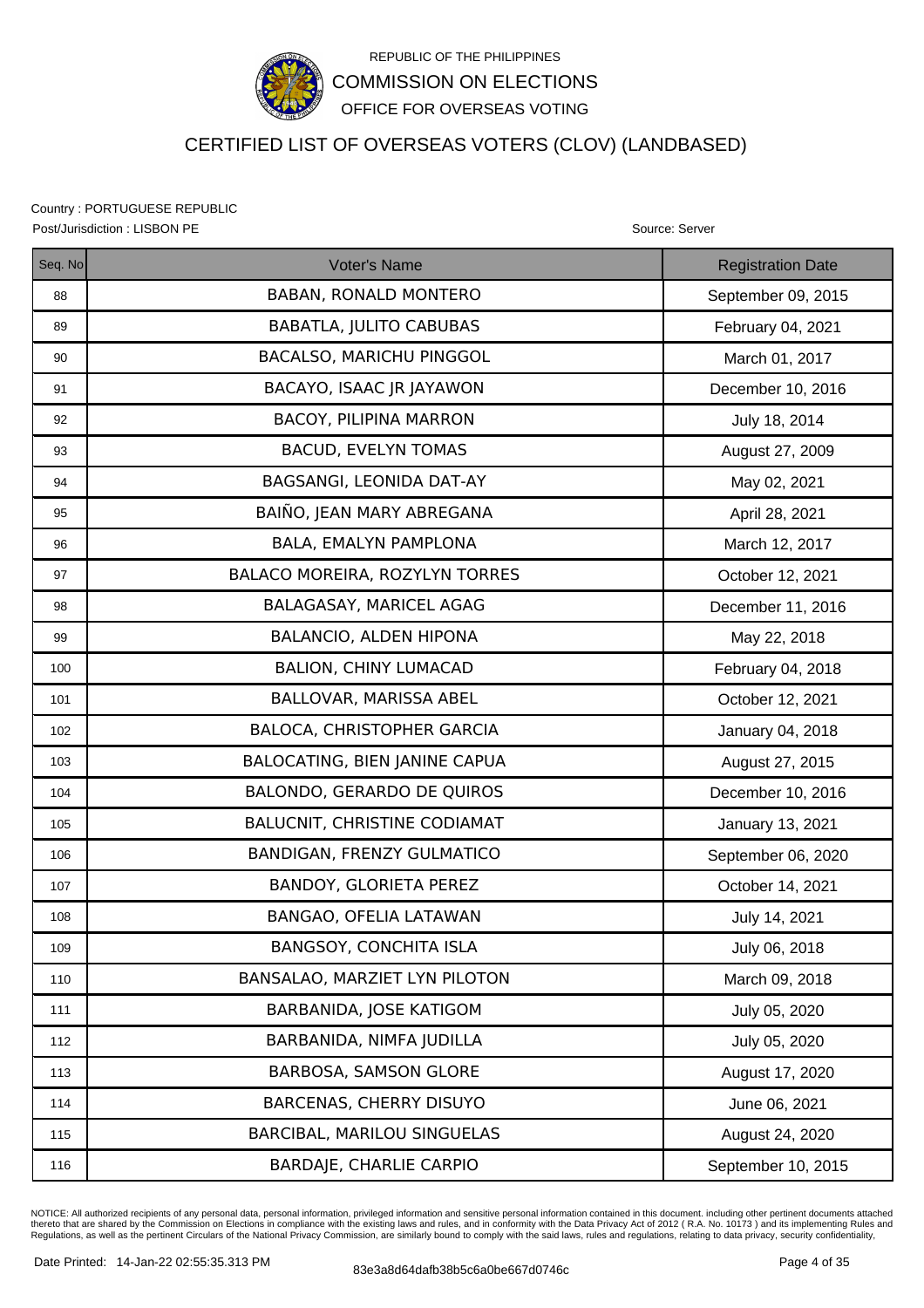REPUBLIC OF THE PHILIPPINES

COMMISSION ON ELECTIONS

OFFICE FOR OVERSEAS VOTING

# CERTIFIED LIST OF OVERSEAS VOTERS (CLOV) (LANDBASED)

Country : PORTUGUESE REPUBLIC

Post/Jurisdiction : LISBON PE

Source: Server

| Seq. No | Voter's Name | Registration Date |
|---|---|---|
| 88 | BABAN, RONALD MONTERO | September 09, 2015 |
| 89 | BABATLA, JULITO CABUBAS | February 04, 2021 |
| 90 | BACALSO, MARICHU PINGGOL | March 01, 2017 |
| 91 | BACAYO, ISAAC JR JAYAWON | December 10, 2016 |
| 92 | BACOY, PILIPINA MARRON | July 18, 2014 |
| 93 | BACUD, EVELYN TOMAS | August 27, 2009 |
| 94 | BAGSANGI, LEONIDA DAT-AY | May 02, 2021 |
| 95 | BAIÑO, JEAN MARY ABREGANA | April 28, 2021 |
| 96 | BALA, EMALYN PAMPLONA | March 12, 2017 |
| 97 | BALACO MOREIRA, ROZYLYN TORRES | October 12, 2021 |
| 98 | BALAGASAY, MARICEL AGAG | December 11, 2016 |
| 99 | BALANCIO, ALDEN HIPONA | May 22, 2018 |
| 100 | BALION, CHINY LUMACAD | February 04, 2018 |
| 101 | BALLOVAR, MARISSA ABEL | October 12, 2021 |
| 102 | BALOCA, CHRISTOPHER GARCIA | January 04, 2018 |
| 103 | BALOCATING, BIEN JANINE CAPUA | August 27, 2015 |
| 104 | BALONDO, GERARDO DE QUIROS | December 10, 2016 |
| 105 | BALUCNIT, CHRISTINE CODIAMAT | January 13, 2021 |
| 106 | BANDIGAN, FRENZY GULMATICO | September 06, 2020 |
| 107 | BANDOY, GLORIETA PEREZ | October 14, 2021 |
| 108 | BANGAO, OFELIA LATAWAN | July 14, 2021 |
| 109 | BANGSOY, CONCHITA ISLA | July 06, 2018 |
| 110 | BANSALAO, MARZIET LYN PILOTON | March 09, 2018 |
| 111 | BARBANIDA, JOSE KATIGOM | July 05, 2020 |
| 112 | BARBANIDA, NIMFA JUDILLA | July 05, 2020 |
| 113 | BARBOSA, SAMSON GLORE | August 17, 2020 |
| 114 | BARCENAS, CHERRY DISUYO | June 06, 2021 |
| 115 | BARCIBAL, MARILOU SINGUELAS | August 24, 2020 |
| 116 | BARDAJE, CHARLIE CARPIO | September 10, 2015 |

NOTICE: All authorized recipients of any personal data, personal information, privileged information and sensitive personal information contained in this document. including other pertinent documents attached thereto that are shared by the Commission on Elections in compliance with the existing laws and rules, and in conformity with the Data Privacy Act of 2012 ( R.A. No. 10173 ) and its implementing Rules and Regulations, as well as the pertinent Circulars of the National Privacy Commission, are similarly bound to comply with the said laws, rules and regulations, relating to data privacy, security confidentiality,

Date Printed: 14-Jan-22 02:55:35.313 PM

83e3a8d64dafb38b5c6a0be667d0746c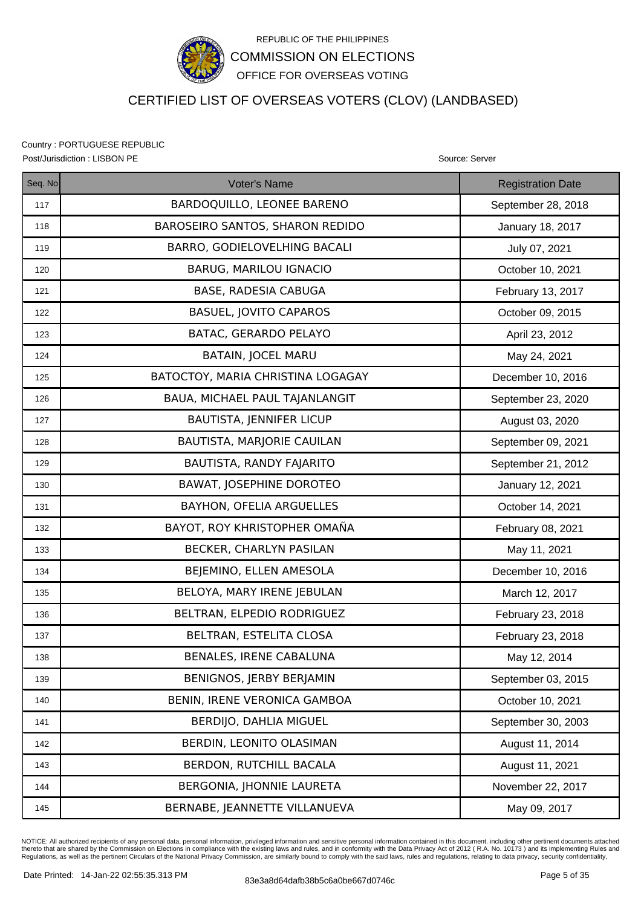REPUBLIC OF THE PHILIPPINES

COMMISSION ON ELECTIONS

OFFICE FOR OVERSEAS VOTING

# CERTIFIED LIST OF OVERSEAS VOTERS (CLOV) (LANDBASED)

Country : PORTUGUESE REPUBLIC

Post/Jurisdiction : LISBON PE

Source: Server

| Seq. No | Voter's Name | Registration Date |
|---|---|---|
| 117 | BARDOQUILLO, LEONEE BARENO | September 28, 2018 |
| 118 | BAROSEIRO SANTOS, SHARON REDIDO | January 18, 2017 |
| 119 | BARRO, GODIELOVELHING BACALI | July 07, 2021 |
| 120 | BARUG, MARILOU IGNACIO | October 10, 2021 |
| 121 | BASE, RADESIA CABUGA | February 13, 2017 |
| 122 | BASUEL, JOVITO CAPAROS | October 09, 2015 |
| 123 | BATAC, GERARDO PELAYO | April 23, 2012 |
| 124 | BATAIN, JOCEL MARU | May 24, 2021 |
| 125 | BATOCTOY, MARIA CHRISTINA LOGAGAY | December 10, 2016 |
| 126 | BAUA, MICHAEL PAUL TAJANLANGIT | September 23, 2020 |
| 127 | BAUTISTA, JENNIFER LICUP | August 03, 2020 |
| 128 | BAUTISTA, MARJORIE CAUILAN | September 09, 2021 |
| 129 | BAUTISTA, RANDY FAJARITO | September 21, 2012 |
| 130 | BAWAT, JOSEPHINE DOROTEO | January 12, 2021 |
| 131 | BAYHON, OFELIA ARGUELLES | October 14, 2021 |
| 132 | BAYOT, ROY KHRISTOPHER OMAÑA | February 08, 2021 |
| 133 | BECKER, CHARLYN PASILAN | May 11, 2021 |
| 134 | BEJEMINO, ELLEN AMESOLA | December 10, 2016 |
| 135 | BELOYA, MARY IRENE JEBULAN | March 12, 2017 |
| 136 | BELTRAN, ELPEDIO RODRIGUEZ | February 23, 2018 |
| 137 | BELTRAN, ESTELITA CLOSA | February 23, 2018 |
| 138 | BENALES, IRENE CABALUNA | May 12, 2014 |
| 139 | BENIGNOS, JERBY BERJAMIN | September 03, 2015 |
| 140 | BENIN, IRENE VERONICA GAMBOA | October 10, 2021 |
| 141 | BERDIJO, DAHLIA MIGUEL | September 30, 2003 |
| 142 | BERDIN, LEONITO OLASIMAN | August 11, 2014 |
| 143 | BERDON, RUTCHILL BACALA | August 11, 2021 |
| 144 | BERGONIA, JHONNIE LAURETA | November 22, 2017 |
| 145 | BERNABE, JEANNETTE VILLANUEVA | May 09, 2017 |

NOTICE: All authorized recipients of any personal data, personal information, privileged information and sensitive personal information contained in this document. including other pertinent documents attached thereto that are shared by the Commission on Elections in compliance with the existing laws and rules, and in conformity with the Data Privacy Act of 2012 ( R.A. No. 10173 ) and its implementing Rules and Regulations, as well as the pertinent Circulars of the National Privacy Commission, are similarly bound to comply with the said laws, rules and regulations, relating to data privacy, security confidentiality,

Date Printed: 14-Jan-22 02:55:35.313 PM

83e3a8d64dafb38b5c6a0be667d0746c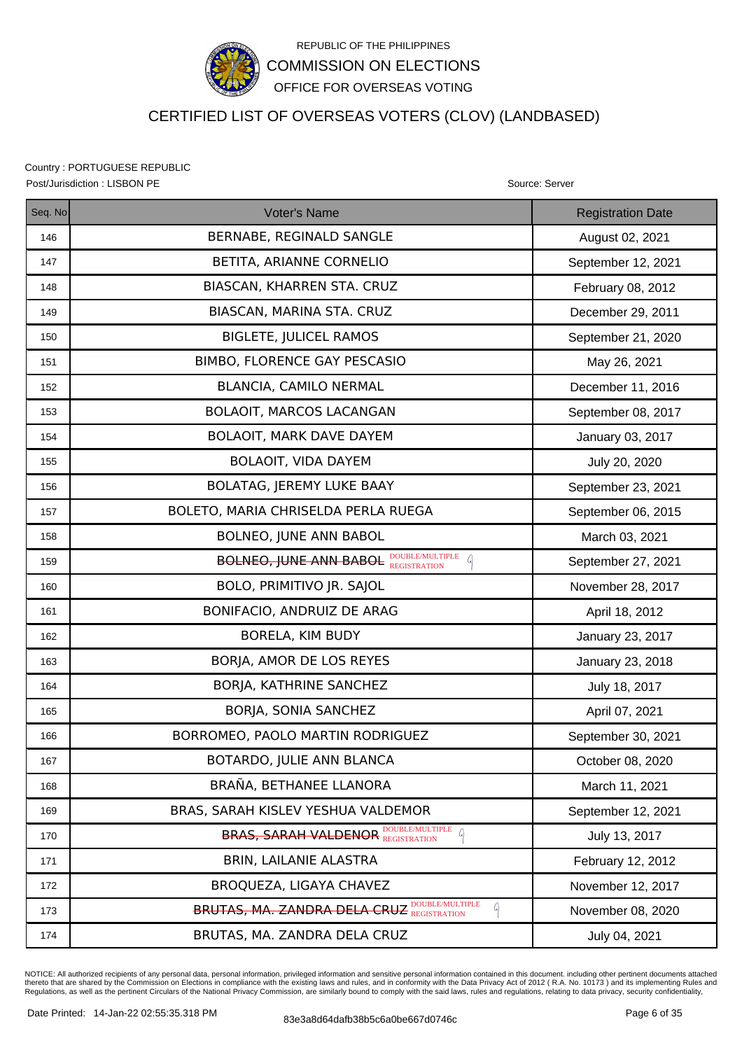REPUBLIC OF THE PHILIPPINES

COMMISSION ON ELECTIONS

OFFICE FOR OVERSEAS VOTING

# CERTIFIED LIST OF OVERSEAS VOTERS (CLOV) (LANDBASED)

Country : PORTUGUESE REPUBLIC

Post/Jurisdiction : LISBON PE

Source: Server

| Seq. No | Voter's Name | Registration Date |
|---|---|---|
| 146 | BERNABE, REGINALD SANGLE | August 02, 2021 |
| 147 | BETITA, ARIANNE CORNELIO | September 12, 2021 |
| 148 | BIASCAN, KHARREN STA. CRUZ | February 08, 2012 |
| 149 | BIASCAN, MARINA STA. CRUZ | December 29, 2011 |
| 150 | BIGLETE, JULICEL RAMOS | September 21, 2020 |
| 151 | BIMBO, FLORENCE GAY PESCASIO | May 26, 2021 |
| 152 | BLANCIA, CAMILO NERMAL | December 11, 2016 |
| 153 | BOLAOIT, MARCOS LACANGAN | September 08, 2017 |
| 154 | BOLAOIT, MARK DAVE DAYEM | January 03, 2017 |
| 155 | BOLAOIT, VIDA DAYEM | July 20, 2020 |
| 156 | BOLATAG, JEREMY LUKE BAAY | September 23, 2021 |
| 157 | BOLETO, MARIA CHRISELDA PERLA RUEGA | September 06, 2015 |
| 158 | BOLNEO, JUNE ANN BABOL | March 03, 2021 |
| 159 | ~~BOLNEO, JUNE ANN BABOL~~ DOUBLE/MULTIPLE REGISTRATION | September 27, 2021 |
| 160 | BOLO, PRIMITIVO JR. SAJOL | November 28, 2017 |
| 161 | BONIFACIO, ANDRUIZ DE ARAG | April 18, 2012 |
| 162 | BORELA, KIM BUDY | January 23, 2017 |
| 163 | BORJA, AMOR DE LOS REYES | January 23, 2018 |
| 164 | BORJA, KATHRINE SANCHEZ | July 18, 2017 |
| 165 | BORJA, SONIA SANCHEZ | April 07, 2021 |
| 166 | BORROMEO, PAOLO MARTIN RODRIGUEZ | September 30, 2021 |
| 167 | BOTARDO, JULIE ANN BLANCA | October 08, 2020 |
| 168 | BRAÑA, BETHANEE LLANORA | March 11, 2021 |
| 169 | BRAS, SARAH KISLEV YESHUA VALDEMOR | September 12, 2021 |
| 170 | ~~BRAS, SARAH VALDEMOR~~ DOUBLE/MULTIPLE REGISTRATION | July 13, 2017 |
| 171 | BRIN, LAILANIE ALASTRA | February 12, 2012 |
| 172 | BROQUEZA, LIGAYA CHAVEZ | November 12, 2017 |
| 173 | ~~BRUTAS, MA. ZANDRA DELA CRUZ~~ DOUBLE/MULTIPLE REGISTRATION | November 08, 2020 |
| 174 | BRUTAS, MA. ZANDRA DELA CRUZ | July 04, 2021 |

NOTICE: All authorized recipients of any personal data, personal information, privileged information and sensitive personal information contained in this document. including other pertinent documents attached thereto that are shared by the Commission on Elections in compliance with the existing laws and rules, and in conformity with the Data Privacy Act of 2012 ( R.A. No. 10173 ) and its implementing Rules and Regulations, as well as the pertinent Circulars of the National Privacy Commission, are similarly bound to comply with the said laws, rules and regulations, relating to data privacy, security confidentiality,

Date Printed: 14-Jan-22 02:55:35.318 PM

83e3a8d64dafb38b5c6a0be667d0746c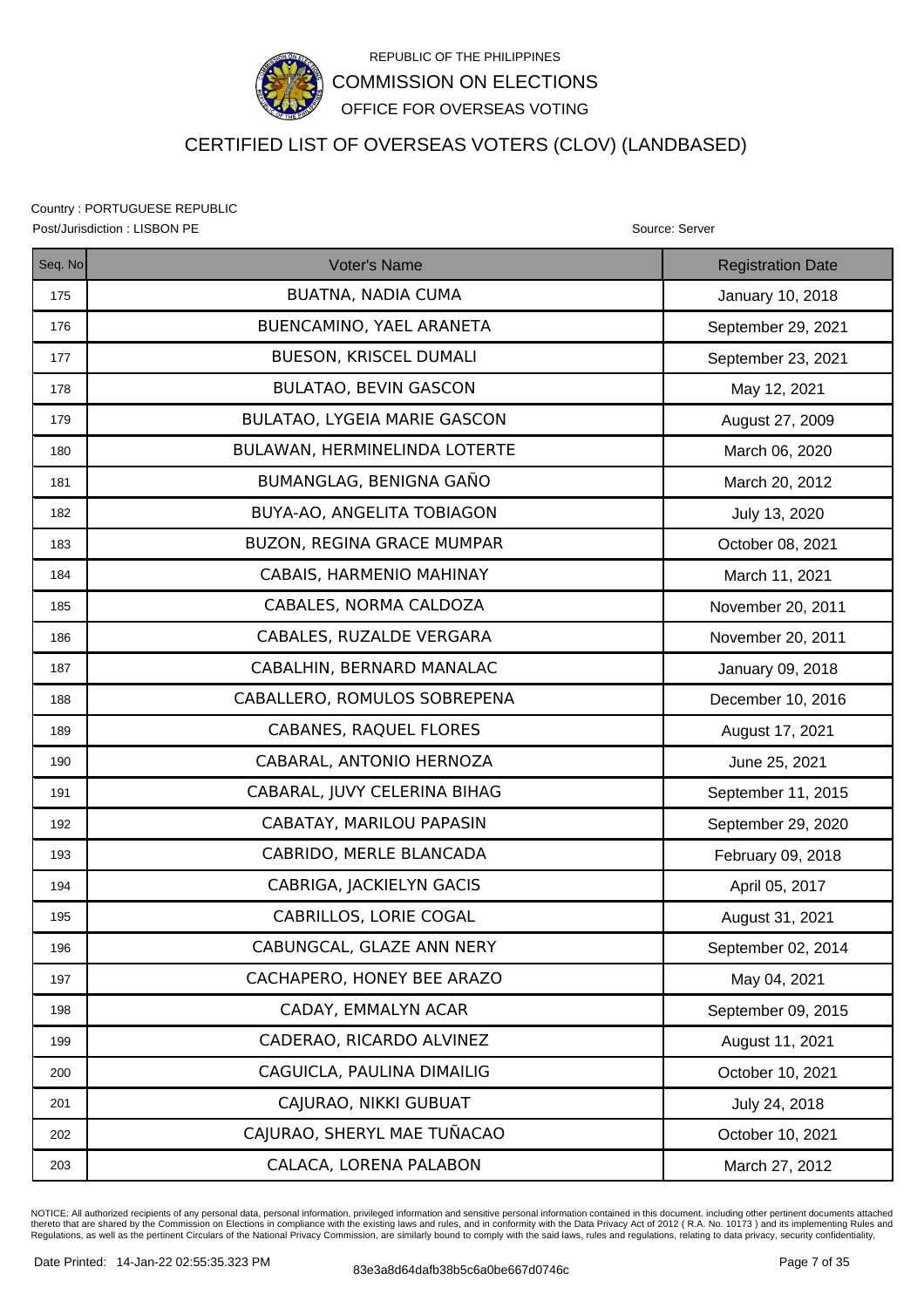REPUBLIC OF THE PHILIPPINES

COMMISSION ON ELECTIONS

OFFICE FOR OVERSEAS VOTING

# CERTIFIED LIST OF OVERSEAS VOTERS (CLOV) (LANDBASED)

Country : PORTUGUESE REPUBLIC

Post/Jurisdiction : LISBON PE

Source: Server

| Seq. No | Voter's Name | Registration Date |
|---|---|---|
| 175 | BUATNA, NADIA CUMA | January 10, 2018 |
| 176 | BUENCAMINO, YAEL ARANETA | September 29, 2021 |
| 177 | BUESON, KRISCEL DUMALI | September 23, 2021 |
| 178 | BULATAO, BEVIN GASCON | May 12, 2021 |
| 179 | BULATAO, LYGEIA MARIE GASCON | August 27, 2009 |
| 180 | BULAWAN, HERMINELINDA LOTERTE | March 06, 2020 |
| 181 | BUMANGLAG, BENIGNA GAÑO | March 20, 2012 |
| 182 | BUYA-AO, ANGELITA TOBIAGON | July 13, 2020 |
| 183 | BUZON, REGINA GRACE MUMPAR | October 08, 2021 |
| 184 | CABAIS, HARMENIO MAHINAY | March 11, 2021 |
| 185 | CABALES, NORMA CALDOZA | November 20, 2011 |
| 186 | CABALES, RUZALDE VERGARA | November 20, 2011 |
| 187 | CABALHIN, BERNARD MANALAC | January 09, 2018 |
| 188 | CABALLERO, ROMULOS SOBREPENA | December 10, 2016 |
| 189 | CABANES, RAQUEL FLORES | August 17, 2021 |
| 190 | CABARAL, ANTONIO HERNOZA | June 25, 2021 |
| 191 | CABARAL, JUVY CELERINA BIHAG | September 11, 2015 |
| 192 | CABATAY, MARILOU PAPASIN | September 29, 2020 |
| 193 | CABRIDO, MERLE BLANCADA | February 09, 2018 |
| 194 | CABRIGA, JACKIELYN GACIS | April 05, 2017 |
| 195 | CABRILLOS, LORIE COGAL | August 31, 2021 |
| 196 | CABUNGCAL, GLAZE ANN NERY | September 02, 2014 |
| 197 | CACHAPERO, HONEY BEE ARAZO | May 04, 2021 |
| 198 | CADAY, EMMALYN ACAR | September 09, 2015 |
| 199 | CADERAO, RICARDO ALVINEZ | August 11, 2021 |
| 200 | CAGUICLA, PAULINA DIMAILIG | October 10, 2021 |
| 201 | CAJURAO, NIKKI GUBUAT | July 24, 2018 |
| 202 | CAJURAO, SHERYL MAE TUÑACAO | October 10, 2021 |
| 203 | CALACA, LORENA PALABON | March 27, 2012 |

NOTICE: All authorized recipients of any personal data, personal information, privileged information and sensitive personal information contained in this document. including other pertinent documents attached thereto that are shared by the Commission on Elections in compliance with the existing laws and rules, and in conformity with the Data Privacy Act of 2012 ( R.A. No. 10173 ) and its implementing Rules and Regulations, as well as the pertinent Circulars of the National Privacy Commission, are similarly bound to comply with the said laws, rules and regulations, relating to data privacy, security confidentiality,

Date Printed: 14-Jan-22 02:55:35.323 PM

83e3a8d64dafb38b5c6a0be667d0746c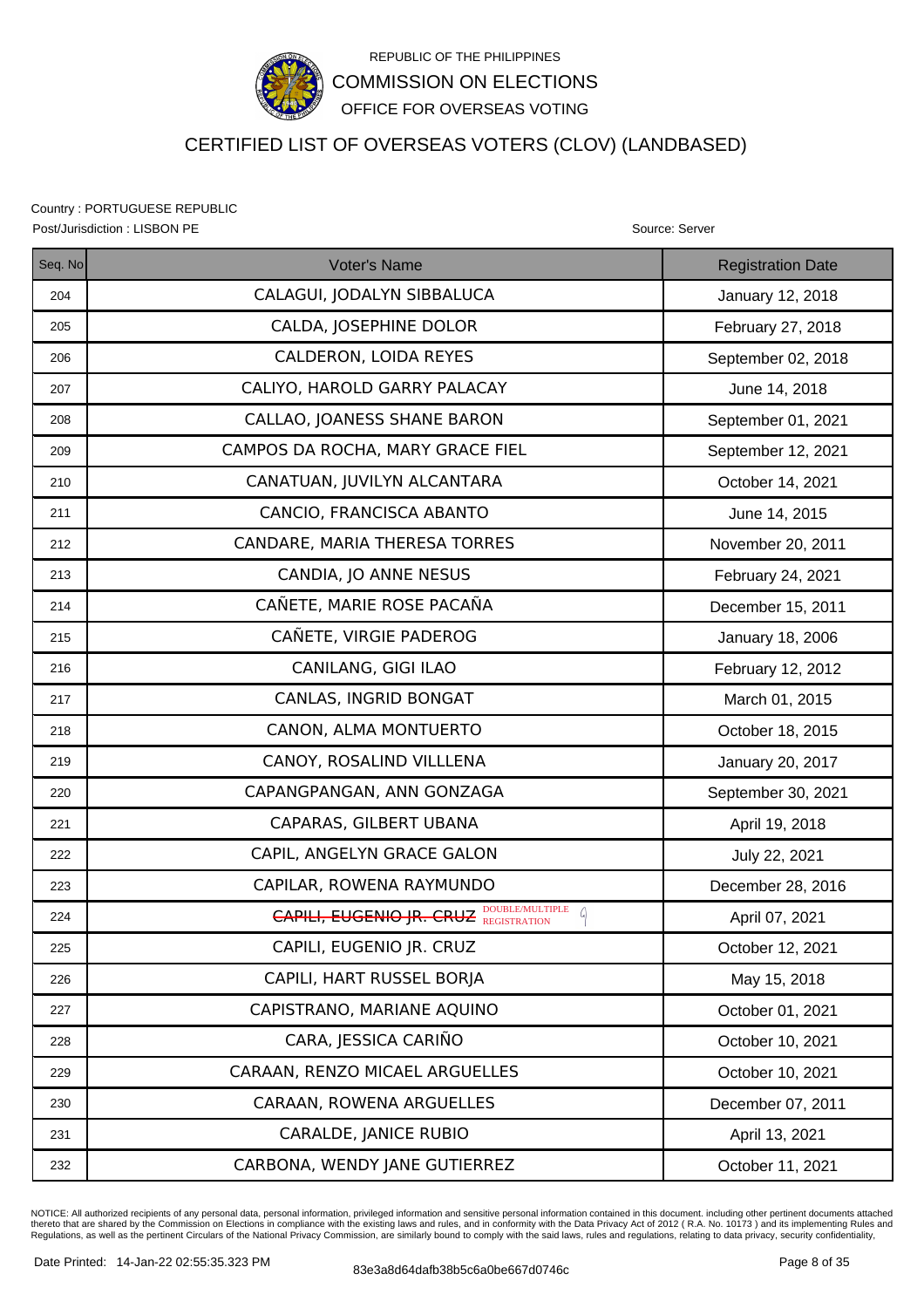REPUBLIC OF THE PHILIPPINES

COMMISSION ON ELECTIONS

OFFICE FOR OVERSEAS VOTING

# CERTIFIED LIST OF OVERSEAS VOTERS (CLOV) (LANDBASED)

Country : PORTUGUESE REPUBLIC

Post/Jurisdiction : LISBON PE

Source: Server

| Seq. No | Voter's Name | Registration Date |
|---|---|---|
| 204 | CALAGUI, JODALYN SIBBALUCA | January 12, 2018 |
| 205 | CALDA, JOSEPHINE DOLOR | February 27, 2018 |
| 206 | CALDERON, LOIDA REYES | September 02, 2018 |
| 207 | CALIYO, HAROLD GARRY PALACAY | June 14, 2018 |
| 208 | CALLAO, JOANESS SHANE BARON | September 01, 2021 |
| 209 | CAMPOS DA ROCHA, MARY GRACE FIEL | September 12, 2021 |
| 210 | CANATUAN, JUVILYN ALCANTARA | October 14, 2021 |
| 211 | CANCIO, FRANCISCA ABANTO | June 14, 2015 |
| 212 | CANDARE, MARIA THERESA TORRES | November 20, 2011 |
| 213 | CANDIA, JO ANNE NESUS | February 24, 2021 |
| 214 | CAÑETE, MARIE ROSE PACAÑA | December 15, 2011 |
| 215 | CAÑETE, VIRGIE PADEROG | January 18, 2006 |
| 216 | CANILANG, GIGI ILAO | February 12, 2012 |
| 217 | CANLAS, INGRID BONGAT | March 01, 2015 |
| 218 | CANON, ALMA MONTUERTO | October 18, 2015 |
| 219 | CANOY, ROSALIND VILLLENA | January 20, 2017 |
| 220 | CAPANGPANGAN, ANN GONZAGA | September 30, 2021 |
| 221 | CAPARAS, GILBERT UBANA | April 19, 2018 |
| 222 | CAPIL, ANGELYN GRACE GALON | July 22, 2021 |
| 223 | CAPILAR, ROWENA RAYMUNDO | December 28, 2016 |
| 224 | ~~CAPILI, EUGENIO JR. CRUZ~~ DOUBLE/MULTIPLE REGISTRATION | April 07, 2021 |
| 225 | CAPILI, EUGENIO JR. CRUZ | October 12, 2021 |
| 226 | CAPILI, HART RUSSEL BORJA | May 15, 2018 |
| 227 | CAPISTRANO, MARIANE AQUINO | October 01, 2021 |
| 228 | CARA, JESSICA CARIÑO | October 10, 2021 |
| 229 | CARAAN, RENZO MICAEL ARGUELLES | October 10, 2021 |
| 230 | CARAAN, ROWENA ARGUELLES | December 07, 2011 |
| 231 | CARALDE, JANICE RUBIO | April 13, 2021 |
| 232 | CARBONA, WENDY JANE GUTIERREZ | October 11, 2021 |

NOTICE: All authorized recipients of any personal data, personal information, privileged information and sensitive personal information contained in this document. including other pertinent documents attached thereto that are shared by the Commission on Elections in compliance with the existing laws and rules, and in conformity with the Data Privacy Act of 2012 ( R.A. No. 10173 ) and its implementing Rules and Regulations, as well as the pertinent Circulars of the National Privacy Commission, are similarly bound to comply with the said laws, rules and regulations, relating to data privacy, security confidentiality,

Date Printed: 14-Jan-22 02:55:35.323 PM

83e3a8d64dafb38b5c6a0be667d0746c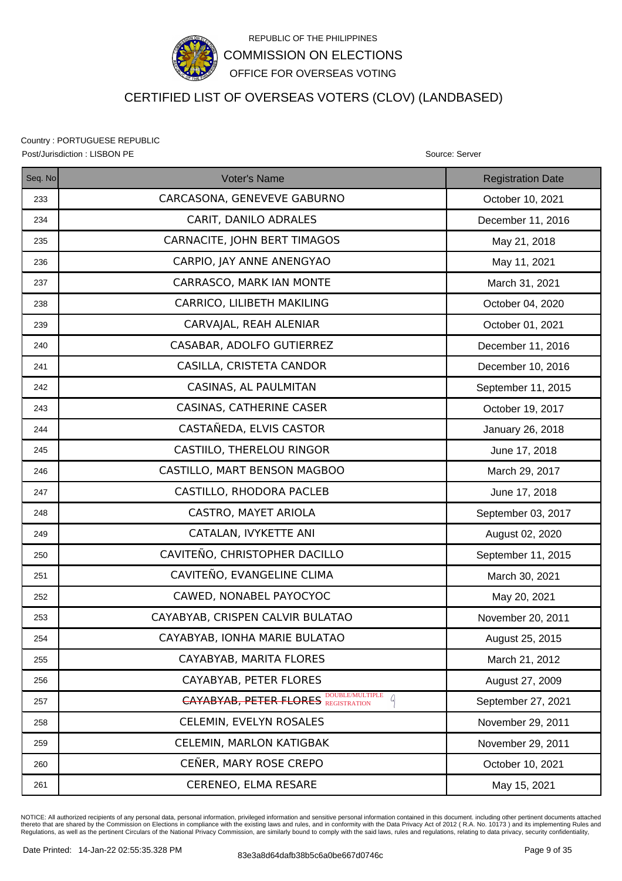REPUBLIC OF THE PHILIPPINES

COMMISSION ON ELECTIONS

OFFICE FOR OVERSEAS VOTING

# CERTIFIED LIST OF OVERSEAS VOTERS (CLOV) (LANDBASED)

Country : PORTUGUESE REPUBLIC

Post/Jurisdiction : LISBON PE

Source: Server

| Seq. No | Voter's Name | Registration Date |
|---|---|---|
| 233 | CARCASONA, GENEVEVE GABURNO | October 10, 2021 |
| 234 | CARIT, DANILO ADRALES | December 11, 2016 |
| 235 | CARNACITE, JOHN BERT TIMAGOS | May 21, 2018 |
| 236 | CARPIO, JAY ANNE ANENGYAO | May 11, 2021 |
| 237 | CARRASCO, MARK IAN MONTE | March 31, 2021 |
| 238 | CARRICO, LILIBETH MAKILING | October 04, 2020 |
| 239 | CARVAJAL, REAH ALENIAR | October 01, 2021 |
| 240 | CASABAR, ADOLFO GUTIERREZ | December 11, 2016 |
| 241 | CASILLA, CRISTETA CANDOR | December 10, 2016 |
| 242 | CASINAS, AL PAULMITAN | September 11, 2015 |
| 243 | CASINAS, CATHERINE CASER | October 19, 2017 |
| 244 | CASTAÑEDA, ELVIS CASTOR | January 26, 2018 |
| 245 | CASTIILO, THERELOU RINGOR | June 17, 2018 |
| 246 | CASTILLO, MART BENSON MAGBOO | March 29, 2017 |
| 247 | CASTILLO, RHODORA PACLEB | June 17, 2018 |
| 248 | CASTRO, MAYET ARIOLA | September 03, 2017 |
| 249 | CATALAN, IVYKETTE ANI | August 02, 2020 |
| 250 | CAVITEÑO, CHRISTOPHER DACILLO | September 11, 2015 |
| 251 | CAVITEÑO, EVANGELINE CLIMA | March 30, 2021 |
| 252 | CAWED, NONABEL PAYOCYOC | May 20, 2021 |
| 253 | CAYABYAB, CRISPEN CALVIR BULATAO | November 20, 2011 |
| 254 | CAYABYAB, IONHA MARIE BULATAO | August 25, 2015 |
| 255 | CAYABYAB, MARITA FLORES | March 21, 2012 |
| 256 | CAYABYAB, PETER FLORES | August 27, 2009 |
| 257 | ~~CAYABYAB, PETER FLORES~~ DOUBLE/MULTIPLE REGISTRATION | September 27, 2021 |
| 258 | CELEMIN, EVELYN ROSALES | November 29, 2011 |
| 259 | CELEMIN, MARLON KATIGBAK | November 29, 2011 |
| 260 | CEÑER, MARY ROSE CREPO | October 10, 2021 |
| 261 | CERENEO, ELMA RESARE | May 15, 2021 |

NOTICE: All authorized recipients of any personal data, personal information, privileged information and sensitive personal information contained in this document. including other pertinent documents attached thereto that are shared by the Commission on Elections in compliance with the existing laws and rules, and in conformity with the Data Privacy Act of 2012 ( R.A. No. 10173 ) and its implementing Rules and Regulations, as well as the pertinent Circulars of the National Privacy Commission, are similarly bound to comply with the said laws, rules and regulations, relating to data privacy, security confidentiality,

Date Printed: 14-Jan-22 02:55:35.328 PM

83e3a8d64dafb38b5c6a0be667d0746c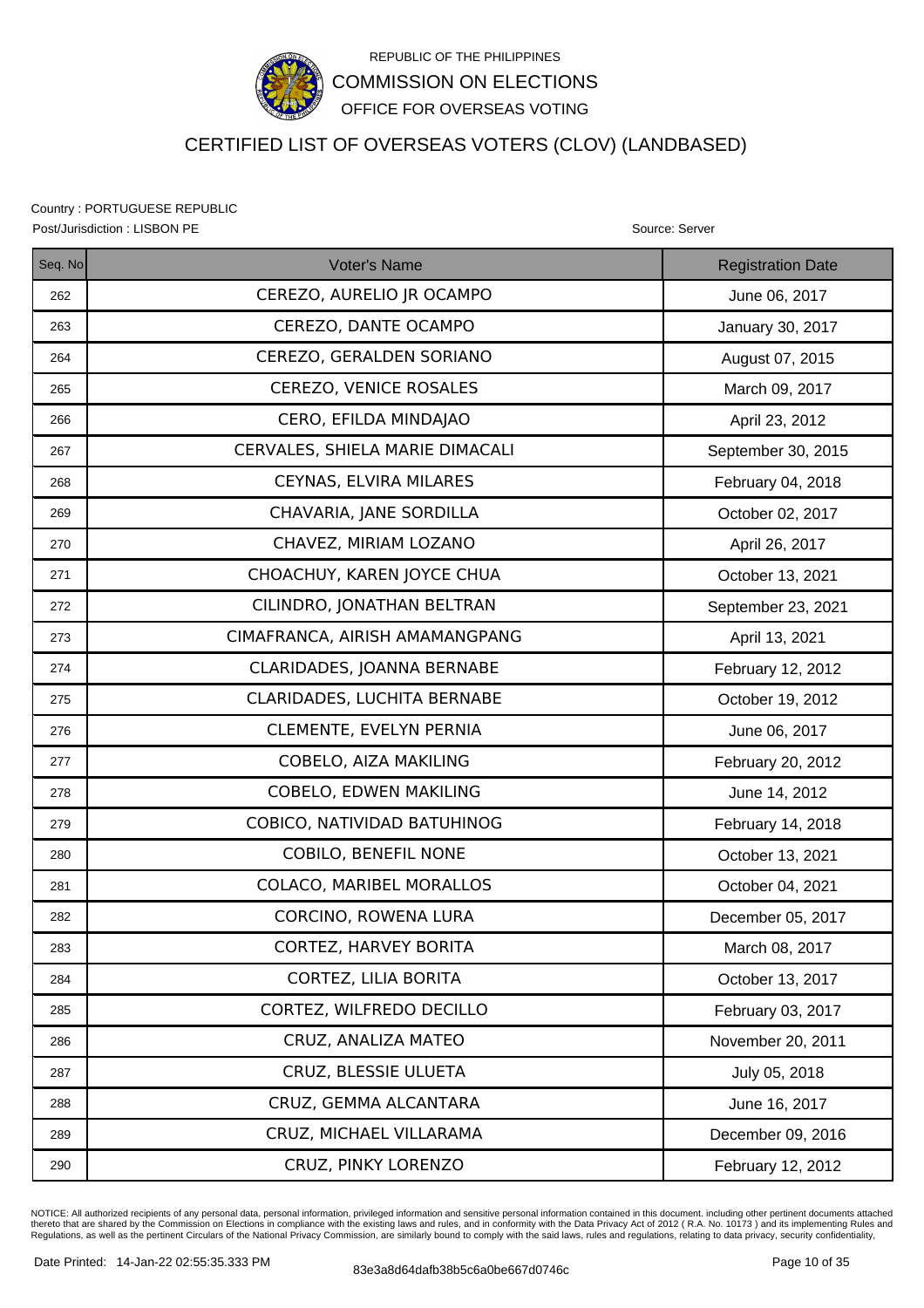REPUBLIC OF THE PHILIPPINES

COMMISSION ON ELECTIONS

OFFICE FOR OVERSEAS VOTING

# CERTIFIED LIST OF OVERSEAS VOTERS (CLOV) (LANDBASED)

Country : PORTUGUESE REPUBLIC

Post/Jurisdiction : LISBON PE

Source: Server

| Seq. No | Voter's Name | Registration Date |
|---|---|---|
| 262 | CEREZO, AURELIO JR OCAMPO | June 06, 2017 |
| 263 | CEREZO, DANTE OCAMPO | January 30, 2017 |
| 264 | CEREZO, GERALDEN SORIANO | August 07, 2015 |
| 265 | CEREZO, VENICE ROSALES | March 09, 2017 |
| 266 | CERO, EFILDA MINDAJAO | April 23, 2012 |
| 267 | CERVALES, SHIELA MARIE DIMACALI | September 30, 2015 |
| 268 | CEYNAS, ELVIRA MILARES | February 04, 2018 |
| 269 | CHAVARIA, JANE SORDILLA | October 02, 2017 |
| 270 | CHAVEZ, MIRIAM LOZANO | April 26, 2017 |
| 271 | CHOACHUY, KAREN JOYCE CHUA | October 13, 2021 |
| 272 | CILINDRO, JONATHAN BELTRAN | September 23, 2021 |
| 273 | CIMAFRANCA, AIRISH AMAMANGPANG | April 13, 2021 |
| 274 | CLARIDADES, JOANNA BERNABE | February 12, 2012 |
| 275 | CLARIDADES, LUCHITA BERNABE | October 19, 2012 |
| 276 | CLEMENTE, EVELYN PERNIA | June 06, 2017 |
| 277 | COBELO, AIZA MAKILING | February 20, 2012 |
| 278 | COBELO, EDWEN MAKILING | June 14, 2012 |
| 279 | COBICO, NATIVIDAD BATUHINOG | February 14, 2018 |
| 280 | COBILO, BENEFIL NONE | October 13, 2021 |
| 281 | COLACO, MARIBEL MORALLOS | October 04, 2021 |
| 282 | CORCINO, ROWENA LURA | December 05, 2017 |
| 283 | CORTEZ, HARVEY BORITA | March 08, 2017 |
| 284 | CORTEZ, LILIA BORITA | October 13, 2017 |
| 285 | CORTEZ, WILFREDO DECILLO | February 03, 2017 |
| 286 | CRUZ, ANALIZA MATEO | November 20, 2011 |
| 287 | CRUZ, BLESSIE ULUETA | July 05, 2018 |
| 288 | CRUZ, GEMMA ALCANTARA | June 16, 2017 |
| 289 | CRUZ, MICHAEL VILLARAMA | December 09, 2016 |
| 290 | CRUZ, PINKY LORENZO | February 12, 2012 |

NOTICE: All authorized recipients of any personal data, personal information, privileged information and sensitive personal information contained in this document. including other pertinent documents attached thereto that are shared by the Commission on Elections in compliance with the existing laws and rules, and in conformity with the Data Privacy Act of 2012 ( R.A. No. 10173 ) and its implementing Rules and Regulations, as well as the pertinent Circulars of the National Privacy Commission, are similarly bound to comply with the said laws, rules and regulations, relating to data privacy, security confidentiality,

Date Printed: 14-Jan-22 02:55:35.333 PM

83e3a8d64dafb38b5c6a0be667d0746c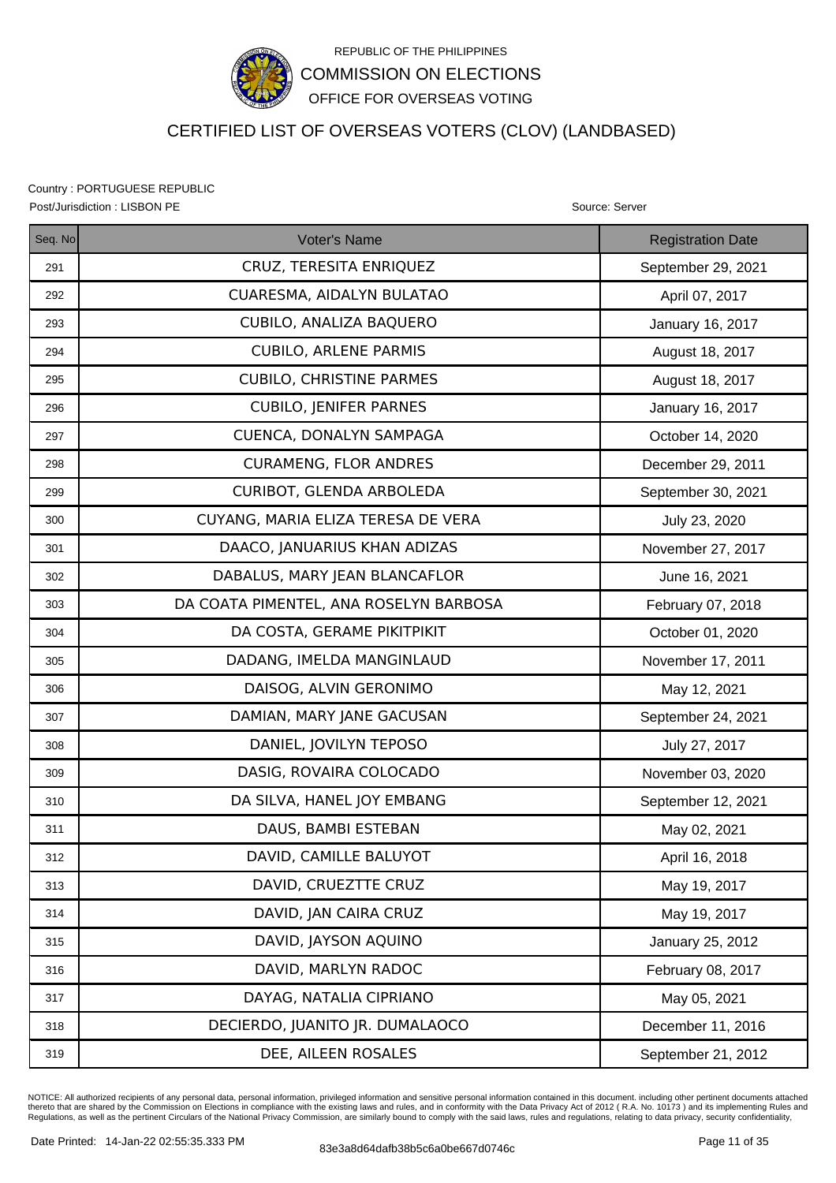REPUBLIC OF THE PHILIPPINES
COMMISSION ON ELECTIONS
OFFICE FOR OVERSEAS VOTING

# CERTIFIED LIST OF OVERSEAS VOTERS (CLOV) (LANDBASED)

Country : PORTUGUESE REPUBLIC
Post/Jurisdiction : LISBON PE

Source: Server

| Seq. No | Voter's Name | Registration Date |
|---|---|---|
| 291 | CRUZ, TERESITA ENRIQUEZ | September 29, 2021 |
| 292 | CUARESMA, AIDALYN BULATAO | April 07, 2017 |
| 293 | CUBILO, ANALIZA BAQUERO | January 16, 2017 |
| 294 | CUBILO, ARLENE PARMIS | August 18, 2017 |
| 295 | CUBILO, CHRISTINE PARMES | August 18, 2017 |
| 296 | CUBILO, JENIFER PARNES | January 16, 2017 |
| 297 | CUENCA, DONALYN SAMPAGA | October 14, 2020 |
| 298 | CURAMENG, FLOR ANDRES | December 29, 2011 |
| 299 | CURIBOT, GLENDA ARBOLEDA | September 30, 2021 |
| 300 | CUYANG, MARIA ELIZA TERESA DE VERA | July 23, 2020 |
| 301 | DAACO, JANUARIUS KHAN ADIZAS | November 27, 2017 |
| 302 | DABALUS, MARY JEAN BLANCAFLOR | June 16, 2021 |
| 303 | DA COATA PIMENTEL, ANA ROSELYN BARBOSA | February 07, 2018 |
| 304 | DA COSTA, GERAME PIKITPIKIT | October 01, 2020 |
| 305 | DADANG, IMELDA MANGINLAUD | November 17, 2011 |
| 306 | DAISOG, ALVIN GERONIMO | May 12, 2021 |
| 307 | DAMIAN, MARY JANE GACUSAN | September 24, 2021 |
| 308 | DANIEL, JOVILYN TEPOSO | July 27, 2017 |
| 309 | DASIG, ROVAIRA COLOCADO | November 03, 2020 |
| 310 | DA SILVA, HANEL JOY EMBANG | September 12, 2021 |
| 311 | DAUS, BAMBI ESTEBAN | May 02, 2021 |
| 312 | DAVID, CAMILLE BALUYOT | April 16, 2018 |
| 313 | DAVID, CRUEZTTE CRUZ | May 19, 2017 |
| 314 | DAVID, JAN CAIRA CRUZ | May 19, 2017 |
| 315 | DAVID, JAYSON AQUINO | January 25, 2012 |
| 316 | DAVID, MARLYN RADOC | February 08, 2017 |
| 317 | DAYAG, NATALIA CIPRIANO | May 05, 2021 |
| 318 | DECIERDO, JUANITO JR. DUMALAOCO | December 11, 2016 |
| 319 | DEE, AILEEN ROSALES | September 21, 2012 |

NOTICE: All authorized recipients of any personal data, personal information, privileged information and sensitive personal information contained in this document. including other pertinent documents attached thereto that are shared by the Commission on Elections in compliance with the existing laws and rules, and in conformity with the Data Privacy Act of 2012 ( R.A. No. 10173 ) and its implementing Rules and Regulations, as well as the pertinent Circulars of the National Privacy Commission, are similarly bound to comply with the said laws, rules and regulations, relating to data privacy, security confidentiality,

Date Printed: 14-Jan-22 02:55:35.333 PM

83e3a8d64dafb38b5c6a0be667d0746c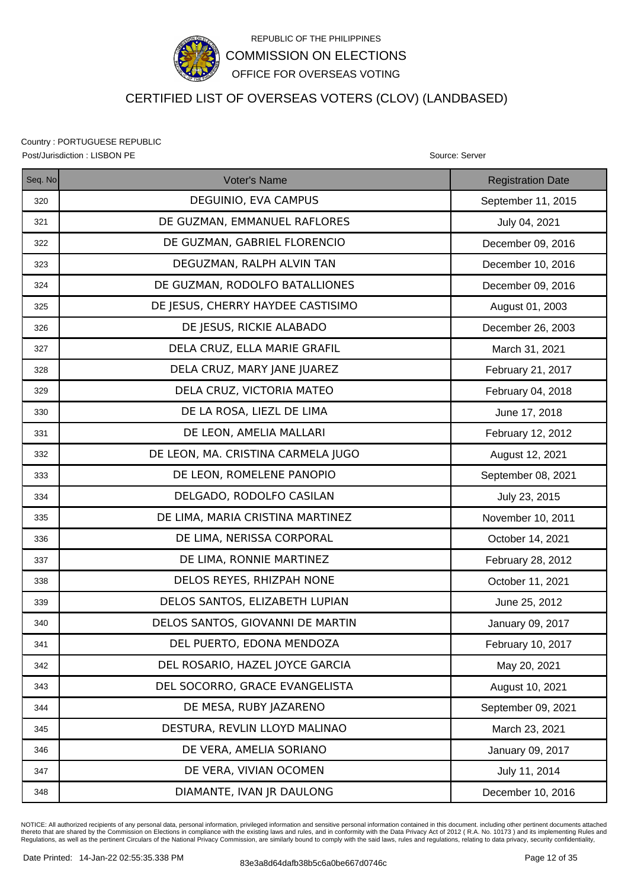REPUBLIC OF THE PHILIPPINES

COMMISSION ON ELECTIONS

OFFICE FOR OVERSEAS VOTING

# CERTIFIED LIST OF OVERSEAS VOTERS (CLOV) (LANDBASED)

Country : PORTUGUESE REPUBLIC

Post/Jurisdiction : LISBON PE

Source: Server

| Seq. No | Voter's Name | Registration Date |
|---|---|---|
| 320 | DEGUINIO, EVA CAMPUS | September 11, 2015 |
| 321 | DE GUZMAN, EMMANUEL RAFLORES | July 04, 2021 |
| 322 | DE GUZMAN, GABRIEL FLORENCIO | December 09, 2016 |
| 323 | DEGUZMAN, RALPH ALVIN TAN | December 10, 2016 |
| 324 | DE GUZMAN, RODOLFO BATALLIONES | December 09, 2016 |
| 325 | DE JESUS, CHERRY HAYDEE CASTISIMO | August 01, 2003 |
| 326 | DE JESUS, RICKIE ALABADO | December 26, 2003 |
| 327 | DELA CRUZ, ELLA MARIE GRAFIL | March 31, 2021 |
| 328 | DELA CRUZ, MARY JANE JUAREZ | February 21, 2017 |
| 329 | DELA CRUZ, VICTORIA MATEO | February 04, 2018 |
| 330 | DE LA ROSA, LIEZL DE LIMA | June 17, 2018 |
| 331 | DE LEON, AMELIA MALLARI | February 12, 2012 |
| 332 | DE LEON, MA. CRISTINA CARMELA JUGO | August 12, 2021 |
| 333 | DE LEON, ROMELENE PANOPIO | September 08, 2021 |
| 334 | DELGADO, RODOLFO CASILAN | July 23, 2015 |
| 335 | DE LIMA, MARIA CRISTINA MARTINEZ | November 10, 2011 |
| 336 | DE LIMA, NERISSA CORPORAL | October 14, 2021 |
| 337 | DE LIMA, RONNIE MARTINEZ | February 28, 2012 |
| 338 | DELOS REYES, RHIZPAH NONE | October 11, 2021 |
| 339 | DELOS SANTOS, ELIZABETH LUPIAN | June 25, 2012 |
| 340 | DELOS SANTOS, GIOVANNI DE MARTIN | January 09, 2017 |
| 341 | DEL PUERTO, EDONA MENDOZA | February 10, 2017 |
| 342 | DEL ROSARIO, HAZEL JOYCE GARCIA | May 20, 2021 |
| 343 | DEL SOCORRO, GRACE EVANGELISTA | August 10, 2021 |
| 344 | DE MESA, RUBY JAZARENO | September 09, 2021 |
| 345 | DESTURA, REVLIN LLOYD MALINAO | March 23, 2021 |
| 346 | DE VERA, AMELIA SORIANO | January 09, 2017 |
| 347 | DE VERA, VIVIAN OCOMEN | July 11, 2014 |
| 348 | DIAMANTE, IVAN JR DAULONG | December 10, 2016 |

NOTICE: All authorized recipients of any personal data, personal information, privileged information and sensitive personal information contained in this document. including other pertinent documents attached thereto that are shared by the Commission on Elections in compliance with the existing laws and rules, and in conformity with the Data Privacy Act of 2012 ( R.A. No. 10173 ) and its implementing Rules and Regulations, as well as the pertinent Circulars of the National Privacy Commission, are similarly bound to comply with the said laws, rules and regulations, relating to data privacy, security confidentiality,

Date Printed: 14-Jan-22 02:55:35.338 PM

83e3a8d64dafb38b5c6a0be667d0746c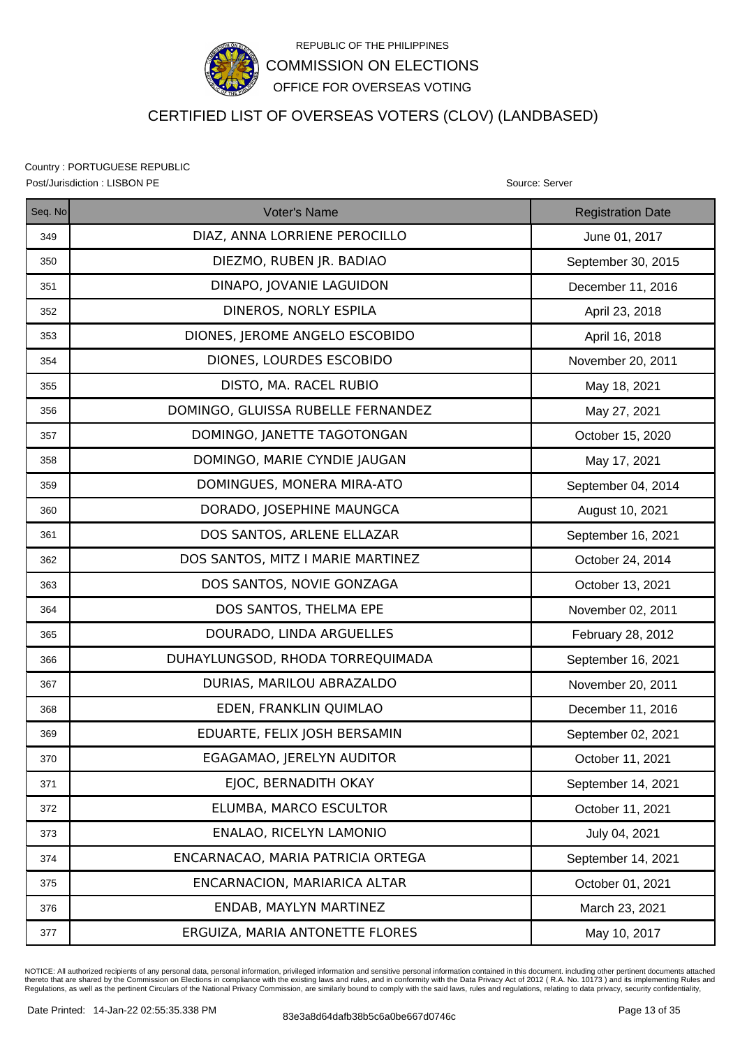REPUBLIC OF THE PHILIPPINES

COMMISSION ON ELECTIONS

OFFICE FOR OVERSEAS VOTING

# CERTIFIED LIST OF OVERSEAS VOTERS (CLOV) (LANDBASED)

Country : PORTUGUESE REPUBLIC

Post/Jurisdiction : LISBON PE

Source: Server

| Seq. No | Voter's Name | Registration Date |
|---|---|---|
| 349 | DIAZ, ANNA LORRIENE PEROCILLO | June 01, 2017 |
| 350 | DIEZMO, RUBEN JR. BADIAO | September 30, 2015 |
| 351 | DINAPO, JOVANIE LAGUIDON | December 11, 2016 |
| 352 | DINEROS, NORLY ESPILA | April 23, 2018 |
| 353 | DIONES, JEROME ANGELO ESCOBIDO | April 16, 2018 |
| 354 | DIONES, LOURDES ESCOBIDO | November 20, 2011 |
| 355 | DISTO, MA. RACEL RUBIO | May 18, 2021 |
| 356 | DOMINGO, GLUISSA RUBELLE FERNANDEZ | May 27, 2021 |
| 357 | DOMINGO, JANETTE TAGOTONGAN | October 15, 2020 |
| 358 | DOMINGO, MARIE CYNDIE JAUGAN | May 17, 2021 |
| 359 | DOMINGUES, MONERA MIRA-ATO | September 04, 2014 |
| 360 | DORADO, JOSEPHINE MAUNGCA | August 10, 2021 |
| 361 | DOS SANTOS, ARLENE ELLAZAR | September 16, 2021 |
| 362 | DOS SANTOS, MITZ I MARIE MARTINEZ | October 24, 2014 |
| 363 | DOS SANTOS, NOVIE GONZAGA | October 13, 2021 |
| 364 | DOS SANTOS, THELMA EPE | November 02, 2011 |
| 365 | DOURADO, LINDA ARGUELLES | February 28, 2012 |
| 366 | DUHAYLUNGSOD, RHODA TORREQUIMADA | September 16, 2021 |
| 367 | DURIAS, MARILOU ABRAZALDO | November 20, 2011 |
| 368 | EDEN, FRANKLIN QUIMLAO | December 11, 2016 |
| 369 | EDUARTE, FELIX JOSH BERSAMIN | September 02, 2021 |
| 370 | EGAGAMAO, JERELYN AUDITOR | October 11, 2021 |
| 371 | EJOC, BERNADITH OKAY | September 14, 2021 |
| 372 | ELUMBA, MARCO ESCULTOR | October 11, 2021 |
| 373 | ENALAO, RICELYN LAMONIO | July 04, 2021 |
| 374 | ENCARNACAO, MARIA PATRICIA ORTEGA | September 14, 2021 |
| 375 | ENCARNACION, MARIARICA ALTAR | October 01, 2021 |
| 376 | ENDAB, MAYLYN MARTINEZ | March 23, 2021 |
| 377 | ERGUIZA, MARIA ANTONETTE FLORES | May 10, 2017 |

NOTICE: All authorized recipients of any personal data, personal information, privileged information and sensitive personal information contained in this document. including other pertinent documents attached thereto that are shared by the Commission on Elections in compliance with the existing laws and rules, and in conformity with the Data Privacy Act of 2012 ( R.A. No. 10173 ) and its implementing Rules and Regulations, as well as the pertinent Circulars of the National Privacy Commission, are similarly bound to comply with the said laws, rules and regulations, relating to data privacy, security confidentiality,

Date Printed: 14-Jan-22 02:55:35.338 PM

83e3a8d64dafb38b5c6a0be667d0746c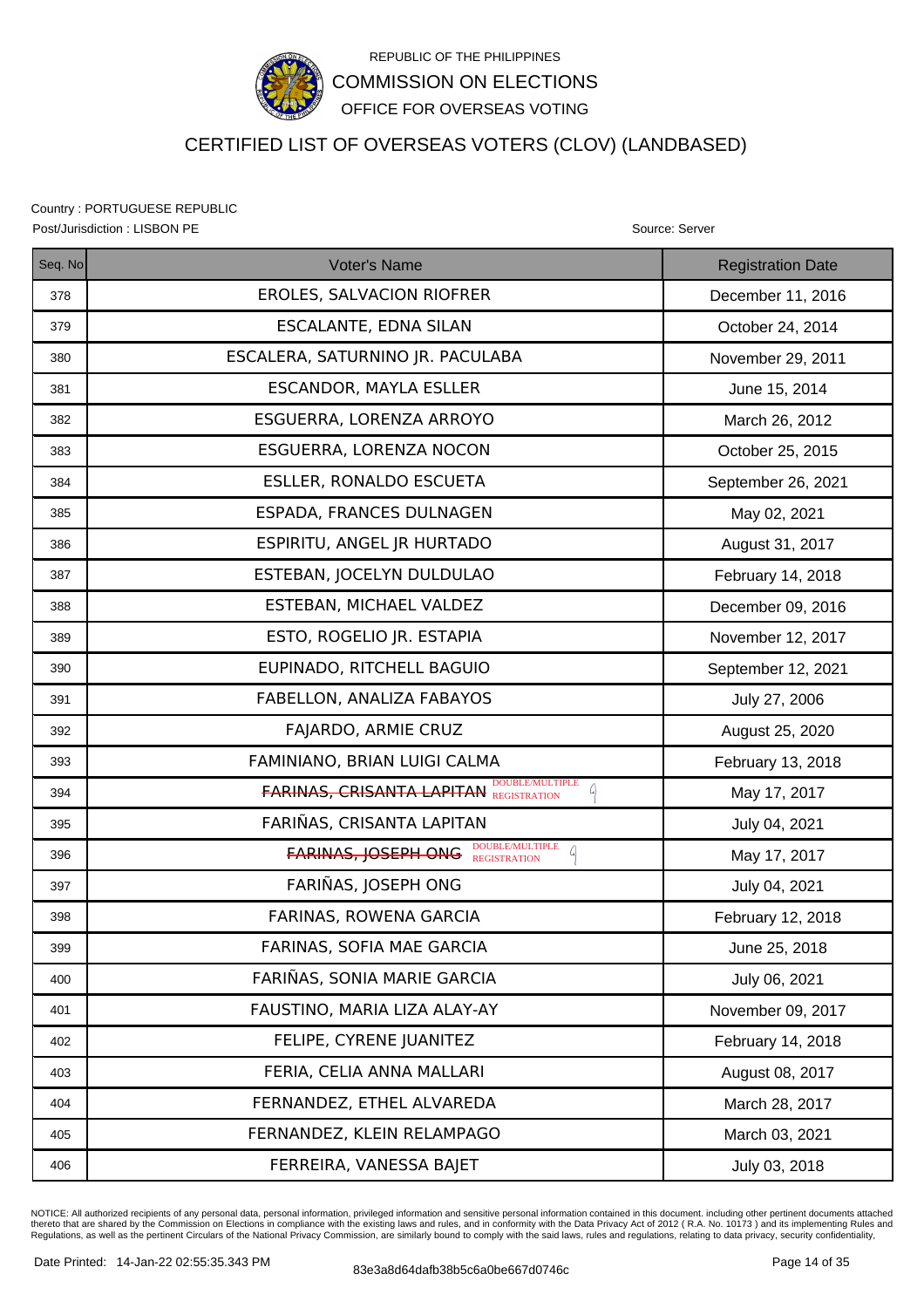REPUBLIC OF THE PHILIPPINES

COMMISSION ON ELECTIONS

OFFICE FOR OVERSEAS VOTING

# CERTIFIED LIST OF OVERSEAS VOTERS (CLOV) (LANDBASED)

Country : PORTUGUESE REPUBLIC

Post/Jurisdiction : LISBON PE

Source: Server

| Seq. No | Voter's Name | Registration Date |
|---|---|---|
| 378 | EROLES, SALVACION RIOFRER | December 11, 2016 |
| 379 | ESCALANTE, EDNA SILAN | October 24, 2014 |
| 380 | ESCALERA, SATURNINO JR. PACULABA | November 29, 2011 |
| 381 | ESCANDOR, MAYLA ESLLER | June 15, 2014 |
| 382 | ESGUERRA, LORENZA ARROYO | March 26, 2012 |
| 383 | ESGUERRA, LORENZA NOCON | October 25, 2015 |
| 384 | ESLLER, RONALDO ESCUETA | September 26, 2021 |
| 385 | ESPADA, FRANCES DULNAGEN | May 02, 2021 |
| 386 | ESPIRITU, ANGEL JR HURTADO | August 31, 2017 |
| 387 | ESTEBAN, JOCELYN DULDULAO | February 14, 2018 |
| 388 | ESTEBAN, MICHAEL VALDEZ | December 09, 2016 |
| 389 | ESTO, ROGELIO JR. ESTAPIA | November 12, 2017 |
| 390 | EUPINADO, RITCHELL BAGUIO | September 12, 2021 |
| 391 | FABELLON, ANALIZA FABAYOS | July 27, 2006 |
| 392 | FAJARDO, ARMIE CRUZ | August 25, 2020 |
| 393 | FAMINIANO, BRIAN LUIGI CALMA | February 13, 2018 |
| 394 | ~~FARINAS, CRISANTA LAPITAN~~ DOUBLE/MULTIPLE REGISTRATION | May 17, 2017 |
| 395 | FARIÑAS, CRISANTA LAPITAN | July 04, 2021 |
| 396 | ~~FARINAS, JOSEPH ONG~~ DOUBLE/MULTIPLE REGISTRATION | May 17, 2017 |
| 397 | FARIÑAS, JOSEPH ONG | July 04, 2021 |
| 398 | FARINAS, ROWENA GARCIA | February 12, 2018 |
| 399 | FARINAS, SOFIA MAE GARCIA | June 25, 2018 |
| 400 | FARIÑAS, SONIA MARIE GARCIA | July 06, 2021 |
| 401 | FAUSTINO, MARIA LIZA ALAY-AY | November 09, 2017 |
| 402 | FELIPE, CYRENE JUANITEZ | February 14, 2018 |
| 403 | FERIA, CELIA ANNA MALLARI | August 08, 2017 |
| 404 | FERNANDEZ, ETHEL ALVAREDA | March 28, 2017 |
| 405 | FERNANDEZ, KLEIN RELAMPAGO | March 03, 2021 |
| 406 | FERREIRA, VANESSA BAJET | July 03, 2018 |

NOTICE: All authorized recipients of any personal data, personal information, privileged information and sensitive personal information contained in this document. including other pertinent documents attached thereto that are shared by the Commission on Elections in compliance with the existing laws and rules, and in conformity with the Data Privacy Act of 2012 ( R.A. No. 10173 ) and its implementing Rules and Regulations, as well as the pertinent Circulars of the National Privacy Commission, are similarly bound to comply with the said laws, rules and regulations, relating to data privacy, security confidentiality,

Date Printed: 14-Jan-22 02:55:35.343 PM

83e3a8d64dafb38b5c6a0be667d0746c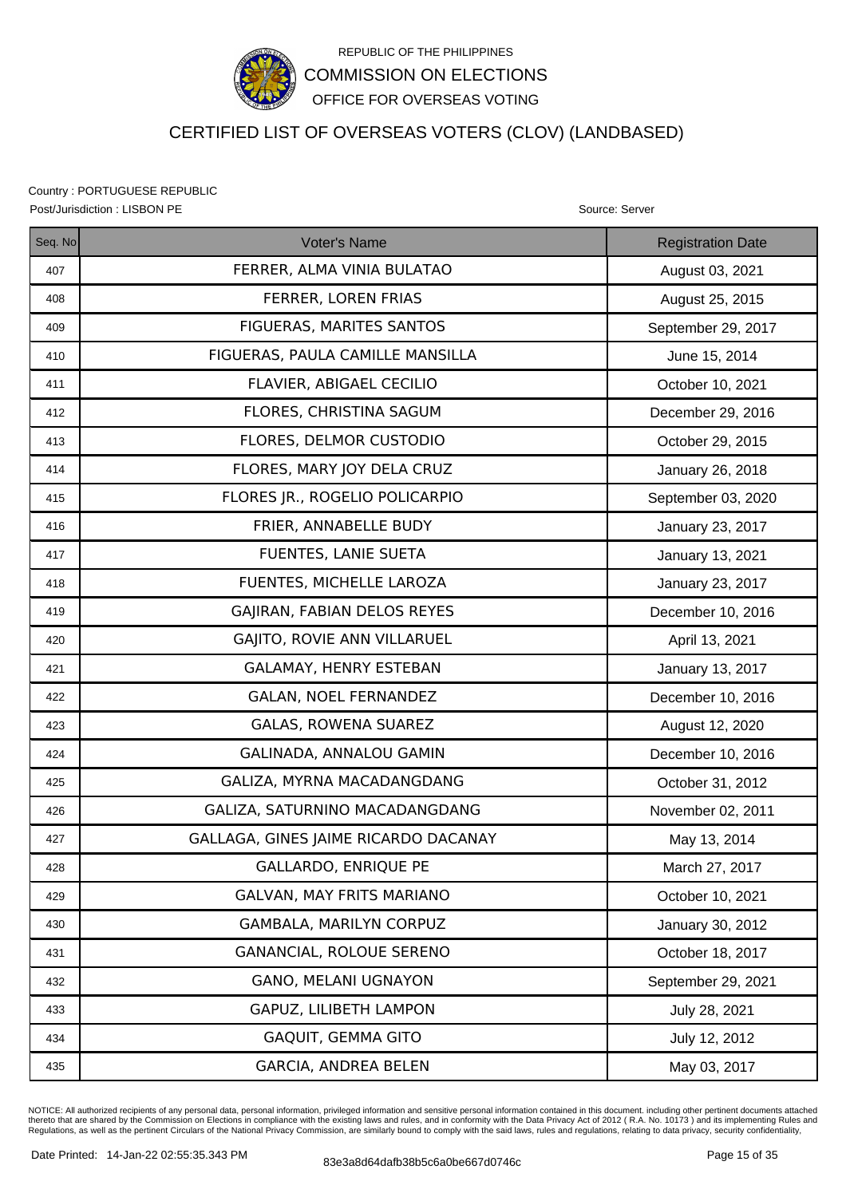REPUBLIC OF THE PHILIPPINES

COMMISSION ON ELECTIONS

OFFICE FOR OVERSEAS VOTING

# CERTIFIED LIST OF OVERSEAS VOTERS (CLOV) (LANDBASED)

Country : PORTUGUESE REPUBLIC

Post/Jurisdiction : LISBON PE

Source: Server

| Seq. No | Voter's Name | Registration Date |
|---|---|---|
| 407 | FERRER, ALMA VINIA BULATAO | August 03, 2021 |
| 408 | FERRER, LOREN FRIAS | August 25, 2015 |
| 409 | FIGUERAS, MARITES SANTOS | September 29, 2017 |
| 410 | FIGUERAS, PAULA CAMILLE MANSILLA | June 15, 2014 |
| 411 | FLAVIER, ABIGAEL CECILIO | October 10, 2021 |
| 412 | FLORES, CHRISTINA SAGUM | December 29, 2016 |
| 413 | FLORES, DELMOR CUSTODIO | October 29, 2015 |
| 414 | FLORES, MARY JOY DELA CRUZ | January 26, 2018 |
| 415 | FLORES JR., ROGELIO POLICARPIO | September 03, 2020 |
| 416 | FRIER, ANNABELLE BUDY | January 23, 2017 |
| 417 | FUENTES, LANIE SUETA | January 13, 2021 |
| 418 | FUENTES, MICHELLE LAROZA | January 23, 2017 |
| 419 | GAJIRAN, FABIAN DELOS REYES | December 10, 2016 |
| 420 | GAJITO, ROVIE ANN VILLARUEL | April 13, 2021 |
| 421 | GALAMAY, HENRY ESTEBAN | January 13, 2017 |
| 422 | GALAN, NOEL FERNANDEZ | December 10, 2016 |
| 423 | GALAS, ROWENA SUAREZ | August 12, 2020 |
| 424 | GALINADA, ANNALOU GAMIN | December 10, 2016 |
| 425 | GALIZA, MYRNA MACADANGDANG | October 31, 2012 |
| 426 | GALIZA, SATURNINO MACADANGDANG | November 02, 2011 |
| 427 | GALLAGA, GINES JAIME RICARDO DACANAY | May 13, 2014 |
| 428 | GALLARDO, ENRIQUE PE | March 27, 2017 |
| 429 | GALVAN, MAY FRITS MARIANO | October 10, 2021 |
| 430 | GAMBALA, MARILYN CORPUZ | January 30, 2012 |
| 431 | GANANCIAL, ROLOUE SERENO | October 18, 2017 |
| 432 | GANO, MELANI UGNAYON | September 29, 2021 |
| 433 | GAPUZ, LILIBETH LAMPON | July 28, 2021 |
| 434 | GAQUIT, GEMMA GITO | July 12, 2012 |
| 435 | GARCIA, ANDREA BELEN | May 03, 2017 |

NOTICE: All authorized recipients of any personal data, personal information, privileged information and sensitive personal information contained in this document. including other pertinent documents attached thereto that are shared by the Commission on Elections in compliance with the existing laws and rules, and in conformity with the Data Privacy Act of 2012 ( R.A. No. 10173 ) and its implementing Rules and Regulations, as well as the pertinent Circulars of the National Privacy Commission, are similarly bound to comply with the said laws, rules and regulations, relating to data privacy, security confidentiality,

Date Printed: 14-Jan-22 02:55:35.343 PM

83e3a8d64dafb38b5c6a0be667d0746c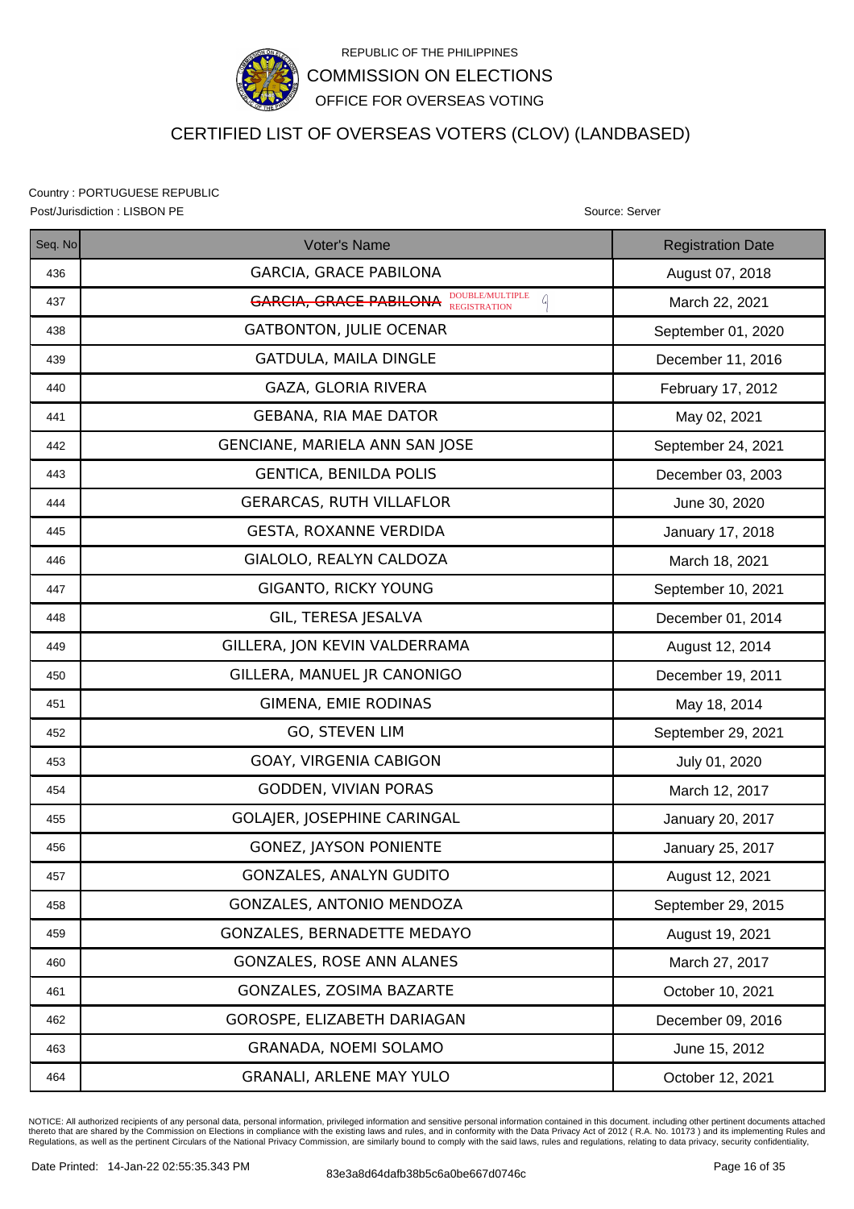REPUBLIC OF THE PHILIPPINES

COMMISSION ON ELECTIONS

OFFICE FOR OVERSEAS VOTING

# CERTIFIED LIST OF OVERSEAS VOTERS (CLOV) (LANDBASED)

Country : PORTUGUESE REPUBLIC

Post/Jurisdiction : LISBON PE

Source: Server

| Seq. No | Voter's Name | Registration Date |
|---|---|---|
| 436 | GARCIA, GRACE PABILONA | August 07, 2018 |
| 437 | ~~GARCIA, GRACE PABILONA~~ DOUBLE/MULTIPLE REGISTRATION | March 22, 2021 |
| 438 | GATBONTON, JULIE OCENAR | September 01, 2020 |
| 439 | GATDULA, MAILA DINGLE | December 11, 2016 |
| 440 | GAZA, GLORIA RIVERA | February 17, 2012 |
| 441 | GEBANA, RIA MAE DATOR | May 02, 2021 |
| 442 | GENCIANE, MARIELA ANN SAN JOSE | September 24, 2021 |
| 443 | GENTICA, BENILDA POLIS | December 03, 2003 |
| 444 | GERARCAS, RUTH VILLAFLOR | June 30, 2020 |
| 445 | GESTA, ROXANNE VERDIDA | January 17, 2018 |
| 446 | GIALOLO, REALYN CALDOZA | March 18, 2021 |
| 447 | GIGANTO, RICKY YOUNG | September 10, 2021 |
| 448 | GIL, TERESA JESALVA | December 01, 2014 |
| 449 | GILLERA, JON KEVIN VALDERRAMA | August 12, 2014 |
| 450 | GILLERA, MANUEL JR CANONIGO | December 19, 2011 |
| 451 | GIMENA, EMIE RODINAS | May 18, 2014 |
| 452 | GO, STEVEN LIM | September 29, 2021 |
| 453 | GOAY, VIRGENIA CABIGON | July 01, 2020 |
| 454 | GODDEN, VIVIAN PORAS | March 12, 2017 |
| 455 | GOLAJER, JOSEPHINE CARINGAL | January 20, 2017 |
| 456 | GONEZ, JAYSON PONIENTE | January 25, 2017 |
| 457 | GONZALES, ANALYN GUDITO | August 12, 2021 |
| 458 | GONZALES, ANTONIO MENDOZA | September 29, 2015 |
| 459 | GONZALES, BERNADETTE MEDAYO | August 19, 2021 |
| 460 | GONZALES, ROSE ANN ALANES | March 27, 2017 |
| 461 | GONZALES, ZOSIMA BAZARTE | October 10, 2021 |
| 462 | GOROSPE, ELIZABETH DARIAGAN | December 09, 2016 |
| 463 | GRANADA, NOEMI SOLAMO | June 15, 2012 |
| 464 | GRANALI, ARLENE MAY YULO | October 12, 2021 |

NOTICE: All authorized recipients of any personal data, personal information, privileged information and sensitive personal information contained in this document. including other pertinent documents attached thereto that are shared by the Commission on Elections in compliance with the existing laws and rules, and in conformity with the Data Privacy Act of 2012 ( R.A. No. 10173 ) and its implementing Rules and Regulations, as well as the pertinent Circulars of the National Privacy Commission, are similarly bound to comply with the said laws, rules and regulations, relating to data privacy, security confidentiality,

Date Printed: 14-Jan-22 02:55:35.343 PM

83e3a8d64dafb38b5c6a0be667d0746c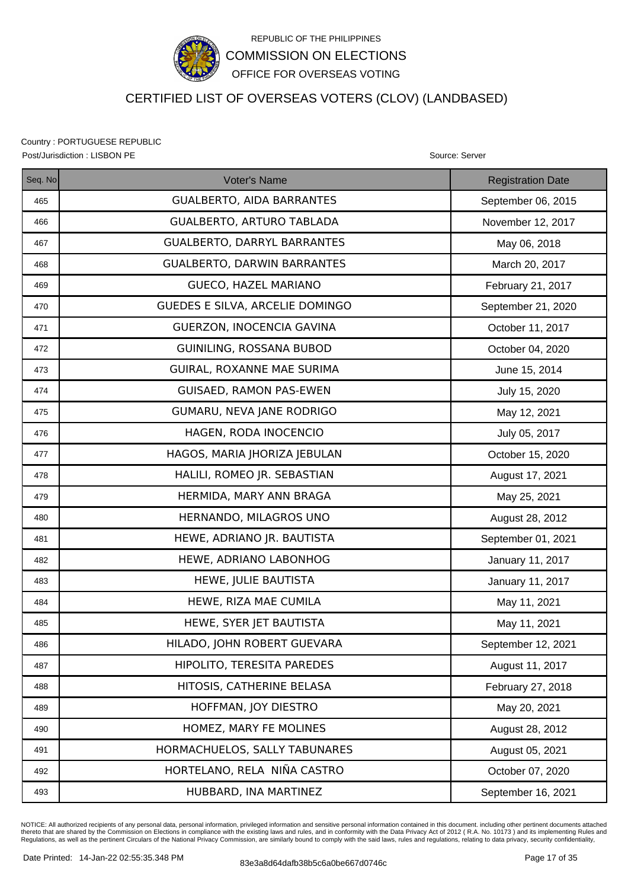REPUBLIC OF THE PHILIPPINES

COMMISSION ON ELECTIONS

OFFICE FOR OVERSEAS VOTING

# CERTIFIED LIST OF OVERSEAS VOTERS (CLOV) (LANDBASED)

Country : PORTUGUESE REPUBLIC

Post/Jurisdiction : LISBON PE

Source: Server

| Seq. No | Voter's Name | Registration Date |
|---|---|---|
| 465 | GUALBERTO, AIDA BARRANTES | September 06, 2015 |
| 466 | GUALBERTO, ARTURO TABLADA | November 12, 2017 |
| 467 | GUALBERTO, DARRYL BARRANTES | May 06, 2018 |
| 468 | GUALBERTO, DARWIN BARRANTES | March 20, 2017 |
| 469 | GUECO, HAZEL MARIANO | February 21, 2017 |
| 470 | GUEDES E SILVA, ARCELIE DOMINGO | September 21, 2020 |
| 471 | GUERZON, INOCENCIA GAVINA | October 11, 2017 |
| 472 | GUINILING, ROSSANA BUBOD | October 04, 2020 |
| 473 | GUIRAL, ROXANNE MAE SURIMA | June 15, 2014 |
| 474 | GUISAED, RAMON PAS-EWEN | July 15, 2020 |
| 475 | GUMARU, NEVA JANE RODRIGO | May 12, 2021 |
| 476 | HAGEN, RODA INOCENCIO | July 05, 2017 |
| 477 | HAGOS, MARIA JHORIZA JEBULAN | October 15, 2020 |
| 478 | HALILI, ROMEO JR. SEBASTIAN | August 17, 2021 |
| 479 | HERMIDA, MARY ANN BRAGA | May 25, 2021 |
| 480 | HERNANDO, MILAGROS UNO | August 28, 2012 |
| 481 | HEWE, ADRIANO JR. BAUTISTA | September 01, 2021 |
| 482 | HEWE, ADRIANO LABONHOG | January 11, 2017 |
| 483 | HEWE, JULIE BAUTISTA | January 11, 2017 |
| 484 | HEWE, RIZA MAE CUMILA | May 11, 2021 |
| 485 | HEWE, SYER JET BAUTISTA | May 11, 2021 |
| 486 | HILADO, JOHN ROBERT GUEVARA | September 12, 2021 |
| 487 | HIPOLITO, TERESITA PAREDES | August 11, 2017 |
| 488 | HITOSIS, CATHERINE BELASA | February 27, 2018 |
| 489 | HOFFMAN, JOY DIESTRO | May 20, 2021 |
| 490 | HOMEZ, MARY FE MOLINES | August 28, 2012 |
| 491 | HORMACHUELOS, SALLY TABUNARES | August 05, 2021 |
| 492 | HORTELANO, RELA NIÑA CASTRO | October 07, 2020 |
| 493 | HUBBARD, INA MARTINEZ | September 16, 2021 |

NOTICE: All authorized recipients of any personal data, personal information, privileged information and sensitive personal information contained in this document. including other pertinent documents attached thereto that are shared by the Commission on Elections in compliance with the existing laws and rules, and in conformity with the Data Privacy Act of 2012 ( R.A. No. 10173 ) and its implementing Rules and Regulations, as well as the pertinent Circulars of the National Privacy Commission, are similarly bound to comply with the said laws, rules and regulations, relating to data privacy, security confidentiality,

Date Printed: 14-Jan-22 02:55:35.348 PM

83e3a8d64dafb38b5c6a0be667d0746c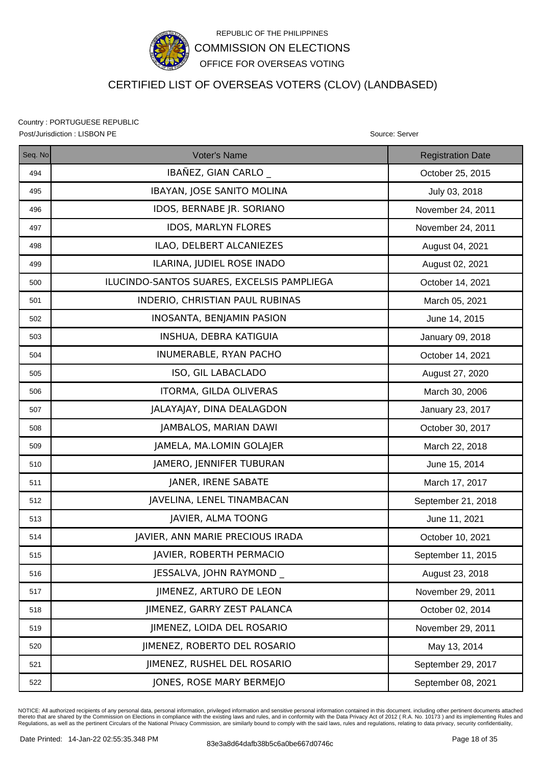REPUBLIC OF THE PHILIPPINES

COMMISSION ON ELECTIONS

OFFICE FOR OVERSEAS VOTING

# CERTIFIED LIST OF OVERSEAS VOTERS (CLOV) (LANDBASED)

Country : PORTUGUESE REPUBLIC

Post/Jurisdiction : LISBON PE

Source: Server

| Seq. No | Voter's Name | Registration Date |
|---|---|---|
| 494 | IBAÑEZ, GIAN CARLO _ | October 25, 2015 |
| 495 | IBAYAN, JOSE SANITO MOLINA | July 03, 2018 |
| 496 | IDOS, BERNABE JR. SORIANO | November 24, 2011 |
| 497 | IDOS, MARLYN FLORES | November 24, 2011 |
| 498 | ILAO, DELBERT ALCANIEZES | August 04, 2021 |
| 499 | ILARINA, JUDIEL ROSE INADO | August 02, 2021 |
| 500 | ILUCINDO-SANTOS SUARES, EXCELSIS PAMPLIEGA | October 14, 2021 |
| 501 | INDERIO, CHRISTIAN PAUL RUBINAS | March 05, 2021 |
| 502 | INOSANTA, BENJAMIN PASION | June 14, 2015 |
| 503 | INSHUA, DEBRA KATIGUIA | January 09, 2018 |
| 504 | INUMERABLE, RYAN PACHO | October 14, 2021 |
| 505 | ISO, GIL LABACLADO | August 27, 2020 |
| 506 | ITORMA, GILDA OLIVERAS | March 30, 2006 |
| 507 | JALAYAJAY, DINA DEALAGDON | January 23, 2017 |
| 508 | JAMBALOS, MARIAN DAWI | October 30, 2017 |
| 509 | JAMELA, MA.LOMIN GOLAJER | March 22, 2018 |
| 510 | JAMERO, JENNIFER TUBURAN | June 15, 2014 |
| 511 | JANER, IRENE SABATE | March 17, 2017 |
| 512 | JAVELINA, LENEL TINAMBACAN | September 21, 2018 |
| 513 | JAVIER, ALMA TOONG | June 11, 2021 |
| 514 | JAVIER, ANN MARIE PRECIOUS IRADA | October 10, 2021 |
| 515 | JAVIER, ROBERTH PERMACIO | September 11, 2015 |
| 516 | JESSALVA, JOHN RAYMOND _ | August 23, 2018 |
| 517 | JIMENEZ, ARTURO DE LEON | November 29, 2011 |
| 518 | JIMENEZ, GARRY ZEST PALANCA | October 02, 2014 |
| 519 | JIMENEZ, LOIDA DEL ROSARIO | November 29, 2011 |
| 520 | JIMENEZ, ROBERTO DEL ROSARIO | May 13, 2014 |
| 521 | JIMENEZ, RUSHEL DEL ROSARIO | September 29, 2017 |
| 522 | JONES, ROSE MARY BERMEJO | September 08, 2021 |

NOTICE: All authorized recipients of any personal data, personal information, privileged information and sensitive personal information contained in this document. including other pertinent documents attached thereto that are shared by the Commission on Elections in compliance with the existing laws and rules, and in conformity with the Data Privacy Act of 2012 ( R.A. No. 10173 ) and its implementing Rules and Regulations, as well as the pertinent Circulars of the National Privacy Commission, are similarly bound to comply with the said laws, rules and regulations, relating to data privacy, security confidentiality,

Date Printed: 14-Jan-22 02:55:35.348 PM

83e3a8d64dafb38b5c6a0be667d0746c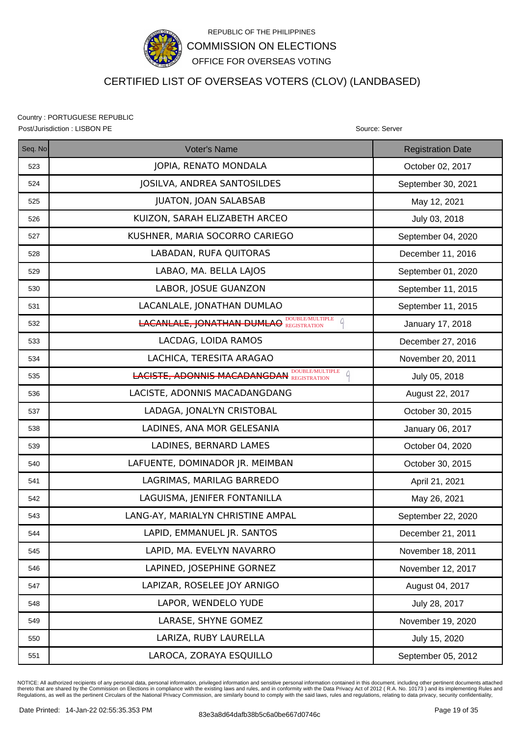REPUBLIC OF THE PHILIPPINES

COMMISSION ON ELECTIONS

OFFICE FOR OVERSEAS VOTING

# CERTIFIED LIST OF OVERSEAS VOTERS (CLOV) (LANDBASED)

Country : PORTUGUESE REPUBLIC

Post/Jurisdiction : LISBON PE

Source: Server

| Seq. No | Voter's Name | Registration Date |
|---|---|---|
| 523 | JOPIA, RENATO MONDALA | October 02, 2017 |
| 524 | JOSILVA, ANDREA SANTOSILDES | September 30, 2021 |
| 525 | JUATON, JOAN SALABSAB | May 12, 2021 |
| 526 | KUIZON, SARAH ELIZABETH ARCEO | July 03, 2018 |
| 527 | KUSHNER, MARIA SOCORRO CARIEGO | September 04, 2020 |
| 528 | LABADAN, RUFA QUITORAS | December 11, 2016 |
| 529 | LABAO, MA. BELLA LAJOS | September 01, 2020 |
| 530 | LABOR, JOSUE GUANZON | September 11, 2015 |
| 531 | LACANLALE, JONATHAN DUMLAO | September 11, 2015 |
| 532 | ~~LACANLALE, JONATHAN DUMLAO~~ DOUBLE/MULTIPLE REGISTRATION | January 17, 2018 |
| 533 | LACDAG, LOIDA RAMOS | December 27, 2016 |
| 534 | LACHICA, TERESITA ARAGAO | November 20, 2011 |
| 535 | ~~LACISTE, ADONNIS MACADANGDAN~~ DOUBLE/MULTIPLE REGISTRATION | July 05, 2018 |
| 536 | LACISTE, ADONNIS MACADANGDANG | August 22, 2017 |
| 537 | LADAGA, JONALYN CRISTOBAL | October 30, 2015 |
| 538 | LADINES, ANA MOR GELESANIA | January 06, 2017 |
| 539 | LADINES, BERNARD LAMES | October 04, 2020 |
| 540 | LAFUENTE, DOMINADOR JR. MEIMBAN | October 30, 2015 |
| 541 | LAGRIMAS, MARILAG BARREDO | April 21, 2021 |
| 542 | LAGUISMA, JENIFER FONTANILLA | May 26, 2021 |
| 543 | LANG-AY, MARIALYN CHRISTINE AMPAL | September 22, 2020 |
| 544 | LAPID, EMMANUEL JR. SANTOS | December 21, 2011 |
| 545 | LAPID, MA. EVELYN NAVARRO | November 18, 2011 |
| 546 | LAPINED, JOSEPHINE GORNEZ | November 12, 2017 |
| 547 | LAPIZAR, ROSELEE JOY ARNIGO | August 04, 2017 |
| 548 | LAPOR, WENDELO YUDE | July 28, 2017 |
| 549 | LARASE, SHYNE GOMEZ | November 19, 2020 |
| 550 | LARIZA, RUBY LAURELLA | July 15, 2020 |
| 551 | LAROCA, ZORAYA ESQUILLO | September 05, 2012 |

NOTICE: All authorized recipients of any personal data, personal information, privileged information and sensitive personal information contained in this document. including other pertinent documents attached thereto that are shared by the Commission on Elections in compliance with the existing laws and rules, and in conformity with the Data Privacy Act of 2012 ( R.A. No. 10173 ) and its implementing Rules and Regulations, as well as the pertinent Circulars of the National Privacy Commission, are similarly bound to comply with the said laws, rules and regulations, relating to data privacy, security confidentiality,

Date Printed: 14-Jan-22 02:55:35.353 PM

83e3a8d64dafb38b5c6a0be667d0746c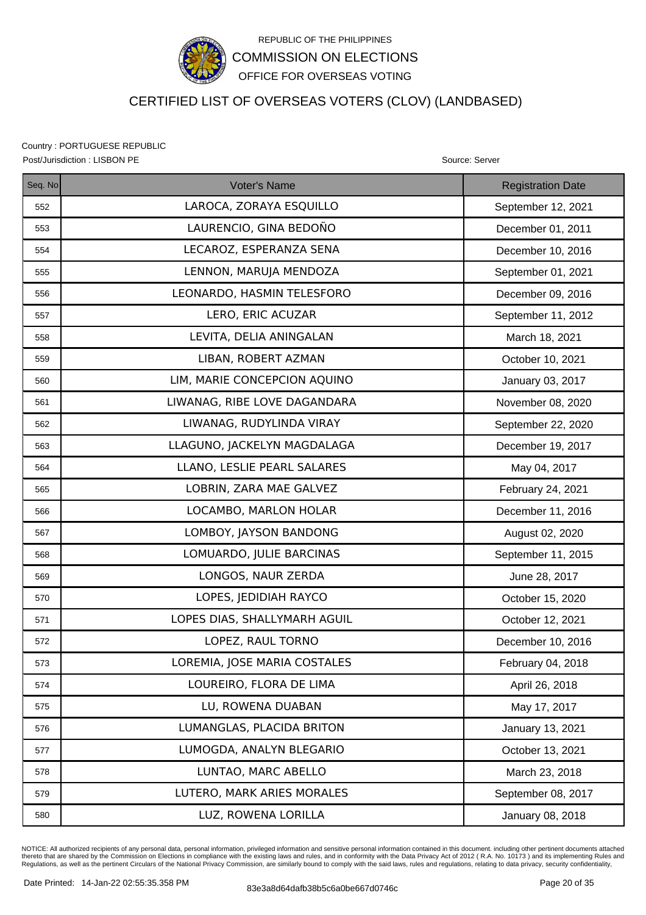REPUBLIC OF THE PHILIPPINES

COMMISSION ON ELECTIONS

OFFICE FOR OVERSEAS VOTING

# CERTIFIED LIST OF OVERSEAS VOTERS (CLOV) (LANDBASED)

Country : PORTUGUESE REPUBLIC

Post/Jurisdiction : LISBON PE

Source: Server

| Seq. No | Voter's Name | Registration Date |
|---|---|---|
| 552 | LAROCA, ZORAYA ESQUILLO | September 12, 2021 |
| 553 | LAURENCIO, GINA BEDOÑO | December 01, 2011 |
| 554 | LECAROZ, ESPERANZA SENA | December 10, 2016 |
| 555 | LENNON, MARUJA MENDOZA | September 01, 2021 |
| 556 | LEONARDO, HASMIN TELESFORO | December 09, 2016 |
| 557 | LERO, ERIC ACUZAR | September 11, 2012 |
| 558 | LEVITA, DELIA ANINGALAN | March 18, 2021 |
| 559 | LIBAN, ROBERT AZMAN | October 10, 2021 |
| 560 | LIM, MARIE CONCEPCION AQUINO | January 03, 2017 |
| 561 | LIWANAG, RIBE LOVE DAGANDARA | November 08, 2020 |
| 562 | LIWANAG, RUDYLINDA VIRAY | September 22, 2020 |
| 563 | LLAGUNO, JACKELYN MAGDALAGA | December 19, 2017 |
| 564 | LLANO, LESLIE PEARL SALARES | May 04, 2017 |
| 565 | LOBRIN, ZARA MAE GALVEZ | February 24, 2021 |
| 566 | LOCAMBO, MARLON HOLAR | December 11, 2016 |
| 567 | LOMBOY, JAYSON BANDONG | August 02, 2020 |
| 568 | LOMUARDO, JULIE BARCINAS | September 11, 2015 |
| 569 | LONGOS, NAUR ZERDA | June 28, 2017 |
| 570 | LOPES, JEDIDIAH RAYCO | October 15, 2020 |
| 571 | LOPES DIAS, SHALLYMARH AGUIL | October 12, 2021 |
| 572 | LOPEZ, RAUL TORNO | December 10, 2016 |
| 573 | LOREMIA, JOSE MARIA COSTALES | February 04, 2018 |
| 574 | LOUREIRO, FLORA DE LIMA | April 26, 2018 |
| 575 | LU, ROWENA DUABAN | May 17, 2017 |
| 576 | LUMANGLAS, PLACIDA BRITON | January 13, 2021 |
| 577 | LUMOGDA, ANALYN BLEGARIO | October 13, 2021 |
| 578 | LUNTAO, MARC ABELLO | March 23, 2018 |
| 579 | LUTERO, MARK ARIES MORALES | September 08, 2017 |
| 580 | LUZ, ROWENA LORILLA | January 08, 2018 |

NOTICE: All authorized recipients of any personal data, personal information, privileged information and sensitive personal information contained in this document. including other pertinent documents attached thereto that are shared by the Commission on Elections in compliance with the existing laws and rules, and in conformity with the Data Privacy Act of 2012 ( R.A. No. 10173 ) and its implementing Rules and Regulations, as well as the pertinent Circulars of the National Privacy Commission, are similarly bound to comply with the said laws, rules and regulations, relating to data privacy, security confidentiality,

Date Printed: 14-Jan-22 02:55:35.358 PM

83e3a8d64dafb38b5c6a0be667d0746c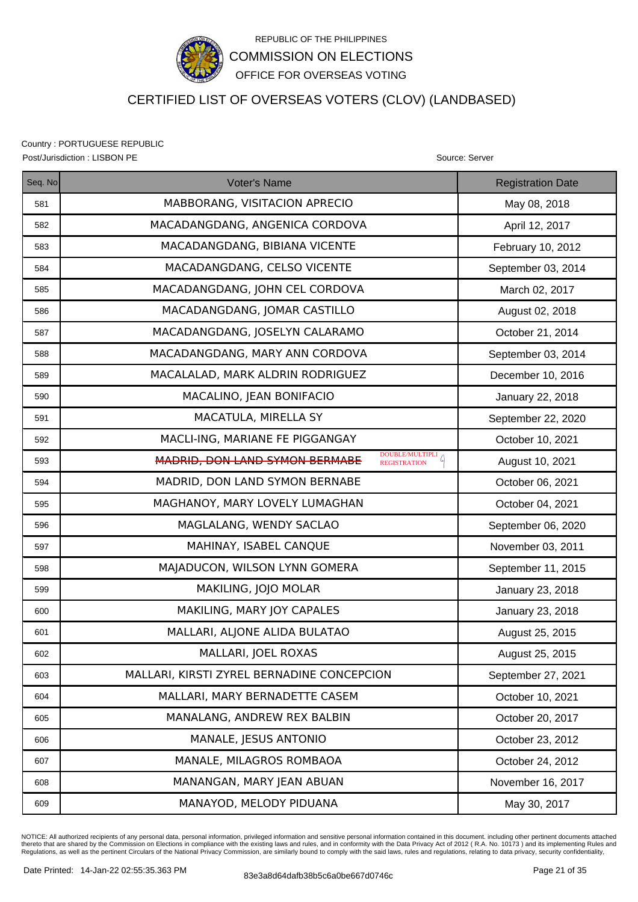REPUBLIC OF THE PHILIPPINES

COMMISSION ON ELECTIONS

OFFICE FOR OVERSEAS VOTING

# CERTIFIED LIST OF OVERSEAS VOTERS (CLOV) (LANDBASED)

Country : PORTUGUESE REPUBLIC

Post/Jurisdiction : LISBON PE

Source: Server

| Seq. No | Voter's Name | Registration Date |
|---|---|---|
| 581 | MABBORANG, VISITACION APRECIO | May 08, 2018 |
| 582 | MACADANGDANG, ANGENICA CORDOVA | April 12, 2017 |
| 583 | MACADANGDANG, BIBIANA VICENTE | February 10, 2012 |
| 584 | MACADANGDANG, CELSO VICENTE | September 03, 2014 |
| 585 | MACADANGDANG, JOHN CEL CORDOVA | March 02, 2017 |
| 586 | MACADANGDANG, JOMAR CASTILLO | August 02, 2018 |
| 587 | MACADANGDANG, JOSELYN CALARAMO | October 21, 2014 |
| 588 | MACADANGDANG, MARY ANN CORDOVA | September 03, 2014 |
| 589 | MACALALAD, MARK ALDRIN RODRIGUEZ | December 10, 2016 |
| 590 | MACALINO, JEAN BONIFACIO | January 22, 2018 |
| 591 | MACATULA, MIRELLA SY | September 22, 2020 |
| 592 | MACLI-ING, MARIANE FE PIGGANGAY | October 10, 2021 |
| 593 | ~~MADRID, DON LAND SYMON BERMABE~~ DOUBLE/MULTIPLE REGISTRATION | August 10, 2021 |
| 594 | MADRID, DON LAND SYMON BERNABE | October 06, 2021 |
| 595 | MAGHANOY, MARY LOVELY LUMAGHAN | October 04, 2021 |
| 596 | MAGLALANG, WENDY SACLAO | September 06, 2020 |
| 597 | MAHINAY, ISABEL CANQUE | November 03, 2011 |
| 598 | MAJADUCON, WILSON LYNN GOMERA | September 11, 2015 |
| 599 | MAKILING, JOJO MOLAR | January 23, 2018 |
| 600 | MAKILING, MARY JOY CAPALES | January 23, 2018 |
| 601 | MALLARI, ALJONE ALIDA BULATAO | August 25, 2015 |
| 602 | MALLARI, JOEL ROXAS | August 25, 2015 |
| 603 | MALLARI, KIRSTI ZYREL BERNADINE CONCEPCION | September 27, 2021 |
| 604 | MALLARI, MARY BERNADETTE CASEM | October 10, 2021 |
| 605 | MANALANG, ANDREW REX BALBIN | October 20, 2017 |
| 606 | MANALE, JESUS ANTONIO | October 23, 2012 |
| 607 | MANALE, MILAGROS ROMBAOA | October 24, 2012 |
| 608 | MANANGAN, MARY JEAN ABUAN | November 16, 2017 |
| 609 | MANAYOD, MELODY PIDUANA | May 30, 2017 |

NOTICE: All authorized recipients of any personal data, personal information, privileged information and sensitive personal information contained in this document. including other pertinent documents attached thereto that are shared by the Commission on Elections in compliance with the existing laws and rules, and in conformity with the Data Privacy Act of 2012 ( R.A. No. 10173 ) and its implementing Rules and Regulations, as well as the pertinent Circulars of the National Privacy Commission, are similarly bound to comply with the said laws, rules and regulations, relating to data privacy, security confidentiality,

Date Printed: 14-Jan-22 02:55:35.363 PM

83e3a8d64dafb38b5c6a0be667d0746c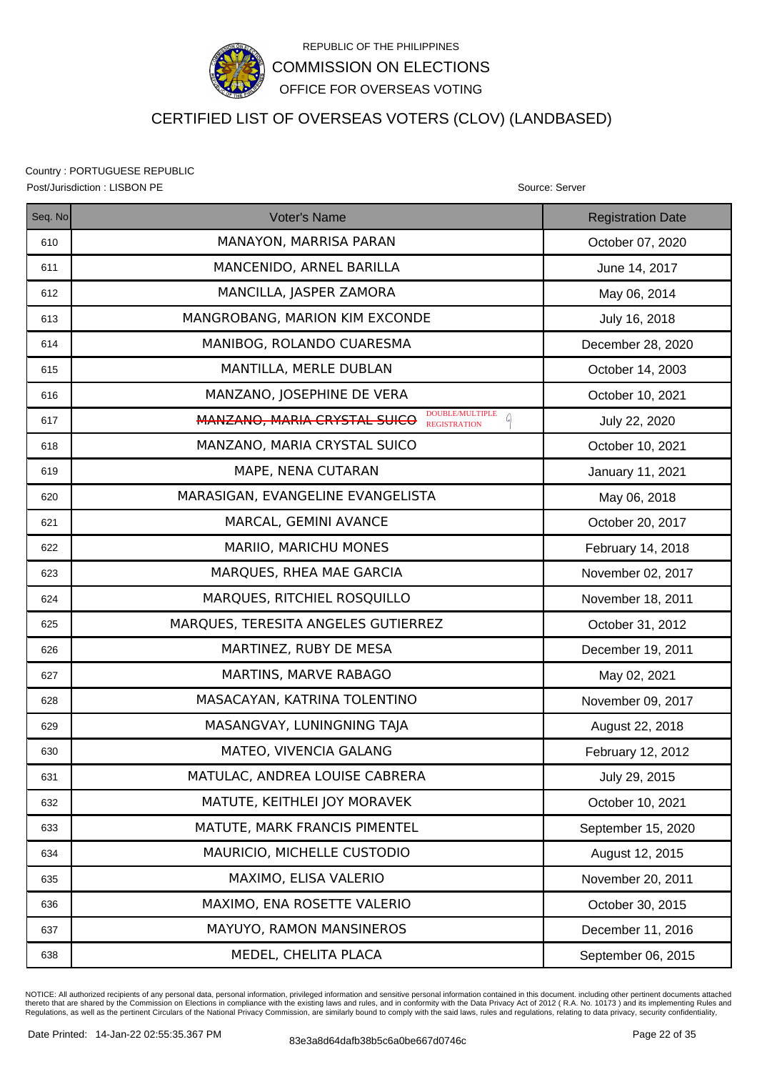REPUBLIC OF THE PHILIPPINES

COMMISSION ON ELECTIONS

OFFICE FOR OVERSEAS VOTING

# CERTIFIED LIST OF OVERSEAS VOTERS (CLOV) (LANDBASED)

Country : PORTUGUESE REPUBLIC

Post/Jurisdiction : LISBON PE

Source: Server

| Seq. No | Voter's Name | Registration Date |
|---|---|---|
| 610 | MANAYON, MARRISA PARAN | October 07, 2020 |
| 611 | MANCENIDO, ARNEL BARILLA | June 14, 2017 |
| 612 | MANCILLA, JASPER ZAMORA | May 06, 2014 |
| 613 | MANGROBANG, MARION KIM EXCONDE | July 16, 2018 |
| 614 | MANIBOG, ROLANDO CUARESMA | December 28, 2020 |
| 615 | MANTILLA, MERLE DUBLAN | October 14, 2003 |
| 616 | MANZANO, JOSEPHINE DE VERA | October 10, 2021 |
| 617 | ~~MANZANO, MARIA CRYSTAL SUICO~~ DOUBLE/MULTIPLE REGISTRATION | July 22, 2020 |
| 618 | MANZANO, MARIA CRYSTAL SUICO | October 10, 2021 |
| 619 | MAPE, NENA CUTARAN | January 11, 2021 |
| 620 | MARASIGAN, EVANGELINE EVANGELISTA | May 06, 2018 |
| 621 | MARCAL, GEMINI AVANCE | October 20, 2017 |
| 622 | MARIIO, MARICHU MONES | February 14, 2018 |
| 623 | MARQUES, RHEA MAE GARCIA | November 02, 2017 |
| 624 | MARQUES, RITCHIEL ROSQUILLO | November 18, 2011 |
| 625 | MARQUES, TERESITA ANGELES GUTIERREZ | October 31, 2012 |
| 626 | MARTINEZ, RUBY DE MESA | December 19, 2011 |
| 627 | MARTINS, MARVE RABAGO | May 02, 2021 |
| 628 | MASACAYAN, KATRINA TOLENTINO | November 09, 2017 |
| 629 | MASANGVAY, LUNINGNING TAJA | August 22, 2018 |
| 630 | MATEO, VIVENCIA GALANG | February 12, 2012 |
| 631 | MATULAC, ANDREA LOUISE CABRERA | July 29, 2015 |
| 632 | MATUTE, KEITHLEI JOY MORAVEK | October 10, 2021 |
| 633 | MATUTE, MARK FRANCIS PIMENTEL | September 15, 2020 |
| 634 | MAURICIO, MICHELLE CUSTODIO | August 12, 2015 |
| 635 | MAXIMO, ELISA VALERIO | November 20, 2011 |
| 636 | MAXIMO, ENA ROSETTE VALERIO | October 30, 2015 |
| 637 | MAYUYO, RAMON MANSINEROS | December 11, 2016 |
| 638 | MEDEL, CHELITA PLACA | September 06, 2015 |

NOTICE: All authorized recipients of any personal data, personal information, privileged information and sensitive personal information contained in this document. including other pertinent documents attached thereto that are shared by the Commission on Elections in compliance with the existing laws and rules, and in conformity with the Data Privacy Act of 2012 ( R.A. No. 10173 ) and its implementing Rules and Regulations, as well as the pertinent Circulars of the National Privacy Commission, are similarly bound to comply with the said laws, rules and regulations, relating to data privacy, security confidentiality,

Date Printed: 14-Jan-22 02:55:35.367 PM

83e3a8d64dafb38b5c6a0be667d0746c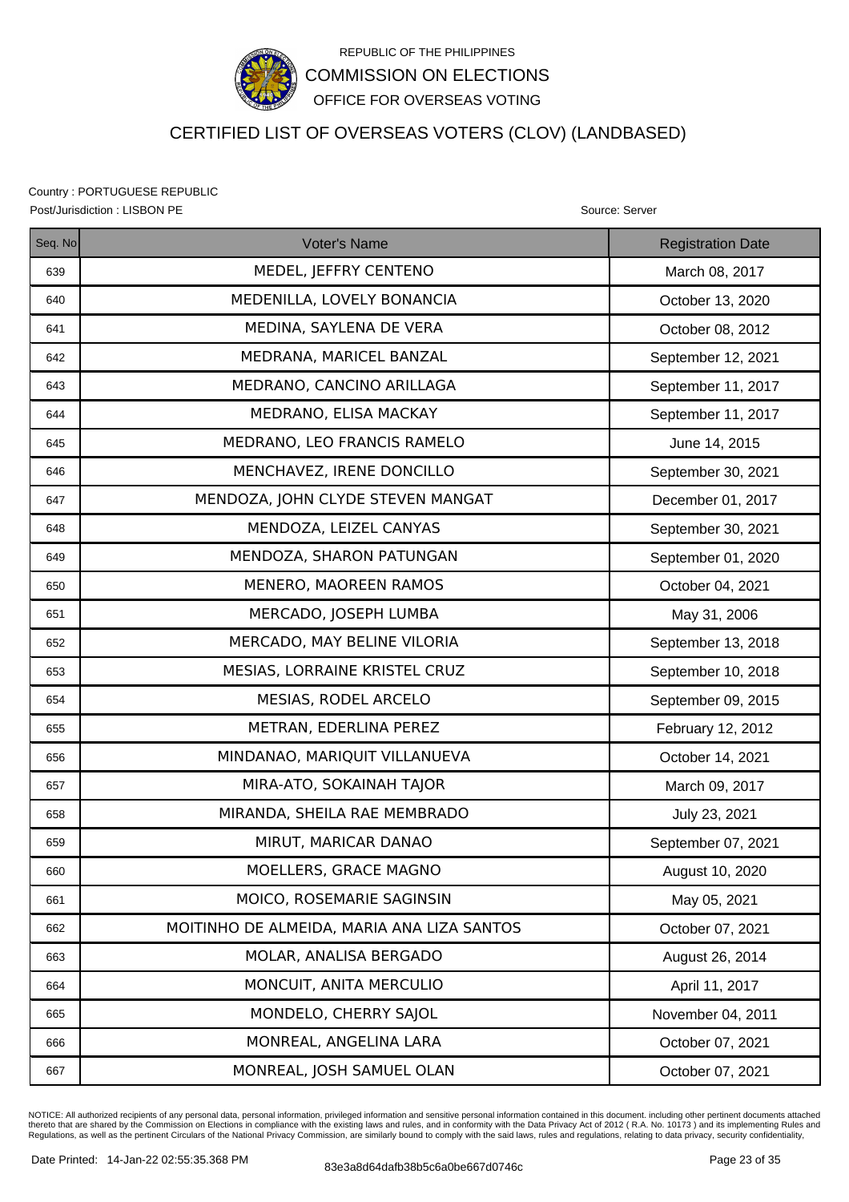REPUBLIC OF THE PHILIPPINES

COMMISSION ON ELECTIONS

OFFICE FOR OVERSEAS VOTING

# CERTIFIED LIST OF OVERSEAS VOTERS (CLOV) (LANDBASED)

Country : PORTUGUESE REPUBLIC

Post/Jurisdiction : LISBON PE

Source: Server

| Seq. No | Voter's Name | Registration Date |
|---|---|---|
| 639 | MEDEL, JEFFRY CENTENO | March 08, 2017 |
| 640 | MEDENILLA, LOVELY BONANCIA | October 13, 2020 |
| 641 | MEDINA, SAYLENA DE VERA | October 08, 2012 |
| 642 | MEDRANA, MARICEL BANZAL | September 12, 2021 |
| 643 | MEDRANO, CANCINO ARILLAGA | September 11, 2017 |
| 644 | MEDRANO, ELISA MACKAY | September 11, 2017 |
| 645 | MEDRANO, LEO FRANCIS RAMELO | June 14, 2015 |
| 646 | MENCHAVEZ, IRENE DONCILLO | September 30, 2021 |
| 647 | MENDOZA, JOHN CLYDE STEVEN MANGAT | December 01, 2017 |
| 648 | MENDOZA, LEIZEL CANYAS | September 30, 2021 |
| 649 | MENDOZA, SHARON PATUNGAN | September 01, 2020 |
| 650 | MENERO, MAOREEN RAMOS | October 04, 2021 |
| 651 | MERCADO, JOSEPH LUMBA | May 31, 2006 |
| 652 | MERCADO, MAY BELINE VILORIA | September 13, 2018 |
| 653 | MESIAS, LORRAINE KRISTEL CRUZ | September 10, 2018 |
| 654 | MESIAS, RODEL ARCELO | September 09, 2015 |
| 655 | METRAN, EDERLINA PEREZ | February 12, 2012 |
| 656 | MINDANAO, MARIQUIT VILLANUEVA | October 14, 2021 |
| 657 | MIRA-ATO, SOKAINAH TAJOR | March 09, 2017 |
| 658 | MIRANDA, SHEILA RAE MEMBRADO | July 23, 2021 |
| 659 | MIRUT, MARICAR DANAO | September 07, 2021 |
| 660 | MOELLERS, GRACE MAGNO | August 10, 2020 |
| 661 | MOICO, ROSEMARIE SAGINSIN | May 05, 2021 |
| 662 | MOITINHO DE ALMEIDA, MARIA ANA LIZA SANTOS | October 07, 2021 |
| 663 | MOLAR, ANALISA BERGADO | August 26, 2014 |
| 664 | MONCUIT, ANITA MERCULIO | April 11, 2017 |
| 665 | MONDELO, CHERRY SAJOL | November 04, 2011 |
| 666 | MONREAL, ANGELINA LARA | October 07, 2021 |
| 667 | MONREAL, JOSH SAMUEL OLAN | October 07, 2021 |

NOTICE: All authorized recipients of any personal data, personal information, privileged information and sensitive personal information contained in this document. including other pertinent documents attached thereto that are shared by the Commission on Elections in compliance with the existing laws and rules, and in conformity with the Data Privacy Act of 2012 ( R.A. No. 10173 ) and its implementing Rules and Regulations, as well as the pertinent Circulars of the National Privacy Commission, are similarly bound to comply with the said laws, rules and regulations, relating to data privacy, security confidentiality,

Date Printed: 14-Jan-22 02:55:35.368 PM

83e3a8d64dafb38b5c6a0be667d0746c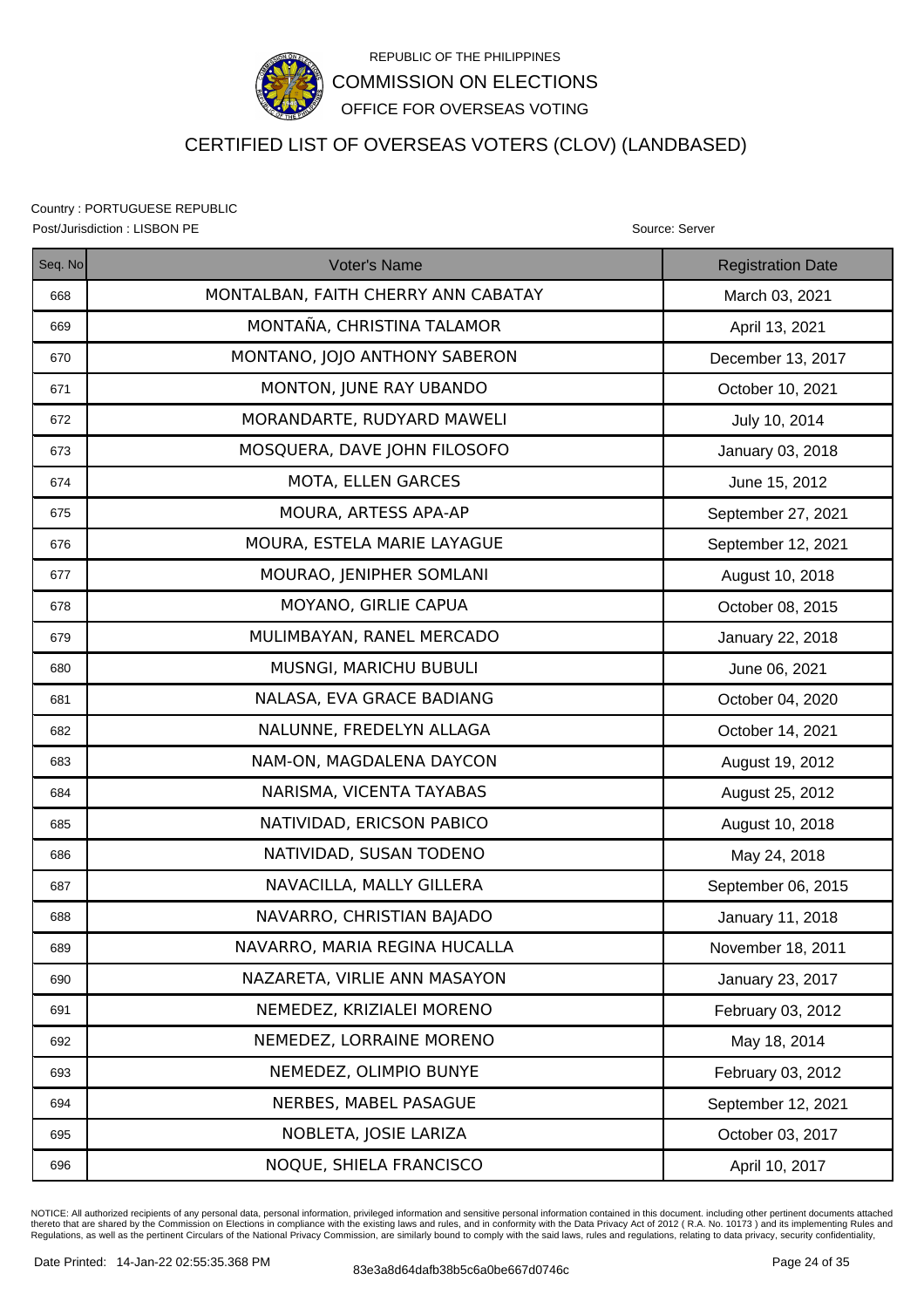REPUBLIC OF THE PHILIPPINES

COMMISSION ON ELECTIONS

OFFICE FOR OVERSEAS VOTING

# CERTIFIED LIST OF OVERSEAS VOTERS (CLOV) (LANDBASED)

Country : PORTUGUESE REPUBLIC

Post/Jurisdiction : LISBON PE

Source: Server

| Seq. No | Voter's Name | Registration Date |
|---|---|---|
| 668 | MONTALBAN, FAITH CHERRY ANN CABATAY | March 03, 2021 |
| 669 | MONTAÑA, CHRISTINA TALAMOR | April 13, 2021 |
| 670 | MONTANO, JOJO ANTHONY SABERON | December 13, 2017 |
| 671 | MONTON, JUNE RAY UBANDO | October 10, 2021 |
| 672 | MORANDARTE, RUDYARD MAWELI | July 10, 2014 |
| 673 | MOSQUERA, DAVE JOHN FILOSOFO | January 03, 2018 |
| 674 | MOTA, ELLEN GARCES | June 15, 2012 |
| 675 | MOURA, ARTESS APA-AP | September 27, 2021 |
| 676 | MOURA, ESTELA MARIE LAYAGUE | September 12, 2021 |
| 677 | MOURAO, JENIPHER SOMLANI | August 10, 2018 |
| 678 | MOYANO, GIRLIE CAPUA | October 08, 2015 |
| 679 | MULIMBAYAN, RANEL MERCADO | January 22, 2018 |
| 680 | MUSNGI, MARICHU BUBULI | June 06, 2021 |
| 681 | NALASA, EVA GRACE BADIANG | October 04, 2020 |
| 682 | NALUNNE, FREDELYN ALLAGA | October 14, 2021 |
| 683 | NAM-ON, MAGDALENA DAYCON | August 19, 2012 |
| 684 | NARISMA, VICENTA TAYABAS | August 25, 2012 |
| 685 | NATIVIDAD, ERICSON PABICO | August 10, 2018 |
| 686 | NATIVIDAD, SUSAN TODENO | May 24, 2018 |
| 687 | NAVACILLA, MALLY GILLERA | September 06, 2015 |
| 688 | NAVARRO, CHRISTIAN BAJADO | January 11, 2018 |
| 689 | NAVARRO, MARIA REGINA HUCALLA | November 18, 2011 |
| 690 | NAZARETA, VIRLIE ANN MASAYON | January 23, 2017 |
| 691 | NEMEDEZ, KRIZIALEI MORENO | February 03, 2012 |
| 692 | NEMEDEZ, LORRAINE MORENO | May 18, 2014 |
| 693 | NEMEDEZ, OLIMPIO BUNYE | February 03, 2012 |
| 694 | NERBES, MABEL PASAGUE | September 12, 2021 |
| 695 | NOBLETA, JOSIE LARIZA | October 03, 2017 |
| 696 | NOQUE, SHIELA FRANCISCO | April 10, 2017 |

NOTICE: All authorized recipients of any personal data, personal information, privileged information and sensitive personal information contained in this document. including other pertinent documents attached thereto that are shared by the Commission on Elections in compliance with the existing laws and rules, and in conformity with the Data Privacy Act of 2012 ( R.A. No. 10173 ) and its implementing Rules and Regulations, as well as the pertinent Circulars of the National Privacy Commission, are similarly bound to comply with the said laws, rules and regulations, relating to data privacy, security confidentiality,

Date Printed: 14-Jan-22 02:55:35.368 PM

83e3a8d64dafb38b5c6a0be667d0746c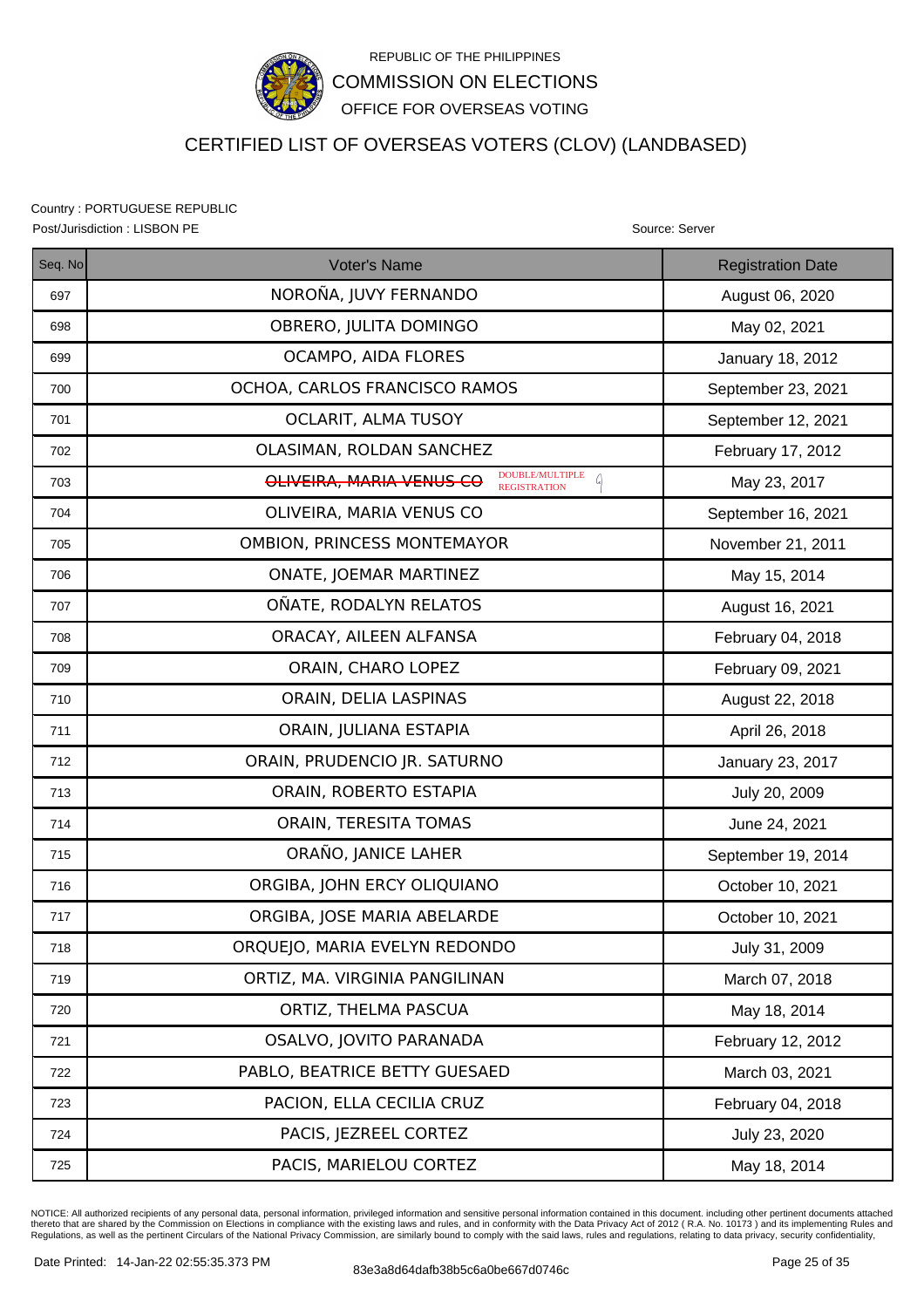REPUBLIC OF THE PHILIPPINES

COMMISSION ON ELECTIONS

OFFICE FOR OVERSEAS VOTING

# CERTIFIED LIST OF OVERSEAS VOTERS (CLOV) (LANDBASED)

Country : PORTUGUESE REPUBLIC

Post/Jurisdiction : LISBON PE

Source: Server

| Seq. No | Voter's Name | Registration Date |
|---|---|---|
| 697 | NOROÑA, JUVY FERNANDO | August 06, 2020 |
| 698 | OBRERO, JULITA DOMINGO | May 02, 2021 |
| 699 | OCAMPO, AIDA FLORES | January 18, 2012 |
| 700 | OCHOA, CARLOS FRANCISCO RAMOS | September 23, 2021 |
| 701 | OCLARIT, ALMA TUSOY | September 12, 2021 |
| 702 | OLASIMAN, ROLDAN SANCHEZ | February 17, 2012 |
| 703 | ~~OLIVEIRA, MARIA VENUS CO~~ DOUBLE/MULTIPLE REGISTRATION | May 23, 2017 |
| 704 | OLIVEIRA, MARIA VENUS CO | September 16, 2021 |
| 705 | OMBION, PRINCESS MONTEMAYOR | November 21, 2011 |
| 706 | ONATE, JOEMAR MARTINEZ | May 15, 2014 |
| 707 | OÑATE, RODALYN RELATOS | August 16, 2021 |
| 708 | ORACAY, AILEEN ALFANSA | February 04, 2018 |
| 709 | ORAIN, CHARO LOPEZ | February 09, 2021 |
| 710 | ORAIN, DELIA LASPINAS | August 22, 2018 |
| 711 | ORAIN, JULIANA ESTAPIA | April 26, 2018 |
| 712 | ORAIN, PRUDENCIO JR. SATURNO | January 23, 2017 |
| 713 | ORAIN, ROBERTO ESTAPIA | July 20, 2009 |
| 714 | ORAIN, TERESITA TOMAS | June 24, 2021 |
| 715 | ORAÑO, JANICE LAHER | September 19, 2014 |
| 716 | ORGIBA, JOHN ERCY OLIQUIANO | October 10, 2021 |
| 717 | ORGIBA, JOSE MARIA ABELARDE | October 10, 2021 |
| 718 | ORQUEJO, MARIA EVELYN REDONDO | July 31, 2009 |
| 719 | ORTIZ, MA. VIRGINIA PANGILINAN | March 07, 2018 |
| 720 | ORTIZ, THELMA PASCUA | May 18, 2014 |
| 721 | OSALVO, JOVITO PARANADA | February 12, 2012 |
| 722 | PABLO, BEATRICE BETTY GUESAED | March 03, 2021 |
| 723 | PACION, ELLA CECILIA CRUZ | February 04, 2018 |
| 724 | PACIS, JEZREEL CORTEZ | July 23, 2020 |
| 725 | PACIS, MARIELOU CORTEZ | May 18, 2014 |

NOTICE: All authorized recipients of any personal data, personal information, privileged information and sensitive personal information contained in this document. including other pertinent documents attached thereto that are shared by the Commission on Elections in compliance with the existing laws and rules, and in conformity with the Data Privacy Act of 2012 ( R.A. No. 10173 ) and its implementing Rules and Regulations, as well as the pertinent Circulars of the National Privacy Commission, are similarly bound to comply with the said laws, rules and regulations, relating to data privacy, security confidentiality,

Date Printed: 14-Jan-22 02:55:35.373 PM

83e3a8d64dafb38b5c6a0be667d0746c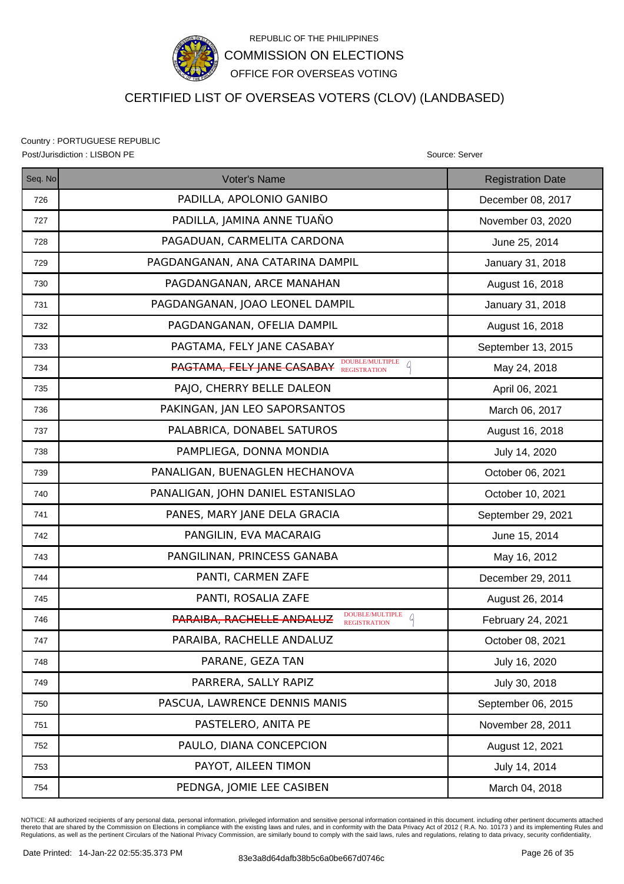REPUBLIC OF THE PHILIPPINES

COMMISSION ON ELECTIONS

OFFICE FOR OVERSEAS VOTING

# CERTIFIED LIST OF OVERSEAS VOTERS (CLOV) (LANDBASED)

Country : PORTUGUESE REPUBLIC

Post/Jurisdiction : LISBON PE

Source: Server

| Seq. No | Voter's Name | Registration Date |
|---|---|---|
| 726 | PADILLA, APOLONIO GANIBO | December 08, 2017 |
| 727 | PADILLA, JAMINA ANNE TUAÑO | November 03, 2020 |
| 728 | PAGADUAN, CARMELITA CARDONA | June 25, 2014 |
| 729 | PAGDANGANAN, ANA CATARINA DAMPIL | January 31, 2018 |
| 730 | PAGDANGANAN, ARCE MANAHAN | August 16, 2018 |
| 731 | PAGDANGANAN, JOAO LEONEL DAMPIL | January 31, 2018 |
| 732 | PAGDANGANAN, OFELIA DAMPIL | August 16, 2018 |
| 733 | PAGTAMA, FELY JANE CASABAY | September 13, 2015 |
| 734 | ~~PAGTAMA, FELY JANE CASABAY~~ DOUBLE/MULTIPLE REGISTRATION | May 24, 2018 |
| 735 | PAJO, CHERRY BELLE DALEON | April 06, 2021 |
| 736 | PAKINGAN, JAN LEO SAPORSANTOS | March 06, 2017 |
| 737 | PALABRICA, DONABEL SATUROS | August 16, 2018 |
| 738 | PAMPLIEGA, DONNA MONDIA | July 14, 2020 |
| 739 | PANALIGAN, BUENAGLEN HECHANOVA | October 06, 2021 |
| 740 | PANALIGAN, JOHN DANIEL ESTANISLAO | October 10, 2021 |
| 741 | PANES, MARY JANE DELA GRACIA | September 29, 2021 |
| 742 | PANGILIN, EVA MACARAIG | June 15, 2014 |
| 743 | PANGILINAN, PRINCESS GANABA | May 16, 2012 |
| 744 | PANTI, CARMEN ZAFE | December 29, 2011 |
| 745 | PANTI, ROSALIA ZAFE | August 26, 2014 |
| 746 | ~~PARAIBA, RACHELLE ANDALUZ~~ DOUBLE/MULTIPLE REGISTRATION | February 24, 2021 |
| 747 | PARAIBA, RACHELLE ANDALUZ | October 08, 2021 |
| 748 | PARANE, GEZA TAN | July 16, 2020 |
| 749 | PARRERA, SALLY RAPIZ | July 30, 2018 |
| 750 | PASCUA, LAWRENCE DENNIS MANIS | September 06, 2015 |
| 751 | PASTELERO, ANITA PE | November 28, 2011 |
| 752 | PAULO, DIANA CONCEPCION | August 12, 2021 |
| 753 | PAYOT, AILEEN TIMON | July 14, 2014 |
| 754 | PEDNGA, JOMIE LEE CASIBEN | March 04, 2018 |

NOTICE: All authorized recipients of any personal data, personal information, privileged information and sensitive personal information contained in this document. including other pertinent documents attached thereto that are shared by the Commission on Elections in compliance with the existing laws and rules, and in conformity with the Data Privacy Act of 2012 ( R.A. No. 10173 ) and its implementing Rules and Regulations, as well as the pertinent Circulars of the National Privacy Commission, are similarly bound to comply with the said laws, rules and regulations, relating to data privacy, security confidentiality,

Date Printed: 14-Jan-22 02:55:35.373 PM

83e3a8d64dafb38b5c6a0be667d0746c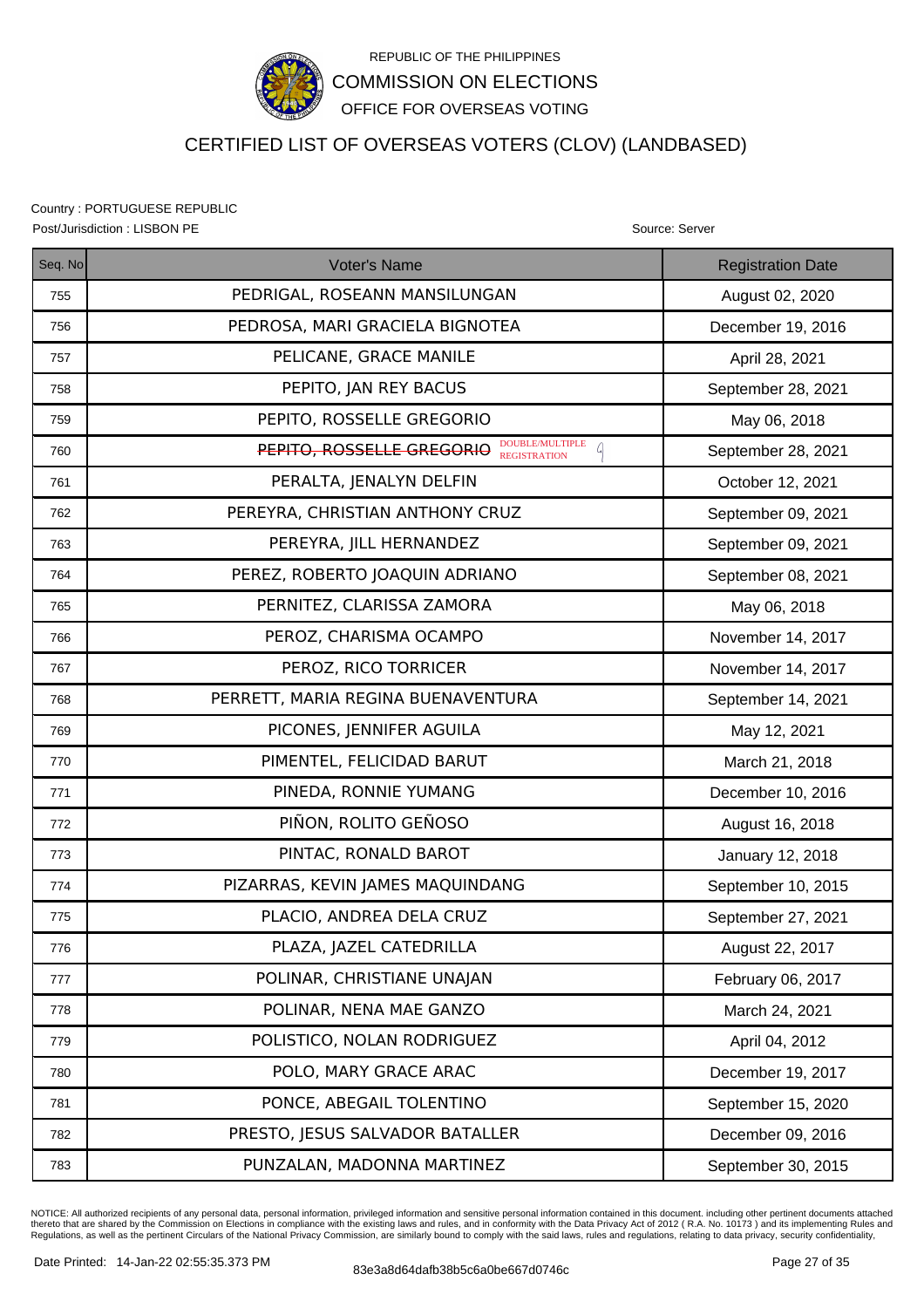REPUBLIC OF THE PHILIPPINES

COMMISSION ON ELECTIONS

OFFICE FOR OVERSEAS VOTING

# CERTIFIED LIST OF OVERSEAS VOTERS (CLOV) (LANDBASED)

Country : PORTUGUESE REPUBLIC

Post/Jurisdiction : LISBON PE

Source: Server

| Seq. No | Voter's Name | Registration Date |
|---|---|---|
| 755 | PEDRIGAL, ROSEANN MANSILUNGAN | August 02, 2020 |
| 756 | PEDROSA, MARI GRACIELA BIGNOTEA | December 19, 2016 |
| 757 | PELICANE, GRACE MANILE | April 28, 2021 |
| 758 | PEPITO, JAN REY BACUS | September 28, 2021 |
| 759 | PEPITO, ROSSELLE GREGORIO | May 06, 2018 |
| 760 | ~~PEPITO, ROSSELLE GREGORIO~~ DOUBLE/MULTIPLE REGISTRATION | September 28, 2021 |
| 761 | PERALTA, JENALYN DELFIN | October 12, 2021 |
| 762 | PEREYRA, CHRISTIAN ANTHONY CRUZ | September 09, 2021 |
| 763 | PEREYRA, JILL HERNANDEZ | September 09, 2021 |
| 764 | PEREZ, ROBERTO JOAQUIN ADRIANO | September 08, 2021 |
| 765 | PERNITEZ, CLARISSA ZAMORA | May 06, 2018 |
| 766 | PEROZ, CHARISMA OCAMPO | November 14, 2017 |
| 767 | PEROZ, RICO TORRICER | November 14, 2017 |
| 768 | PERRETT, MARIA REGINA BUENAVENTURA | September 14, 2021 |
| 769 | PICONES, JENNIFER AGUILA | May 12, 2021 |
| 770 | PIMENTEL, FELICIDAD BARUT | March 21, 2018 |
| 771 | PINEDA, RONNIE YUMANG | December 10, 2016 |
| 772 | PIÑON, ROLITO GEÑOSO | August 16, 2018 |
| 773 | PINTAC, RONALD BAROT | January 12, 2018 |
| 774 | PIZARRAS, KEVIN JAMES MAQUINDANG | September 10, 2015 |
| 775 | PLACIO, ANDREA DELA CRUZ | September 27, 2021 |
| 776 | PLAZA, JAZEL CATEDRILLA | August 22, 2017 |
| 777 | POLINAR, CHRISTIANE UNAJAN | February 06, 2017 |
| 778 | POLINAR, NENA MAE GANZO | March 24, 2021 |
| 779 | POLISTICO, NOLAN RODRIGUEZ | April 04, 2012 |
| 780 | POLO, MARY GRACE ARAC | December 19, 2017 |
| 781 | PONCE, ABEGAIL TOLENTINO | September 15, 2020 |
| 782 | PRESTO, JESUS SALVADOR BATALLER | December 09, 2016 |
| 783 | PUNZALAN, MADONNA MARTINEZ | September 30, 2015 |

NOTICE: All authorized recipients of any personal data, personal information, privileged information and sensitive personal information contained in this document. including other pertinent documents attached thereto that are shared by the Commission on Elections in compliance with the existing laws and rules, and in conformity with the Data Privacy Act of 2012 ( R.A. No. 10173 ) and its implementing Rules and Regulations, as well as the pertinent Circulars of the National Privacy Commission, are similarly bound to comply with the said laws, rules and regulations, relating to data privacy, security confidentiality,

Date Printed: 14-Jan-22 02:55:35.373 PM

83e3a8d64dafb38b5c6a0be667d0746c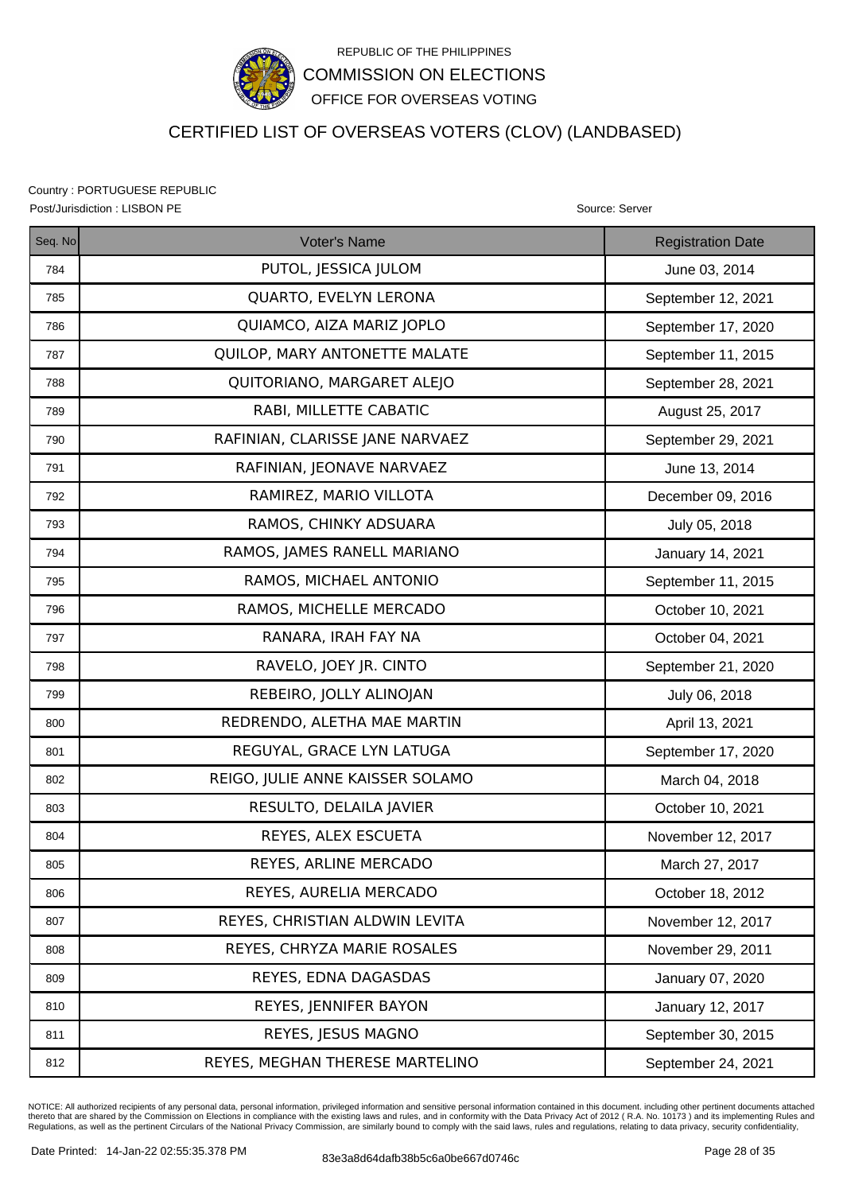REPUBLIC OF THE PHILIPPINES

COMMISSION ON ELECTIONS

OFFICE FOR OVERSEAS VOTING

# CERTIFIED LIST OF OVERSEAS VOTERS (CLOV) (LANDBASED)

Country : PORTUGUESE REPUBLIC

Post/Jurisdiction : LISBON PE

Source: Server

| Seq. No | Voter's Name | Registration Date |
|---|---|---|
| 784 | PUTOL, JESSICA JULOM | June 03, 2014 |
| 785 | QUARTO, EVELYN LERONA | September 12, 2021 |
| 786 | QUIAMCO, AIZA MARIZ JOPLO | September 17, 2020 |
| 787 | QUILOP, MARY ANTONETTE MALATE | September 11, 2015 |
| 788 | QUITORIANO, MARGARET ALEJO | September 28, 2021 |
| 789 | RABI, MILLETTE CABATIC | August 25, 2017 |
| 790 | RAFINIAN, CLARISSE JANE NARVAEZ | September 29, 2021 |
| 791 | RAFINIAN, JEONAVE NARVAEZ | June 13, 2014 |
| 792 | RAMIREZ, MARIO VILLOTA | December 09, 2016 |
| 793 | RAMOS, CHINKY ADSUARA | July 05, 2018 |
| 794 | RAMOS, JAMES RANELL MARIANO | January 14, 2021 |
| 795 | RAMOS, MICHAEL ANTONIO | September 11, 2015 |
| 796 | RAMOS, MICHELLE MERCADO | October 10, 2021 |
| 797 | RANARA, IRAH FAY NA | October 04, 2021 |
| 798 | RAVELO, JOEY JR. CINTO | September 21, 2020 |
| 799 | REBEIRO, JOLLY ALINOJAN | July 06, 2018 |
| 800 | REDRENDO, ALETHA MAE MARTIN | April 13, 2021 |
| 801 | REGUYAL, GRACE LYN LATUGA | September 17, 2020 |
| 802 | REIGO, JULIE ANNE KAISSER SOLAMO | March 04, 2018 |
| 803 | RESULTO, DELAILA JAVIER | October 10, 2021 |
| 804 | REYES, ALEX ESCUETA | November 12, 2017 |
| 805 | REYES, ARLINE MERCADO | March 27, 2017 |
| 806 | REYES, AURELIA MERCADO | October 18, 2012 |
| 807 | REYES, CHRISTIAN ALDWIN LEVITA | November 12, 2017 |
| 808 | REYES, CHRYZA MARIE ROSALES | November 29, 2011 |
| 809 | REYES, EDNA DAGASDAS | January 07, 2020 |
| 810 | REYES, JENNIFER BAYON | January 12, 2017 |
| 811 | REYES, JESUS MAGNO | September 30, 2015 |
| 812 | REYES, MEGHAN THERESE MARTELINO | September 24, 2021 |

NOTICE: All authorized recipients of any personal data, personal information, privileged information and sensitive personal information contained in this document. including other pertinent documents attached thereto that are shared by the Commission on Elections in compliance with the existing laws and rules, and in conformity with the Data Privacy Act of 2012 ( R.A. No. 10173 ) and its implementing Rules and Regulations, as well as the pertinent Circulars of the National Privacy Commission, are similarly bound to comply with the said laws, rules and regulations, relating to data privacy, security confidentiality,

Date Printed: 14-Jan-22 02:55:35.378 PM

83e3a8d64dafb38b5c6a0be667d0746c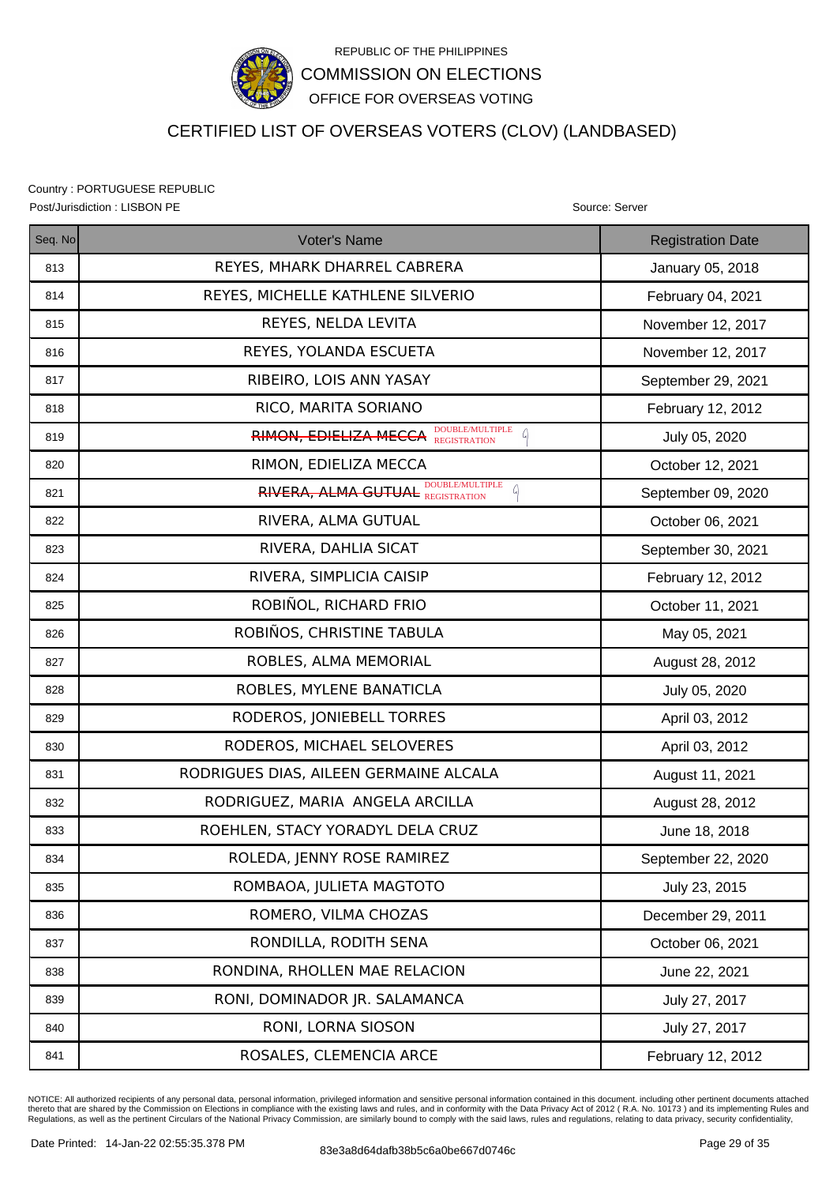REPUBLIC OF THE PHILIPPINES

COMMISSION ON ELECTIONS

OFFICE FOR OVERSEAS VOTING

# CERTIFIED LIST OF OVERSEAS VOTERS (CLOV) (LANDBASED)

Country : PORTUGUESE REPUBLIC

Post/Jurisdiction : LISBON PE

Source: Server

| Seq. No | Voter's Name | Registration Date |
|---|---|---|
| 813 | REYES, MHARK DHARREL CABRERA | January 05, 2018 |
| 814 | REYES, MICHELLE KATHLENE SILVERIO | February 04, 2021 |
| 815 | REYES, NELDA LEVITA | November 12, 2017 |
| 816 | REYES, YOLANDA ESCUETA | November 12, 2017 |
| 817 | RIBEIRO, LOIS ANN YASAY | September 29, 2021 |
| 818 | RICO, MARITA SORIANO | February 12, 2012 |
| 819 | ~~RIMON, EDIELIZA MECCA~~ DOUBLE/MULTIPLE REGISTRATION | July 05, 2020 |
| 820 | RIMON, EDIELIZA MECCA | October 12, 2021 |
| 821 | ~~RIVERA, ALMA GUTUAL~~ DOUBLE/MULTIPLE REGISTRATION | September 09, 2020 |
| 822 | RIVERA, ALMA GUTUAL | October 06, 2021 |
| 823 | RIVERA, DAHLIA SICAT | September 30, 2021 |
| 824 | RIVERA, SIMPLICIA CAISIP | February 12, 2012 |
| 825 | ROBIÑOL, RICHARD FRIO | October 11, 2021 |
| 826 | ROBIÑOS, CHRISTINE TABULA | May 05, 2021 |
| 827 | ROBLES, ALMA MEMORIAL | August 28, 2012 |
| 828 | ROBLES, MYLENE BANATICLA | July 05, 2020 |
| 829 | RODEROS, JONIEBELL TORRES | April 03, 2012 |
| 830 | RODEROS, MICHAEL SELOVERES | April 03, 2012 |
| 831 | RODRIGUES DIAS, AILEEN GERMAINE ALCALA | August 11, 2021 |
| 832 | RODRIGUEZ, MARIA ANGELA ARCILLA | August 28, 2012 |
| 833 | ROEHLEN, STACY YORADYL DELA CRUZ | June 18, 2018 |
| 834 | ROLEDA, JENNY ROSE RAMIREZ | September 22, 2020 |
| 835 | ROMBAOA, JULIETA MAGTOTO | July 23, 2015 |
| 836 | ROMERO, VILMA CHOZAS | December 29, 2011 |
| 837 | RONDILLA, RODITH SENA | October 06, 2021 |
| 838 | RONDINA, RHOLLEN MAE RELACION | June 22, 2021 |
| 839 | RONI, DOMINADOR JR. SALAMANCA | July 27, 2017 |
| 840 | RONI, LORNA SIOSON | July 27, 2017 |
| 841 | ROSALES, CLEMENCIA ARCE | February 12, 2012 |

NOTICE: All authorized recipients of any personal data, personal information, privileged information and sensitive personal information contained in this document. including other pertinent documents attached thereto that are shared by the Commission on Elections in compliance with the existing laws and rules, and in conformity with the Data Privacy Act of 2012 ( R.A. No. 10173 ) and its implementing Rules and Regulations, as well as the pertinent Circulars of the National Privacy Commission, are similarly bound to comply with the said laws, rules and regulations, relating to data privacy, security confidentiality,

Date Printed: 14-Jan-22 02:55:35.378 PM

83e3a8d64dafb38b5c6a0be667d0746c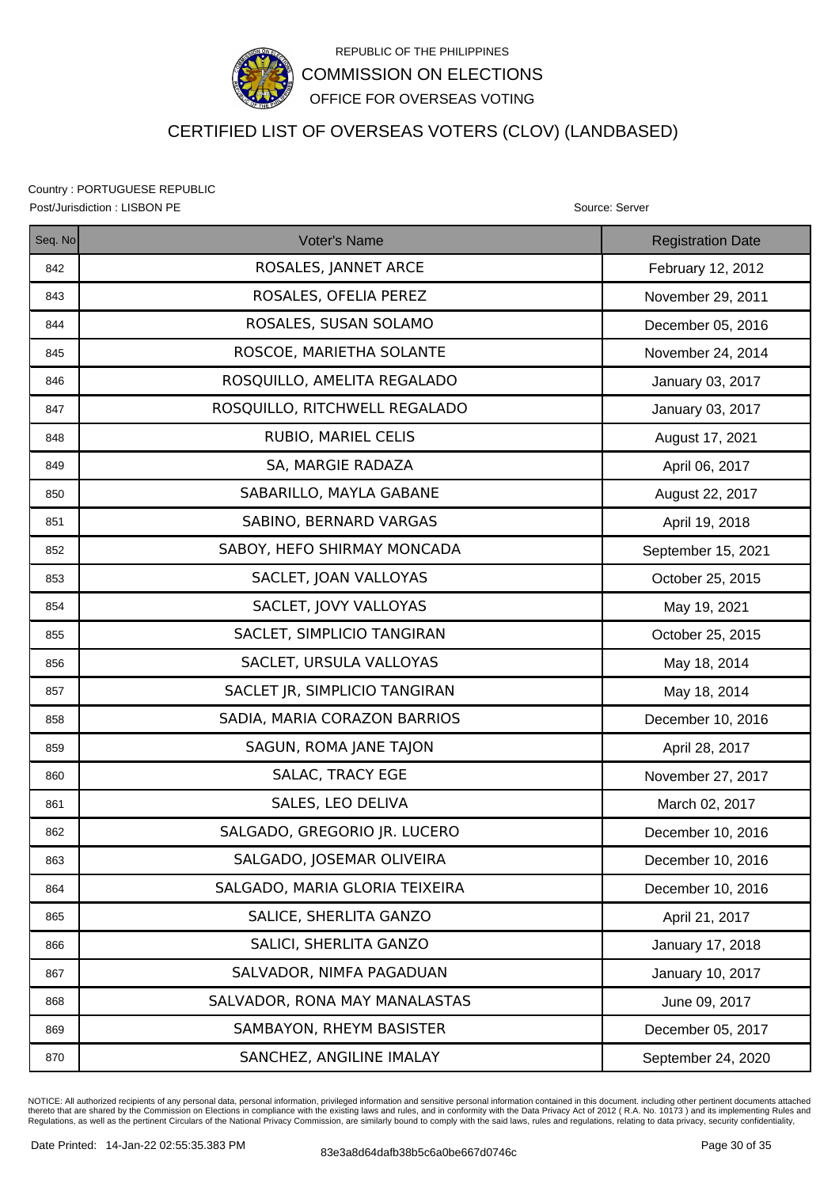REPUBLIC OF THE PHILIPPINES

COMMISSION ON ELECTIONS

OFFICE FOR OVERSEAS VOTING

# CERTIFIED LIST OF OVERSEAS VOTERS (CLOV) (LANDBASED)

Country : PORTUGUESE REPUBLIC

Post/Jurisdiction : LISBON PE

Source: Server

| Seq. No | Voter's Name | Registration Date |
|---|---|---|
| 842 | ROSALES, JANNET ARCE | February 12, 2012 |
| 843 | ROSALES, OFELIA PEREZ | November 29, 2011 |
| 844 | ROSALES, SUSAN SOLAMO | December 05, 2016 |
| 845 | ROSCOE, MARIETHA SOLANTE | November 24, 2014 |
| 846 | ROSQUILLO, AMELITA REGALADO | January 03, 2017 |
| 847 | ROSQUILLO, RITCHWELL REGALADO | January 03, 2017 |
| 848 | RUBIO, MARIEL CELIS | August 17, 2021 |
| 849 | SA, MARGIE RADAZA | April 06, 2017 |
| 850 | SABARILLO, MAYLA GABANE | August 22, 2017 |
| 851 | SABINO, BERNARD VARGAS | April 19, 2018 |
| 852 | SABOY, HEFO SHIRMAY MONCADA | September 15, 2021 |
| 853 | SACLET, JOAN VALLOYAS | October 25, 2015 |
| 854 | SACLET, JOVY VALLOYAS | May 19, 2021 |
| 855 | SACLET, SIMPLICIO TANGIRAN | October 25, 2015 |
| 856 | SACLET, URSULA VALLOYAS | May 18, 2014 |
| 857 | SACLET JR, SIMPLICIO TANGIRAN | May 18, 2014 |
| 858 | SADIA, MARIA CORAZON BARRIOS | December 10, 2016 |
| 859 | SAGUN, ROMA JANE TAJON | April 28, 2017 |
| 860 | SALAC, TRACY EGE | November 27, 2017 |
| 861 | SALES, LEO DELIVA | March 02, 2017 |
| 862 | SALGADO, GREGORIO JR. LUCERO | December 10, 2016 |
| 863 | SALGADO, JOSEMAR OLIVEIRA | December 10, 2016 |
| 864 | SALGADO, MARIA GLORIA TEIXEIRA | December 10, 2016 |
| 865 | SALICE, SHERLITA GANZO | April 21, 2017 |
| 866 | SALICI, SHERLITA GANZO | January 17, 2018 |
| 867 | SALVADOR, NIMFA PAGADUAN | January 10, 2017 |
| 868 | SALVADOR, RONA MAY MANALASTAS | June 09, 2017 |
| 869 | SAMBAYON, RHEYM BASISTER | December 05, 2017 |
| 870 | SANCHEZ, ANGILINE IMALAY | September 24, 2020 |

NOTICE: All authorized recipients of any personal data, personal information, privileged information and sensitive personal information contained in this document. including other pertinent documents attached thereto that are shared by the Commission on Elections in compliance with the existing laws and rules, and in conformity with the Data Privacy Act of 2012 ( R.A. No. 10173 ) and its implementing Rules and Regulations, as well as the pertinent Circulars of the National Privacy Commission, are similarly bound to comply with the said laws, rules and regulations, relating to data privacy, security confidentiality,

Date Printed: 14-Jan-22 02:55:35.383 PM

83e3a8d64dafb38b5c6a0be667d0746c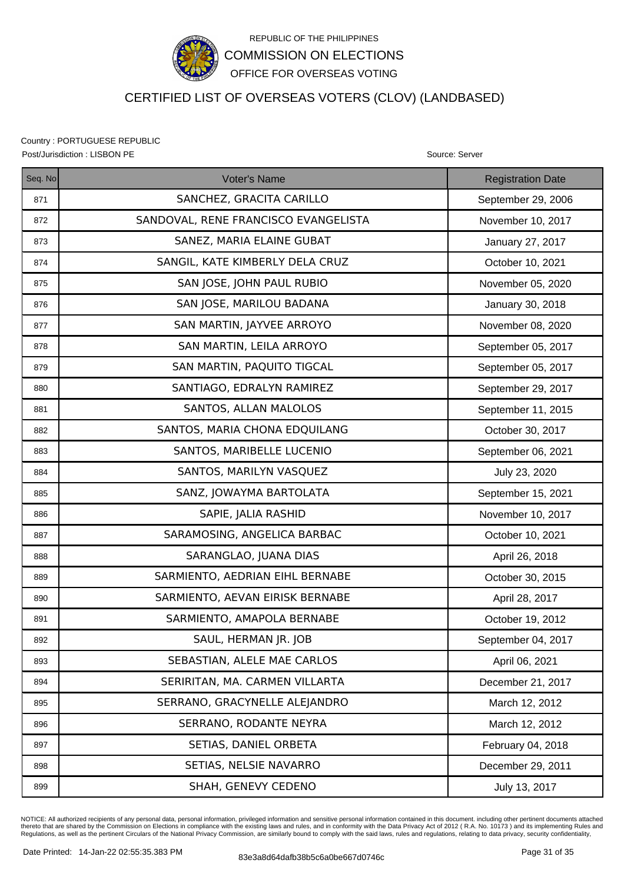REPUBLIC OF THE PHILIPPINES

COMMISSION ON ELECTIONS

OFFICE FOR OVERSEAS VOTING

# CERTIFIED LIST OF OVERSEAS VOTERS (CLOV) (LANDBASED)

Country : PORTUGUESE REPUBLIC

Post/Jurisdiction : LISBON PE

Source: Server

| Seq. No | Voter's Name | Registration Date |
|---|---|---|
| 871 | SANCHEZ, GRACITA CARILLO | September 29, 2006 |
| 872 | SANDOVAL, RENE FRANCISCO EVANGELISTA | November 10, 2017 |
| 873 | SANEZ, MARIA ELAINE GUBAT | January 27, 2017 |
| 874 | SANGIL, KATE KIMBERLY DELA CRUZ | October 10, 2021 |
| 875 | SAN JOSE, JOHN PAUL RUBIO | November 05, 2020 |
| 876 | SAN JOSE, MARILOU BADANA | January 30, 2018 |
| 877 | SAN MARTIN, JAYVEE ARROYO | November 08, 2020 |
| 878 | SAN MARTIN, LEILA ARROYO | September 05, 2017 |
| 879 | SAN MARTIN, PAQUITO TIGCAL | September 05, 2017 |
| 880 | SANTIAGO, EDRALYN RAMIREZ | September 29, 2017 |
| 881 | SANTOS, ALLAN MALOLOS | September 11, 2015 |
| 882 | SANTOS, MARIA CHONA EDQUILANG | October 30, 2017 |
| 883 | SANTOS, MARIBELLE LUCENIO | September 06, 2021 |
| 884 | SANTOS, MARILYN VASQUEZ | July 23, 2020 |
| 885 | SANZ, JOWAYMA BARTOLATA | September 15, 2021 |
| 886 | SAPIE, JALIA RASHID | November 10, 2017 |
| 887 | SARAMOSING, ANGELICA BARBAC | October 10, 2021 |
| 888 | SARANGLAO, JUANA DIAS | April 26, 2018 |
| 889 | SARMIENTO, AEDRIAN EIHL BERNABE | October 30, 2015 |
| 890 | SARMIENTO, AEVAN EIRISK BERNABE | April 28, 2017 |
| 891 | SARMIENTO, AMAPOLA BERNABE | October 19, 2012 |
| 892 | SAUL, HERMAN JR. JOB | September 04, 2017 |
| 893 | SEBASTIAN, ALELE MAE CARLOS | April 06, 2021 |
| 894 | SERIRITAN, MA. CARMEN VILLARTA | December 21, 2017 |
| 895 | SERRANO, GRACYNELLE ALEJANDRO | March 12, 2012 |
| 896 | SERRANO, RODANTE NEYRA | March 12, 2012 |
| 897 | SETIAS, DANIEL ORBETA | February 04, 2018 |
| 898 | SETIAS, NELSIE NAVARRO | December 29, 2011 |
| 899 | SHAH, GENEVY CEDENO | July 13, 2017 |

NOTICE: All authorized recipients of any personal data, personal information, privileged information and sensitive personal information contained in this document. including other pertinent documents attached thereto that are shared by the Commission on Elections in compliance with the existing laws and rules, and in conformity with the Data Privacy Act of 2012 ( R.A. No. 10173 ) and its implementing Rules and Regulations, as well as the pertinent Circulars of the National Privacy Commission, are similarly bound to comply with the said laws, rules and regulations, relating to data privacy, security confidentiality,

Date Printed: 14-Jan-22 02:55:35.383 PM

83e3a8d64dafb38b5c6a0be667d0746c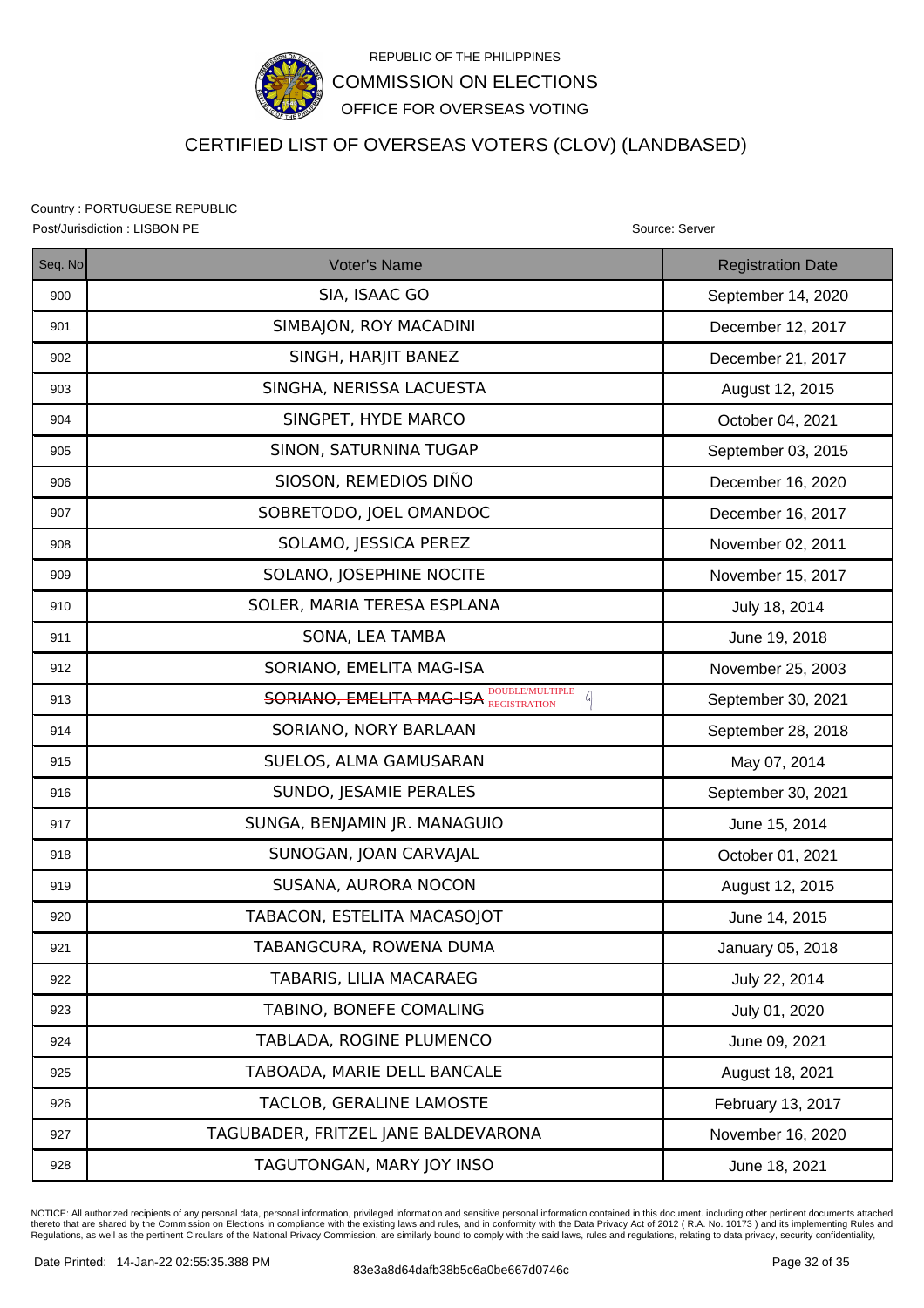REPUBLIC OF THE PHILIPPINES

COMMISSION ON ELECTIONS

OFFICE FOR OVERSEAS VOTING

# CERTIFIED LIST OF OVERSEAS VOTERS (CLOV) (LANDBASED)

Country : PORTUGUESE REPUBLIC

Post/Jurisdiction : LISBON PE

Source: Server

| Seq. No | Voter's Name | Registration Date |
|---|---|---|
| 900 | SIA, ISAAC GO | September 14, 2020 |
| 901 | SIMBAJON, ROY MACADINI | December 12, 2017 |
| 902 | SINGH, HARJIT BANEZ | December 21, 2017 |
| 903 | SINGHA, NERISSA LACUESTA | August 12, 2015 |
| 904 | SINGPET, HYDE MARCO | October 04, 2021 |
| 905 | SINON, SATURNINA TUGAP | September 03, 2015 |
| 906 | SIOSON, REMEDIOS DIÑO | December 16, 2020 |
| 907 | SOBRETODO, JOEL OMANDOC | December 16, 2017 |
| 908 | SOLAMO, JESSICA PEREZ | November 02, 2011 |
| 909 | SOLANO, JOSEPHINE NOCITE | November 15, 2017 |
| 910 | SOLER, MARIA TERESA ESPLANA | July 18, 2014 |
| 911 | SONA, LEA TAMBA | June 19, 2018 |
| 912 | SORIANO, EMELITA MAG-ISA | November 25, 2003 |
| 913 | ~~SORIANO, EMELITA MAG-ISA~~ DOUBLE/MULTIPLE REGISTRATION | September 30, 2021 |
| 914 | SORIANO, NORY BARLAAN | September 28, 2018 |
| 915 | SUELOS, ALMA GAMUSARAN | May 07, 2014 |
| 916 | SUNDO, JESAMIE PERALES | September 30, 2021 |
| 917 | SUNGA, BENJAMIN JR. MANAGUIO | June 15, 2014 |
| 918 | SUNOGAN, JOAN CARVAJAL | October 01, 2021 |
| 919 | SUSANA, AURORA NOCON | August 12, 2015 |
| 920 | TABACON, ESTELITA MACASOJOT | June 14, 2015 |
| 921 | TABANGCURA, ROWENA DUMA | January 05, 2018 |
| 922 | TABARIS, LILIA MACARAEG | July 22, 2014 |
| 923 | TABINO, BONEFE COMALING | July 01, 2020 |
| 924 | TABLADA, ROGINE PLUMENCO | June 09, 2021 |
| 925 | TABOADA, MARIE DELL BANCALE | August 18, 2021 |
| 926 | TACLOB, GERALINE LAMOSTE | February 13, 2017 |
| 927 | TAGUBADER, FRITZEL JANE BALDEVARONA | November 16, 2020 |
| 928 | TAGUTONGAN, MARY JOY INSO | June 18, 2021 |

NOTICE: All authorized recipients of any personal data, personal information, privileged information and sensitive personal information contained in this document. including other pertinent documents attached thereto that are shared by the Commission on Elections in compliance with the existing laws and rules, and in conformity with the Data Privacy Act of 2012 ( R.A. No. 10173 ) and its implementing Rules and Regulations, as well as the pertinent Circulars of the National Privacy Commission, are similarly bound to comply with the said laws, rules and regulations, relating to data privacy, security confidentiality,

Date Printed: 14-Jan-22 02:55:35.388 PM

83e3a8d64dafb38b5c6a0be667d0746c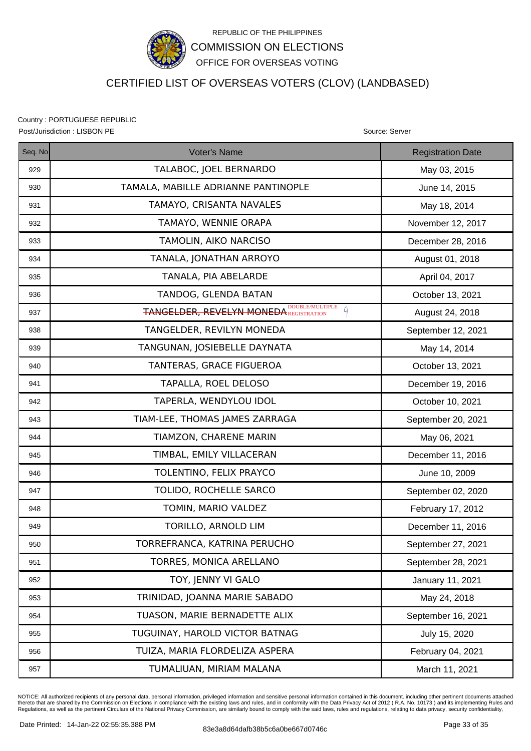REPUBLIC OF THE PHILIPPINES
COMMISSION ON ELECTIONS
OFFICE FOR OVERSEAS VOTING

# CERTIFIED LIST OF OVERSEAS VOTERS (CLOV) (LANDBASED)

Country : PORTUGUESE REPUBLIC
Post/Jurisdiction : LISBON PE

Source: Server

| Seq. No | Voter's Name | Registration Date |
|---|---|---|
| 929 | TALABOC, JOEL BERNARDO | May 03, 2015 |
| 930 | TAMALA, MABILLE ADRIANNE PANTINOPLE | June 14, 2015 |
| 931 | TAMAYO, CRISANTA NAVALES | May 18, 2014 |
| 932 | TAMAYO, WENNIE ORAPA | November 12, 2017 |
| 933 | TAMOLIN, AIKO NARCISO | December 28, 2016 |
| 934 | TANALA, JONATHAN ARROYO | August 01, 2018 |
| 935 | TANALA, PIA ABELARDE | April 04, 2017 |
| 936 | TANDOG, GLENDA BATAN | October 13, 2021 |
| 937 | ~~TANGELDER, REVELYN MONEDA~~ DOUBLE/MULTIPLE REGISTRATION | August 24, 2018 |
| 938 | TANGELDER, REVILYN MONEDA | September 12, 2021 |
| 939 | TANGUNAN, JOSIEBELLE DAYNATA | May 14, 2014 |
| 940 | TANTERAS, GRACE FIGUEROA | October 13, 2021 |
| 941 | TAPALLA, ROEL DELOSO | December 19, 2016 |
| 942 | TAPERLA, WENDYLOU IDOL | October 10, 2021 |
| 943 | TIAM-LEE, THOMAS JAMES ZARRAGA | September 20, 2021 |
| 944 | TIAMZON, CHARENE MARIN | May 06, 2021 |
| 945 | TIMBAL, EMILY VILLACERAN | December 11, 2016 |
| 946 | TOLENTINO, FELIX PRAYCO | June 10, 2009 |
| 947 | TOLIDO, ROCHELLE SARCO | September 02, 2020 |
| 948 | TOMIN, MARIO VALDEZ | February 17, 2012 |
| 949 | TORILLO, ARNOLD LIM | December 11, 2016 |
| 950 | TORREFRANCA, KATRINA PERUCHO | September 27, 2021 |
| 951 | TORRES, MONICA ARELLANO | September 28, 2021 |
| 952 | TOY, JENNY VI GALO | January 11, 2021 |
| 953 | TRINIDAD, JOANNA MARIE SABADO | May 24, 2018 |
| 954 | TUASON, MARIE BERNADETTE ALIX | September 16, 2021 |
| 955 | TUGUINAY, HAROLD VICTOR BATNAG | July 15, 2020 |
| 956 | TUIZA, MARIA FLORDELIZA ASPERA | February 04, 2021 |
| 957 | TUMALIUAN, MIRIAM MALANA | March 11, 2021 |

NOTICE: All authorized recipients of any personal data, personal information, privileged information and sensitive personal information contained in this document. including other pertinent documents attached thereto that are shared by the Commission on Elections in compliance with the existing laws and rules, and in conformity with the Data Privacy Act of 2012 ( R.A. No. 10173 ) and its implementing Rules and Regulations, as well as the pertinent Circulars of the National Privacy Commission, are similarly bound to comply with the said laws, rules and regulations, relating to data privacy, security confidentiality,

Date Printed: 14-Jan-22 02:55:35.388 PM

83e3a8d64dafb38b5c6a0be667d0746c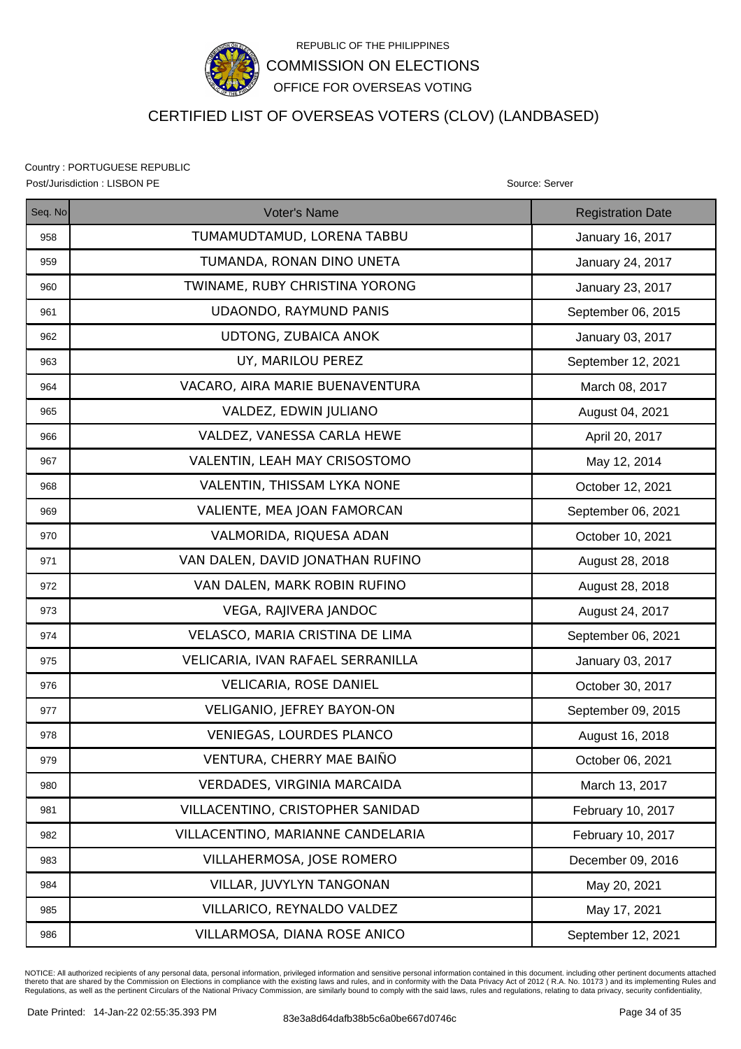REPUBLIC OF THE PHILIPPINES

COMMISSION ON ELECTIONS

OFFICE FOR OVERSEAS VOTING

# CERTIFIED LIST OF OVERSEAS VOTERS (CLOV) (LANDBASED)

Country : PORTUGUESE REPUBLIC

Post/Jurisdiction : LISBON PE

Source: Server

| Seq. No | Voter's Name | Registration Date |
|---|---|---|
| 958 | TUMAMUDTAMUD, LORENA TABBU | January 16, 2017 |
| 959 | TUMANDA, RONAN DINO UNETA | January 24, 2017 |
| 960 | TWINAME, RUBY CHRISTINA YORONG | January 23, 2017 |
| 961 | UDAONDO, RAYMUND PANIS | September 06, 2015 |
| 962 | UDTONG, ZUBAICA ANOK | January 03, 2017 |
| 963 | UY, MARILOU PEREZ | September 12, 2021 |
| 964 | VACARO, AIRA MARIE BUENAVENTURA | March 08, 2017 |
| 965 | VALDEZ, EDWIN JULIANO | August 04, 2021 |
| 966 | VALDEZ, VANESSA CARLA HEWE | April 20, 2017 |
| 967 | VALENTIN, LEAH MAY CRISOSTOMO | May 12, 2014 |
| 968 | VALENTIN, THISSAM LYKA NONE | October 12, 2021 |
| 969 | VALIENTE, MEA JOAN FAMORCAN | September 06, 2021 |
| 970 | VALMORIDA, RIQUESA ADAN | October 10, 2021 |
| 971 | VAN DALEN, DAVID JONATHAN RUFINO | August 28, 2018 |
| 972 | VAN DALEN, MARK ROBIN RUFINO | August 28, 2018 |
| 973 | VEGA, RAJIVERA JANDOC | August 24, 2017 |
| 974 | VELASCO, MARIA CRISTINA DE LIMA | September 06, 2021 |
| 975 | VELICARIA, IVAN RAFAEL SERRANILLA | January 03, 2017 |
| 976 | VELICARIA, ROSE DANIEL | October 30, 2017 |
| 977 | VELIGANIO, JEFREY BAYON-ON | September 09, 2015 |
| 978 | VENIEGAS, LOURDES PLANCO | August 16, 2018 |
| 979 | VENTURA, CHERRY MAE BAIÑO | October 06, 2021 |
| 980 | VERDADES, VIRGINIA MARCAIDA | March 13, 2017 |
| 981 | VILLACENTINO, CRISTOPHER SANIDAD | February 10, 2017 |
| 982 | VILLACENTINO, MARIANNE CANDELARIA | February 10, 2017 |
| 983 | VILLAHERMOSA, JOSE ROMERO | December 09, 2016 |
| 984 | VILLAR, JUVYLYN TANGONAN | May 20, 2021 |
| 985 | VILLARICO, REYNALDO VALDEZ | May 17, 2021 |
| 986 | VILLARMOSA, DIANA ROSE ANICO | September 12, 2021 |

NOTICE: All authorized recipients of any personal data, personal information, privileged information and sensitive personal information contained in this document. including other pertinent documents attached thereto that are shared by the Commission on Elections in compliance with the existing laws and rules, and in conformity with the Data Privacy Act of 2012 ( R.A. No. 10173 ) and its implementing Rules and Regulations, as well as the pertinent Circulars of the National Privacy Commission, are similarly bound to comply with the said laws, rules and regulations, relating to data privacy, security confidentiality,

Date Printed: 14-Jan-22 02:55:35.393 PM

83e3a8d64dafb38b5c6a0be667d0746c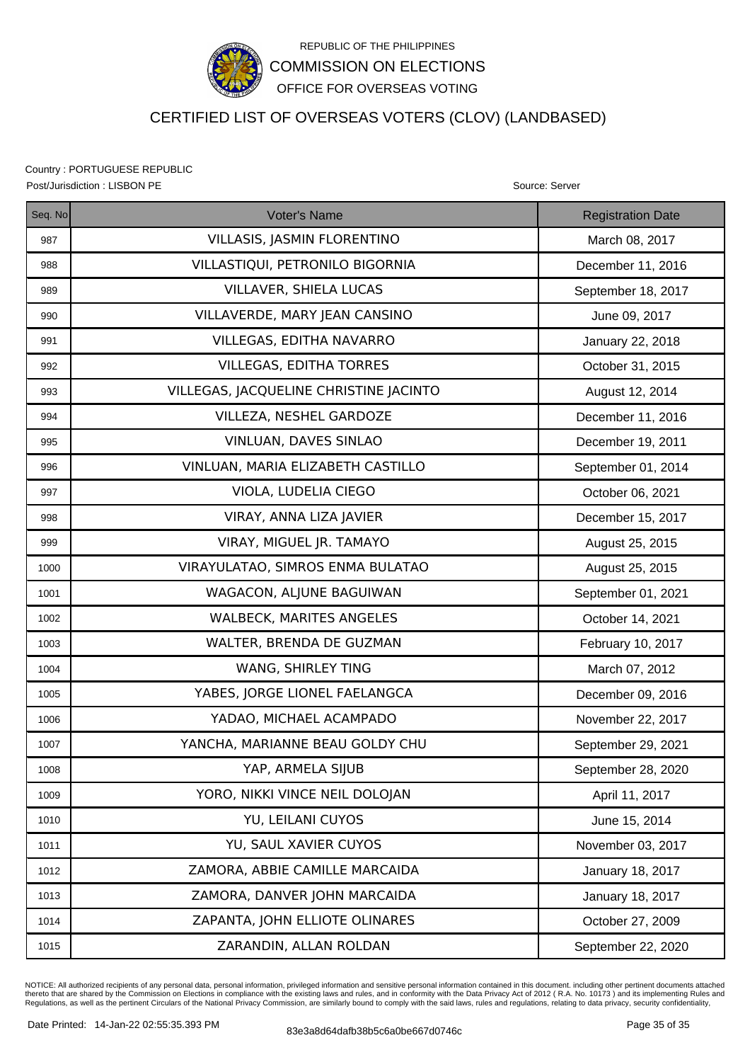REPUBLIC OF THE PHILIPPINES

COMMISSION ON ELECTIONS

OFFICE FOR OVERSEAS VOTING

# CERTIFIED LIST OF OVERSEAS VOTERS (CLOV) (LANDBASED)

Country : PORTUGUESE REPUBLIC

Post/Jurisdiction : LISBON PE

Source: Server

| Seq. No | Voter's Name | Registration Date |
|---|---|---|
| 987 | VILLASIS, JASMIN FLORENTINO | March 08, 2017 |
| 988 | VILLASTIQUI, PETRONILO BIGORNIA | December 11, 2016 |
| 989 | VILLAVER, SHIELA LUCAS | September 18, 2017 |
| 990 | VILLAVERDE, MARY JEAN CANSINO | June 09, 2017 |
| 991 | VILLEGAS, EDITHA NAVARRO | January 22, 2018 |
| 992 | VILLEGAS, EDITHA TORRES | October 31, 2015 |
| 993 | VILLEGAS, JACQUELINE CHRISTINE JACINTO | August 12, 2014 |
| 994 | VILLEZA, NESHEL GARDOZE | December 11, 2016 |
| 995 | VINLUAN, DAVES SINLAO | December 19, 2011 |
| 996 | VINLUAN, MARIA ELIZABETH CASTILLO | September 01, 2014 |
| 997 | VIOLA, LUDELIA CIEGO | October 06, 2021 |
| 998 | VIRAY, ANNA LIZA JAVIER | December 15, 2017 |
| 999 | VIRAY, MIGUEL JR. TAMAYO | August 25, 2015 |
| 1000 | VIRAYULATAO, SIMROS ENMA BULATAO | August 25, 2015 |
| 1001 | WAGACON, ALJUNE BAGUIWAN | September 01, 2021 |
| 1002 | WALBECK, MARITES ANGELES | October 14, 2021 |
| 1003 | WALTER, BRENDA DE GUZMAN | February 10, 2017 |
| 1004 | WANG, SHIRLEY TING | March 07, 2012 |
| 1005 | YABES, JORGE LIONEL FAELANGCA | December 09, 2016 |
| 1006 | YADAO, MICHAEL ACAMPADO | November 22, 2017 |
| 1007 | YANCHA, MARIANNE BEAU GOLDY CHU | September 29, 2021 |
| 1008 | YAP, ARMELA SIJUB | September 28, 2020 |
| 1009 | YORO, NIKKI VINCE NEIL DOLOJAN | April 11, 2017 |
| 1010 | YU, LEILANI CUYOS | June 15, 2014 |
| 1011 | YU, SAUL XAVIER CUYOS | November 03, 2017 |
| 1012 | ZAMORA, ABBIE CAMILLE MARCAIDA | January 18, 2017 |
| 1013 | ZAMORA, DANVER JOHN MARCAIDA | January 18, 2017 |
| 1014 | ZAPANTA, JOHN ELLIOTE OLINARES | October 27, 2009 |
| 1015 | ZARANDIN, ALLAN ROLDAN | September 22, 2020 |

NOTICE: All authorized recipients of any personal data, personal information, privileged information and sensitive personal information contained in this document. including other pertinent documents attached thereto that are shared by the Commission on Elections in compliance with the existing laws and rules, and in conformity with the Data Privacy Act of 2012 ( R.A. No. 10173 ) and its implementing Rules and Regulations, as well as the pertinent Circulars of the National Privacy Commission, are similarly bound to comply with the said laws, rules and regulations, relating to data privacy, security confidentiality,

Date Printed: 14-Jan-22 02:55:35.393 PM

83e3a8d64dafb38b5c6a0be667d0746c